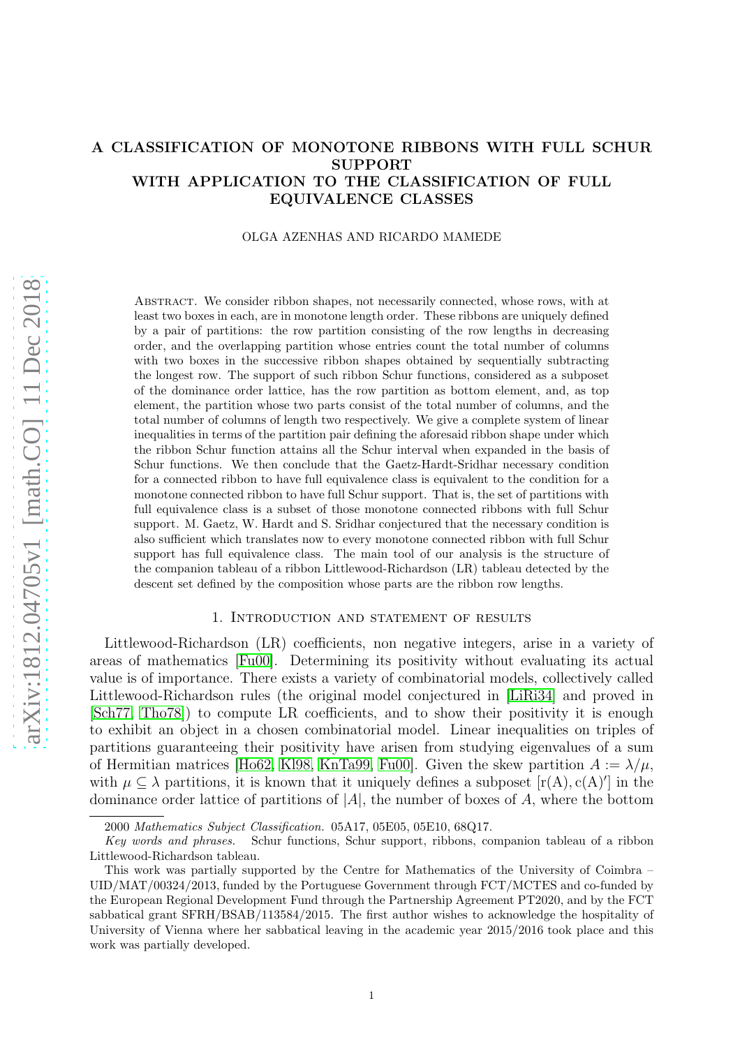# A CLASSIFICATION OF MONOTONE RIBBONS WITH FULL SCHUR SUPPORT WITH APPLICATION TO THE CLASSIFICATION OF FULL EQUIVALENCE CLASSES

OLGA AZENHAS AND RICARDO MAMEDE

Abstract. We consider ribbon shapes, not necessarily connected, whose rows, with at least two boxes in each, are in monotone length order. These ribbons are uniquely defined by a pair of partitions: the row partition consisting of the row lengths in decreasing order, and the overlapping partition whose entries count the total number of columns with two boxes in the successive ribbon shapes obtained by sequentially subtracting the longest row. The support of such ribbon Schur functions, considered as a subposet of the dominance order lattice, has the row partition as bottom element, and, as top element, the partition whose two parts consist of the total number of columns, and the total number of columns of length two respectively. We give a complete system of linear inequalities in terms of the partition pair defining the aforesaid ribbon shape under which the ribbon Schur function attains all the Schur interval when expanded in the basis of Schur functions. We then conclude that the Gaetz-Hardt-Sridhar necessary condition for a connected ribbon to have full equivalence class is equivalent to the condition for a monotone connected ribbon to have full Schur support. That is, the set of partitions with full equivalence class is a subset of those monotone connected ribbons with full Schur support. M. Gaetz, W. Hardt and S. Sridhar conjectured that the necessary condition is also sufficient which translates now to every monotone connected ribbon with full Schur support has full equivalence class. The main tool of our analysis is the structure of the companion tableau of a ribbon Littlewood-Richardson (LR) tableau detected by the descent set defined by the composition whose parts are the ribbon row lengths.

## 1. Introduction and statement of results

Littlewood-Richardson (LR) coefficients, non negative integers, arise in a variety of areas of mathematics [Fu00]. Determining its positivity without evaluating its actual value is of importance. There exists a variety of combinatorial models, collectively called Littlewood-Richardson rules (the original model conjectured in [LiRi34] and proved in [Sch77, Tho78]) to compute LR coefficients, and to show their positivity it is enough to exhibit an object in a chosen combinatorial model. Linear inequalities on triples of partitions guaranteeing their positivity have arisen from studying eigenvalues of a sum of Hermitian matrices [Ho62, Kl98, KnTa99, Fu00]. Given the skew partition $A := \lambda/\mu$, with $\mu \subseteq \lambda$ partitions, it is known that it uniquely defines a subposet $[\mathrm{r}(A), \mathrm{c}(A)']$ in the dominance order lattice of partitions of $|A|$, the number of boxes of $A$, where the bottom

---

2000 *Mathematics Subject Classification.* 05A17, 05E05, 05E10, 68Q17.

*Key words and phrases.* Schur functions, Schur support, ribbons, companion tableau of a ribbon Littlewood-Richardson tableau.

This work was partially supported by the Centre for Mathematics of the University of Coimbra – UID/MAT/00324/2013, funded by the Portuguese Government through FCT/MCTES and co-funded by the European Regional Development Fund through the Partnership Agreement PT2020, and by the FCT sabbatical grant SFRH/BSAB/113584/2015. The first author wishes to acknowledge the hospitality of University of Vienna where her sabbatical leaving in the academic year 2015/2016 took place and this work was partially developed.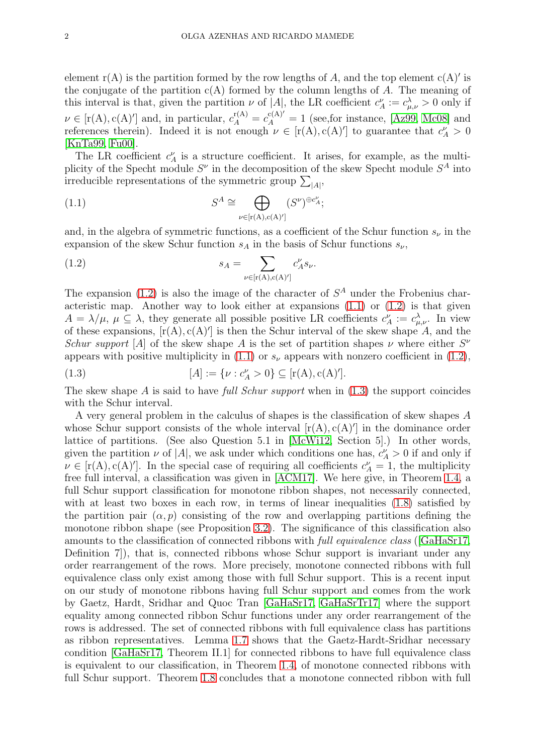element $\mathrm{r(A)}$ is the partition formed by the row lengths of $A$, and the top element $\mathrm{c(A)}'$ is the conjugate of the partition $\mathrm{c(A)}$ formed by the column lengths of $A$. The meaning of this interval is that, given the partition $\nu$ of $|A|$, the LR coefficient $c_A^\nu := c_{\mu,\nu}^\lambda > 0$ only if $\nu \in [\mathrm{r(A)}, \mathrm{c(A)}']$ and, in particular, $c_A^{\mathrm{r(A)}} = c_A^{\mathrm{c(A)}'} = 1$ (see,for instance, [Az99, Mc08] and references therein). Indeed it is not enough $\nu \in [\mathrm{r(A)}, \mathrm{c(A)}']$ to guarantee that $c_A^\nu > 0$ [KnTa99, Fu00].

The LR coefficient $c_A^\nu$ is a structure coefficient. It arises, for example, as the multiplicity of the Specht module $S^\nu$ in the decomposition of the skew Specht module $S^A$ into irreducible representations of the symmetric group $\sum_{|A|}$,

$$S^A \cong \bigoplus_{\nu \in [\mathrm{r(A)}, \mathrm{c(A)}']} (S^\nu)^{\oplus c_A^\nu}; \tag{1.1}$$

and, in the algebra of symmetric functions, as a coefficient of the Schur function $s_\nu$ in the expansion of the skew Schur function $s_A$ in the basis of Schur functions $s_\nu$,

$$s_A = \sum_{\nu \in [\mathrm{r(A)}, \mathrm{c(A)}']} c_A^\nu s_\nu. \tag{1.2}$$

The expansion (1.2) is also the image of the character of $S^A$ under the Frobenius characteristic map. Another way to look either at expansions (1.1) or (1.2) is that given $A = \lambda/\mu$, $\mu \subseteq \lambda$, they generate all possible positive LR coefficients $c_A^\nu := c_{\mu,\nu}^\lambda$. In view of these expansions, $[\mathrm{r(A)}, \mathrm{c(A)}']$ is then the Schur interval of the skew shape $A$, and the *Schur support* $[A]$ of the skew shape $A$ is the set of partition shapes $\nu$ where either $S^\nu$ appears with positive multiplicity in (1.1) or $s_\nu$ appears with nonzero coefficient in (1.2),

$$[A] := \{\nu : c_A^\nu > 0\} \subseteq [\mathrm{r(A)}, \mathrm{c(A)}']. \tag{1.3}$$

The skew shape $A$ is said to have *full Schur support* when in (1.3) the support coincides with the Schur interval.

A very general problem in the calculus of shapes is the classification of skew shapes $A$ whose Schur support consists of the whole interval $[\mathrm{r(A)}, \mathrm{c(A)}']$ in the dominance order lattice of partitions. (See also Question 5.1 in [McWi12, Section 5].) In other words, given the partition $\nu$ of $|A|$, we ask under which conditions one has, $c_A^\nu > 0$ if and only if $\nu \in [\mathrm{r(A)}, \mathrm{c(A)}']$. In the special case of requiring all coefficients $c_A^\nu = 1$, the multiplicity free full interval, a classification was given in [ACM17]. We here give, in Theorem 1.4, a full Schur support classification for monotone ribbon shapes, not necessarily connected, with at least two boxes in each row, in terms of linear inequalities (1.8) satisfied by the partition pair $(\alpha, p)$ consisting of the row and overlapping partitions defining the monotone ribbon shape (see Proposition 3.2). The significance of this classification also amounts to the classification of connected ribbons with *full equivalence class* ([GaHaSr17, Definition 7]), that is, connected ribbons whose Schur support is invariant under any order rearrangement of the rows. More precisely, monotone connected ribbons with full equivalence class only exist among those with full Schur support. This is a recent input on our study of monotone ribbons having full Schur support and comes from the work by Gaetz, Hardt, Sridhar and Quoc Tran [GaHaSr17, GaHaSrTr17] where the support equality among connected ribbon Schur functions under any order rearrangement of the rows is addressed. The set of connected ribbons with full equivalence class has partitions as ribbon representatives. Lemma 1.7 shows that the Gaetz-Hardt-Sridhar necessary condition [GaHaSr17, Theorem II.1] for connected ribbons to have full equivalence class is equivalent to our classification, in Theorem 1.4, of monotone connected ribbons with full Schur support. Theorem 1.8 concludes that a monotone connected ribbon with full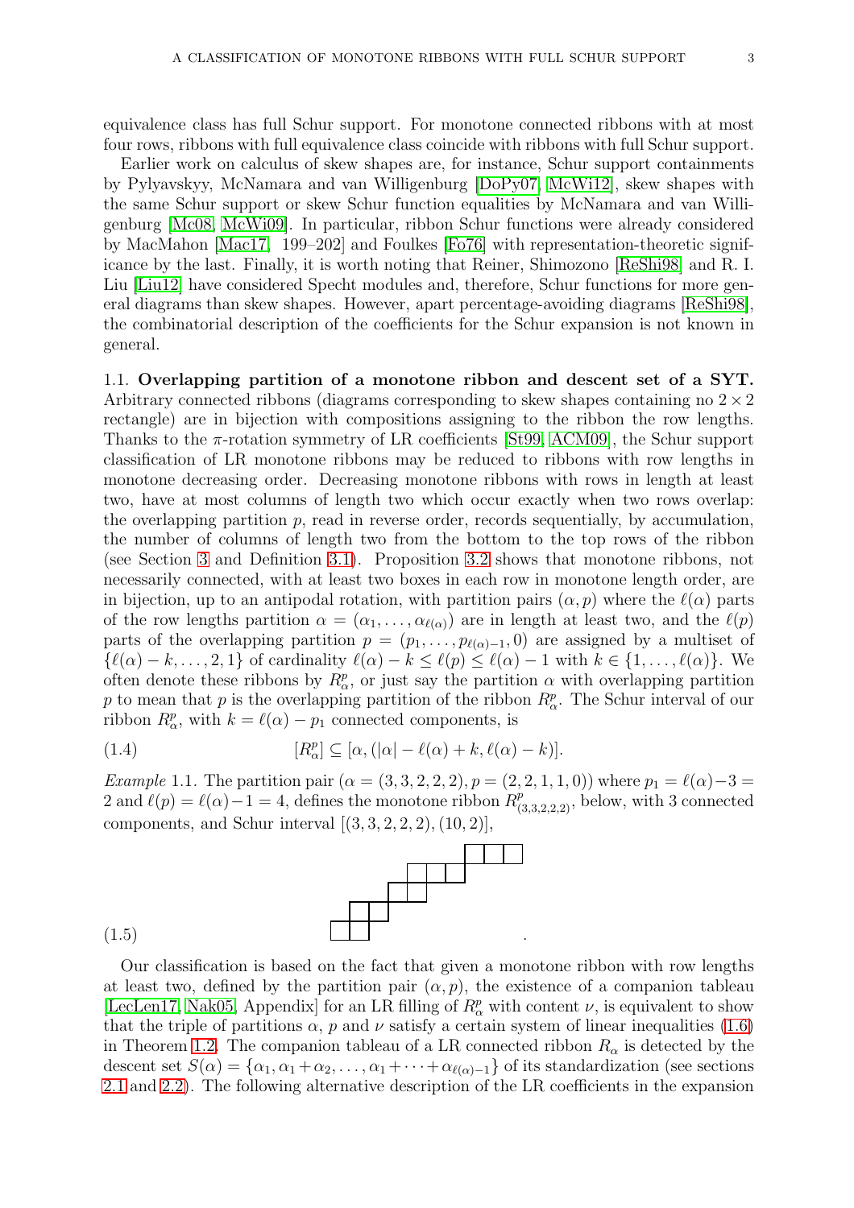equivalence class has full Schur support. For monotone connected ribbons with at most four rows, ribbons with full equivalence class coincide with ribbons with full Schur support.

Earlier work on calculus of skew shapes are, for instance, Schur support containments by Pylyavskyy, McNamara and van Willigenburg [DoPy07, McWi12], skew shapes with the same Schur support or skew Schur function equalities by McNamara and van Willigenburg [Mc08, McWi09]. In particular, ribbon Schur functions were already considered by MacMahon [Mac17, 199–202] and Foulkes [Fo76] with representation-theoretic significance by the last. Finally, it is worth noting that Reiner, Shimozono [ReShi98] and R. I. Liu [Liu12] have considered Specht modules and, therefore, Schur functions for more general diagrams than skew shapes. However, apart percentage-avoiding diagrams [ReShi98], the combinatorial description of the coefficients for the Schur expansion is not known in general.

**1.1. Overlapping partition of a monotone ribbon and descent set of a SYT.** Arbitrary connected ribbons (diagrams corresponding to skew shapes containing no $2\times 2$ rectangle) are in bijection with compositions assigning to the ribbon the row lengths. Thanks to the $\pi$-rotation symmetry of LR coefficients [St99, ACM09], the Schur support classification of LR monotone ribbons may be reduced to ribbons with row lengths in monotone decreasing order. Decreasing monotone ribbons with rows in length at least two, have at most columns of length two which occur exactly when two rows overlap: the overlapping partition $p$, read in reverse order, records sequentially, by accumulation, the number of columns of length two from the bottom to the top rows of the ribbon (see Section 3 and Definition 3.1). Proposition 3.2 shows that monotone ribbons, not necessarily connected, with at least two boxes in each row in monotone length order, are in bijection, up to an antipodal rotation, with partition pairs $(\alpha, p)$ where the $\ell(\alpha)$ parts of the row lengths partition $\alpha = (\alpha_1, \dots, \alpha_{\ell(\alpha)})$ are in length at least two, and the $\ell(p)$ parts of the overlapping partition $p = (p_1, \dots, p_{\ell(\alpha)-1}, 0)$ are assigned by a multiset of $\{\ell(\alpha)-k, \dots, 2, 1\}$ of cardinality $\ell(\alpha)-k \le \ell(p) \le \ell(\alpha)-1$ with $k \in \{1, \dots, \ell(\alpha)\}$. We often denote these ribbons by $R^p_\alpha$, or just say the partition $\alpha$ with overlapping partition $p$ to mean that $p$ is the overlapping partition of the ribbon $R^p_\alpha$. The Schur interval of our ribbon $R^p_\alpha$, with $k = \ell(\alpha) - p_1$ connected components, is

$$[R^p_\alpha] \subseteq [\alpha, (|\alpha| - \ell(\alpha) + k, \ell(\alpha) - k)]. \tag{1.4}$$

*Example* 1.1. The partition pair $(\alpha = (3,3,2,2,2), p = (2,2,1,1,0))$ where $p_1 = \ell(\alpha)-3 = 2$ and $\ell(p) = \ell(\alpha)-1 = 4$, defines the monotone ribbon $R^p_{(3,3,2,2,2)}$, below, with 3 connected components, and Schur interval $[(3,3,2,2,2), (10,2)]$,

(1.5)

Our classification is based on the fact that given a monotone ribbon with row lengths at least two, defined by the partition pair $(\alpha, p)$, the existence of a companion tableau [LecLen17, Nak05, Appendix] for an LR filling of $R^p_\alpha$ with content $\nu$, is equivalent to show that the triple of partitions $\alpha$, $p$ and $\nu$ satisfy a certain system of linear inequalities (1.6) in Theorem 1.2. The companion tableau of a LR connected ribbon $R_\alpha$ is detected by the descent set $S(\alpha) = \{\alpha_1, \alpha_1+\alpha_2, \dots, \alpha_1+\dots+\alpha_{\ell(\alpha)-1}\}$ of its standardization (see sections 2.1 and 2.2). The following alternative description of the LR coefficients in the expansion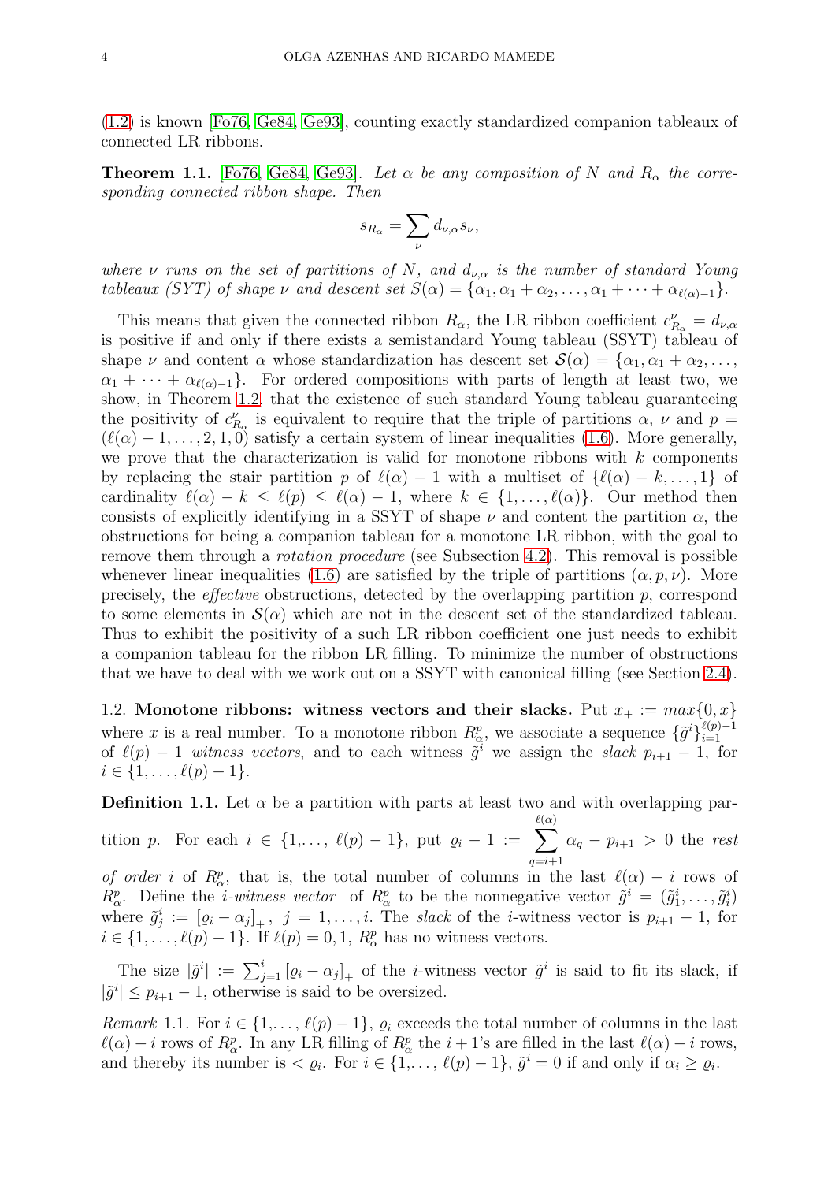(1.2) is known [Fo76, Ge84, Ge93], counting exactly standardized companion tableaux of connected LR ribbons.

**Theorem 1.1.** [Fo76, Ge84, Ge93]. *Let $\alpha$ be any composition of $N$ and $R_\alpha$ the corresponding connected ribbon shape. Then*

$$s_{R_\alpha} = \sum_{\nu} d_{\nu,\alpha} s_\nu,$$

*where $\nu$ runs on the set of partitions of $N$, and $d_{\nu,\alpha}$ is the number of standard Young tableaux (SYT) of shape $\nu$ and descent set $S(\alpha) = \{\alpha_1, \alpha_1+\alpha_2, \ldots, \alpha_1+\cdots+\alpha_{\ell(\alpha)-1}\}$.*

This means that given the connected ribbon $R_\alpha$, the LR ribbon coefficient $c^\nu_{R_\alpha} = d_{\nu,\alpha}$ is positive if and only if there exists a semistandard Young tableau (SSYT) tableau of shape $\nu$ and content $\alpha$ whose standardization has descent set $\mathcal{S}(\alpha) = \{\alpha_1, \alpha_1+\alpha_2, \ldots, \alpha_1+\cdots+\alpha_{\ell(\alpha)-1}\}$. For ordered compositions with parts of length at least two, we show, in Theorem 1.2, that the existence of such standard Young tableau guaranteeing the positivity of $c^\nu_{R_\alpha}$ is equivalent to require that the triple of partitions $\alpha$, $\nu$ and $p = (\ell(\alpha)-1, \ldots, 2, 1, 0)$ satisfy a certain system of linear inequalities (1.6). More generally, we prove that the characterization is valid for monotone ribbons with $k$ components by replacing the stair partition $p$ of $\ell(\alpha)-1$ with a multiset of $\{\ell(\alpha)-k, \ldots, 1\}$ of cardinality $\ell(\alpha)-k \leq \ell(p) \leq \ell(\alpha)-1$, where $k \in \{1, \ldots, \ell(\alpha)\}$. Our method then consists of explicitly identifying in a SSYT of shape $\nu$ and content the partition $\alpha$, the obstructions for being a companion tableau for a monotone LR ribbon, with the goal to remove them through a *rotation procedure* (see Subsection 4.2). This removal is possible whenever linear inequalities (1.6) are satisfied by the triple of partitions $(\alpha, p, \nu)$. More precisely, the *effective* obstructions, detected by the overlapping partition $p$, correspond to some elements in $\mathcal{S}(\alpha)$ which are not in the descent set of the standardized tableau. Thus to exhibit the positivity of a such LR ribbon coefficient one just needs to exhibit a companion tableau for the ribbon LR filling. To minimize the number of obstructions that we have to deal with we work out on a SSYT with canonical filling (see Section 2.4).

1.2. **Monotone ribbons: witness vectors and their slacks.** Put $x_+ := max\{0, x\}$ where $x$ is a real number. To a monotone ribbon $R^p_\alpha$, we associate a sequence $\{\tilde{g}^i\}_{i=1}^{\ell(p)-1}$ of $\ell(p)-1$ *witness vectors*, and to each witness $\tilde{g}^i$ we assign the *slack* $p_{i+1}-1$, for $i \in \{1, \ldots, \ell(p)-1\}$.

**Definition 1.1.** Let $\alpha$ be a partition with parts at least two and with overlapping partition $p$. For each $i \in \{1, \ldots, \ell(p)-1\}$, put $\varrho_i - 1 := \sum_{q=i+1}^{\ell(\alpha)} \alpha_q - p_{i+1} > 0$ the *rest of order* $i$ of $R^p_\alpha$, that is, the total number of columns in the last $\ell(\alpha)-i$ rows of $R^p_\alpha$. Define the *$i$-witness vector* of $R^p_\alpha$ to be the nonnegative vector $\tilde{g}^i = (\tilde{g}^i_1, \ldots, \tilde{g}^i_i)$ where $\tilde{g}^i_j := [\varrho_i - \alpha_j]_+$, $j = 1, \ldots, i$. The *slack* of the $i$-witness vector is $p_{i+1}-1$, for $i \in \{1, \ldots, \ell(p)-1\}$. If $\ell(p) = 0, 1$, $R^p_\alpha$ has no witness vectors.

The size $|\tilde{g}^i| := \sum_{j=1}^{i} [\varrho_i - \alpha_j]_+$ of the $i$-witness vector $\tilde{g}^i$ is said to fit its slack, if $|\tilde{g}^i| \leq p_{i+1}-1$, otherwise is said to be oversized.

*Remark* 1.1. For $i \in \{1, \ldots, \ell(p)-1\}$, $\varrho_i$ exceeds the total number of columns in the last $\ell(\alpha)-i$ rows of $R^p_\alpha$. In any LR filling of $R^p_\alpha$ the $i+1$'s are filled in the last $\ell(\alpha)-i$ rows, and thereby its number is $< \varrho_i$. For $i \in \{1, \ldots, \ell(p)-1\}$, $\tilde{g}^i = 0$ if and only if $\alpha_i \geq \varrho_i$.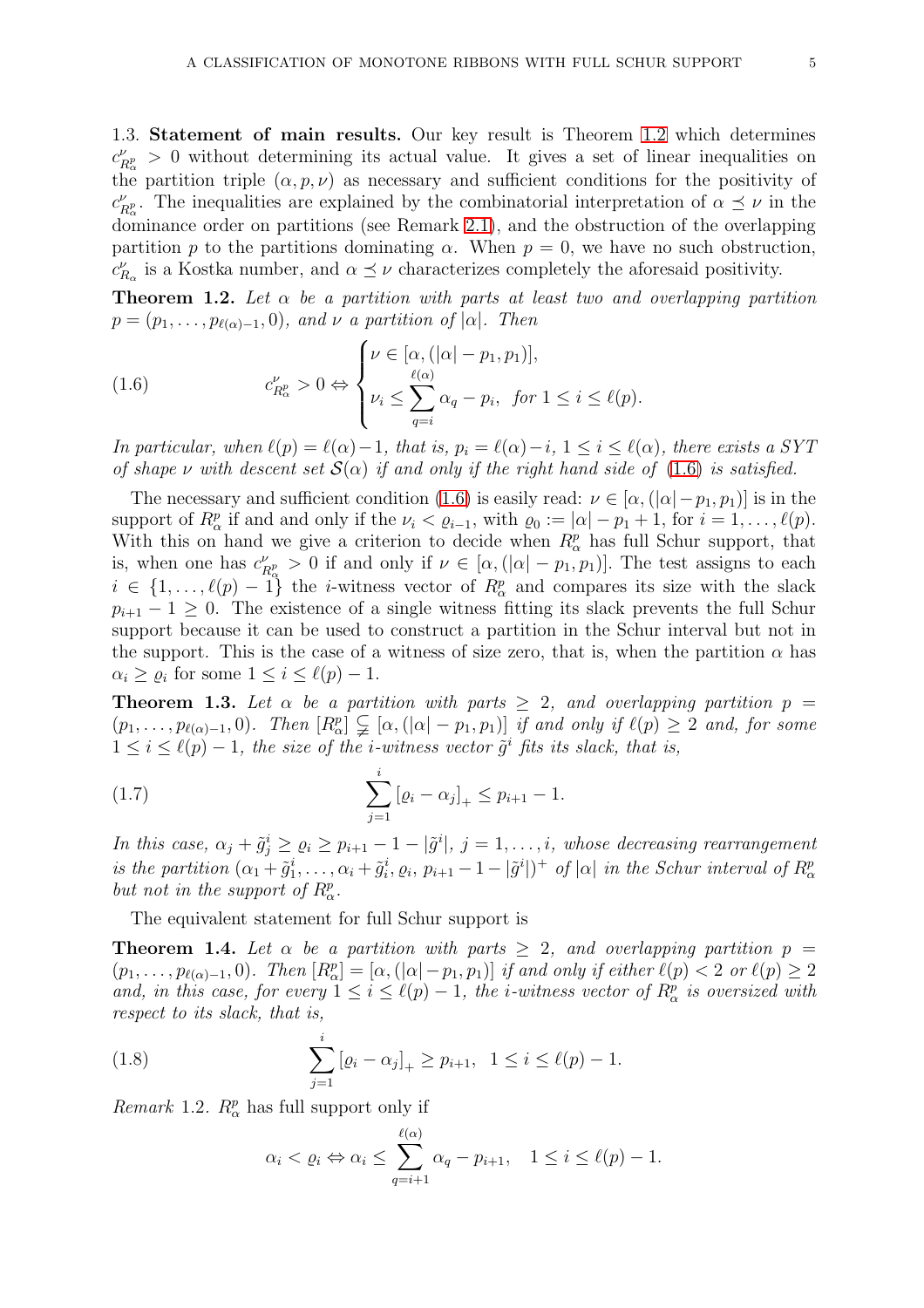1.3. **Statement of main results.** Our key result is Theorem 1.2 which determines $c^{\nu}_{R^p_\alpha} > 0$ without determining its actual value. It gives a set of linear inequalities on the partition triple $(\alpha, p, \nu)$ as necessary and sufficient conditions for the positivity of $c^{\nu}_{R^p_\alpha}$. The inequalities are explained by the combinatorial interpretation of $\alpha \preceq \nu$ in the dominance order on partitions (see Remark 2.1), and the obstruction of the overlapping partition $p$ to the partitions dominating $\alpha$. When $p = 0$, we have no such obstruction, $c^{\nu}_{R_\alpha}$ is a Kostka number, and $\alpha \preceq \nu$ characterizes completely the aforesaid positivity.

**Theorem 1.2.** *Let $\alpha$ be a partition with parts at least two and overlapping partition $p = (p_1, \ldots, p_{\ell(\alpha)-1}, 0)$, and $\nu$ a partition of $|\alpha|$. Then*

$$c^{\nu}_{R^p_\alpha} > 0 \Leftrightarrow \begin{cases} \nu \in [\alpha, (|\alpha| - p_1, p_1)], \\ \nu_i \leq \displaystyle\sum_{q=i}^{\ell(\alpha)} \alpha_q - p_i, \ \ \textit{for } 1 \leq i \leq \ell(p). \end{cases} \tag{1.6}$$

*In particular, when $\ell(p) = \ell(\alpha)-1$, that is, $p_i = \ell(\alpha)-i$, $1 \leq i \leq \ell(\alpha)$, there exists a SYT of shape $\nu$ with descent set $\mathcal{S}(\alpha)$ if and only if the right hand side of (1.6) is satisfied.*

The necessary and sufficient condition (1.6) is easily read: $\nu \in [\alpha, (|\alpha| - p_1, p_1)]$ is in the support of $R^p_\alpha$ if and and only if the $\nu_i < \varrho_{i-1}$, with $\varrho_0 := |\alpha| - p_1 + 1$, for $i = 1, \ldots, \ell(p)$. With this on hand we give a criterion to decide when $R^p_\alpha$ has full Schur support, that is, when one has $c^{\nu}_{R^p_\alpha} > 0$ if and only if $\nu \in [\alpha, (|\alpha| - p_1, p_1)]$. The test assigns to each $i \in \{1, \ldots, \ell(p) - 1\}$ the $i$-witness vector of $R^p_\alpha$ and compares its size with the slack $p_{i+1} - 1 \geq 0$. The existence of a single witness fitting its slack prevents the full Schur support because it can be used to construct a partition in the Schur interval but not in the support. This is the case of a witness of size zero, that is, when the partition $\alpha$ has $\alpha_i \geq \varrho_i$ for some $1 \leq i \leq \ell(p) - 1$.

**Theorem 1.3.** *Let $\alpha$ be a partition with parts $\geq 2$, and overlapping partition $p = (p_1, \ldots, p_{\ell(\alpha)-1}, 0)$. Then $[R^p_\alpha] \subsetneq [\alpha, (|\alpha| - p_1, p_1)]$ if and only if $\ell(p) \geq 2$ and, for some $1 \leq i \leq \ell(p) - 1$, the size of the $i$-witness vector $\tilde{g}^i$ fits its slack, that is,*

$$\sum_{j=1}^{i} \left[\varrho_i - \alpha_j\right]_+ \leq p_{i+1} - 1. \tag{1.7}$$

*In this case, $\alpha_j + \tilde{g}^i_j \geq \varrho_i \geq p_{i+1} - 1 - |\tilde{g}^i|$, $j = 1, \ldots, i$, whose decreasing rearrangement is the partition $(\alpha_1 + \tilde{g}^i_1, \ldots, \alpha_i + \tilde{g}^i_i, \varrho_i, p_{i+1} - 1 - |\tilde{g}^i|)^+$ of $|\alpha|$ in the Schur interval of $R^p_\alpha$ but not in the support of $R^p_\alpha$.*

The equivalent statement for full Schur support is

**Theorem 1.4.** *Let $\alpha$ be a partition with parts $\geq 2$, and overlapping partition $p = (p_1, \ldots, p_{\ell(\alpha)-1}, 0)$. Then $[R^p_\alpha] = [\alpha, (|\alpha| - p_1, p_1)]$ if and only if either $\ell(p) < 2$ or $\ell(p) \geq 2$ and, in this case, for every $1 \leq i \leq \ell(p) - 1$, the $i$-witness vector of $R^p_\alpha$ is oversized with respect to its slack, that is,*

$$\sum_{j=1}^{i} \left[\varrho_i - \alpha_j\right]_+ \geq p_{i+1}, \ \ 1 \leq i \leq \ell(p) - 1. \tag{1.8}$$

*Remark* 1.2. $R^p_\alpha$ has full support only if

$$\alpha_i < \varrho_i \Leftrightarrow \alpha_i \leq \sum_{q=i+1}^{\ell(\alpha)} \alpha_q - p_{i+1}, \quad 1 \leq i \leq \ell(p) - 1.$$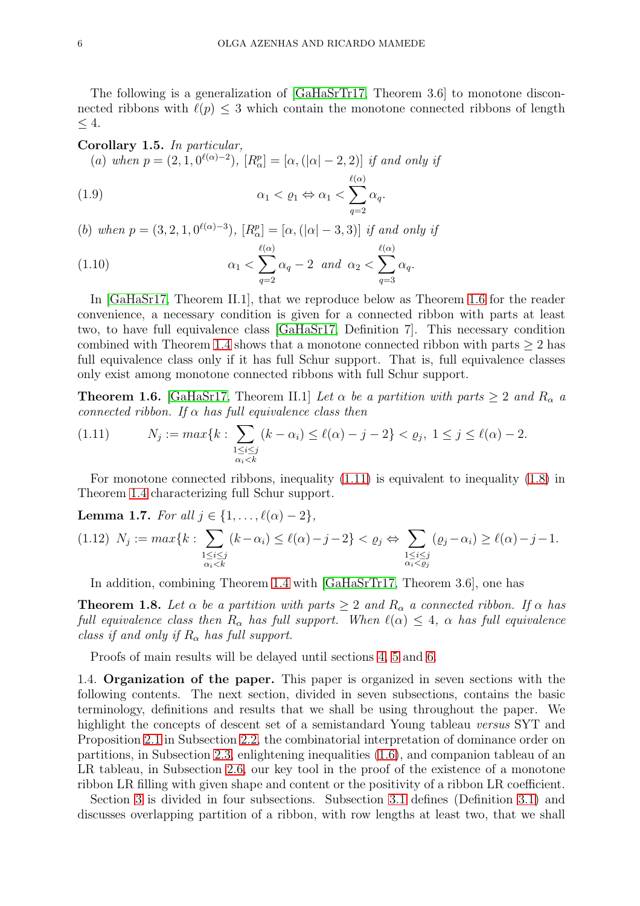The following is a generalization of [GaHaSrTr17, Theorem 3.6] to monotone disconnected ribbons with $\ell(p) \leq 3$ which contain the monotone connected ribbons of length $\leq 4$.

**Corollary 1.5.** *In particular,*

(*a*) *when* $p = (2, 1, 0^{\ell(\alpha)-2})$, $[R_\alpha^p] = [\alpha, (|\alpha| - 2, 2)]$ *if and only if*

$$\alpha_1 < \varrho_1 \Leftrightarrow \alpha_1 < \sum_{q=2}^{\ell(\alpha)} \alpha_q. \tag{1.9}$$

(*b*) *when* $p = (3, 2, 1, 0^{\ell(\alpha)-3})$, $[R_\alpha^p] = [\alpha, (|\alpha| - 3, 3)]$ *if and only if*

$$\alpha_1 < \sum_{q=2}^{\ell(\alpha)} \alpha_q - 2 \ \text{ and } \ \alpha_2 < \sum_{q=3}^{\ell(\alpha)} \alpha_q. \tag{1.10}$$

In [GaHaSr17, Theorem II.1], that we reproduce below as Theorem 1.6 for the reader convenience, a necessary condition is given for a connected ribbon with parts at least two, to have full equivalence class [GaHaSr17, Definition 7]. This necessary condition combined with Theorem 1.4 shows that a monotone connected ribbon with parts $\geq 2$ has full equivalence class only if it has full Schur support. That is, full equivalence classes only exist among monotone connected ribbons with full Schur support.

**Theorem 1.6.** [GaHaSr17, Theorem II.1] *Let* $\alpha$ *be a partition with parts* $\geq 2$ *and* $R_\alpha$ *a connected ribbon. If* $\alpha$ *has full equivalence class then*

$$N_j := max\{k : \sum_{\substack{1\leq i\leq j\\ \alpha_i<k}} (k - \alpha_i) \leq \ell(\alpha) - j - 2\} < \varrho_j, \ 1 \leq j \leq \ell(\alpha) - 2. \tag{1.11}$$

For monotone connected ribbons, inequality (1.11) is equivalent to inequality (1.8) in Theorem 1.4 characterizing full Schur support.

**Lemma 1.7.** *For all* $j \in \{1, \ldots, \ell(\alpha) - 2\}$,

$$N_j := max\{k : \sum_{\substack{1\leq i\leq j\\ \alpha_i<k}} (k-\alpha_i) \leq \ell(\alpha)-j-2\} < \varrho_j \Leftrightarrow \sum_{\substack{1\leq i\leq j\\ \alpha_i<\varrho_j}} (\varrho_j-\alpha_i) \geq \ell(\alpha)-j-1. \tag{1.12}$$

In addition, combining Theorem 1.4 with [GaHaSrTr17, Theorem 3.6], one has

**Theorem 1.8.** *Let* $\alpha$ *be a partition with parts* $\geq 2$ *and* $R_\alpha$ *a connected ribbon. If* $\alpha$ *has full equivalence class then* $R_\alpha$ *has full support. When* $\ell(\alpha) \leq 4$, $\alpha$ *has full equivalence class if and only if* $R_\alpha$ *has full support.*

Proofs of main results will be delayed until sections 4, 5 and 6.

1.4. **Organization of the paper.** This paper is organized in seven sections with the following contents. The next section, divided in seven subsections, contains the basic terminology, definitions and results that we shall be using throughout the paper. We highlight the concepts of descent set of a semistandard Young tableau *versus* SYT and Proposition 2.1 in Subsection 2.2, the combinatorial interpretation of dominance order on partitions, in Subsection 2.3, enlightening inequalities (1.6), and companion tableau of an LR tableau, in Subsection 2.6, our key tool in the proof of the existence of a monotone ribbon LR filling with given shape and content or the positivity of a ribbon LR coefficient.

Section 3 is divided in four subsections. Subsection 3.1 defines (Definition 3.1) and discusses overlapping partition of a ribbon, with row lengths at least two, that we shall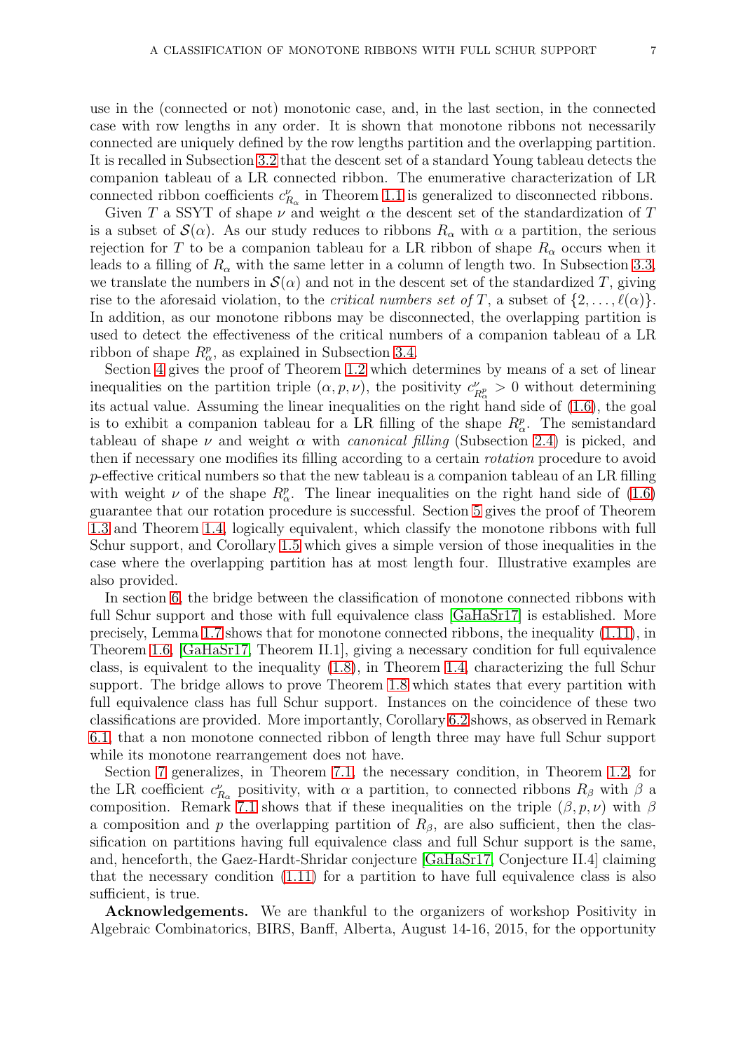use in the (connected or not) monotonic case, and, in the last section, in the connected case with row lengths in any order. It is shown that monotone ribbons not necessarily connected are uniquely defined by the row lengths partition and the overlapping partition. It is recalled in Subsection 3.2 that the descent set of a standard Young tableau detects the companion tableau of a LR connected ribbon. The enumerative characterization of LR connected ribbon coefficients $c^{\nu}_{R_\alpha}$ in Theorem 1.1 is generalized to disconnected ribbons.

Given $T$ a SSYT of shape $\nu$ and weight $\alpha$ the descent set of the standardization of $T$ is a subset of $\mathcal{S}(\alpha)$. As our study reduces to ribbons $R_\alpha$ with $\alpha$ a partition, the serious rejection for $T$ to be a companion tableau for a LR ribbon of shape $R_\alpha$ occurs when it leads to a filling of $R_\alpha$ with the same letter in a column of length two. In Subsection 3.3, we translate the numbers in $\mathcal{S}(\alpha)$ and not in the descent set of the standardized $T$, giving rise to the aforesaid violation, to the *critical numbers set of* $T$, a subset of $\{2, \dots, \ell(\alpha)\}$. In addition, as our monotone ribbons may be disconnected, the overlapping partition is used to detect the effectiveness of the critical numbers of a companion tableau of a LR ribbon of shape $R^p_\alpha$, as explained in Subsection 3.4.

Section 4 gives the proof of Theorem 1.2 which determines by means of a set of linear inequalities on the partition triple $(\alpha, p, \nu)$, the positivity $c^{\nu}_{R^p_\alpha} > 0$ without determining its actual value. Assuming the linear inequalities on the right hand side of (1.6), the goal is to exhibit a companion tableau for a LR filling of the shape $R^p_\alpha$. The semistandard tableau of shape $\nu$ and weight $\alpha$ with *canonical filling* (Subsection 2.4) is picked, and then if necessary one modifies its filling according to a certain *rotation* procedure to avoid $p$-effective critical numbers so that the new tableau is a companion tableau of an LR filling with weight $\nu$ of the shape $R^p_\alpha$. The linear inequalities on the right hand side of (1.6) guarantee that our rotation procedure is successful. Section 5 gives the proof of Theorem 1.3 and Theorem 1.4, logically equivalent, which classify the monotone ribbons with full Schur support, and Corollary 1.5 which gives a simple version of those inequalities in the case where the overlapping partition has at most length four. Illustrative examples are also provided.

In section 6, the bridge between the classification of monotone connected ribbons with full Schur support and those with full equivalence class [GaHaSr17] is established. More precisely, Lemma 1.7 shows that for monotone connected ribbons, the inequality (1.11), in Theorem 1.6, [GaHaSr17, Theorem II.1], giving a necessary condition for full equivalence class, is equivalent to the inequality (1.8), in Theorem 1.4, characterizing the full Schur support. The bridge allows to prove Theorem 1.8 which states that every partition with full equivalence class has full Schur support. Instances on the coincidence of these two classifications are provided. More importantly, Corollary 6.2 shows, as observed in Remark 6.1, that a non monotone connected ribbon of length three may have full Schur support while its monotone rearrangement does not have.

Section 7 generalizes, in Theorem 7.1, the necessary condition, in Theorem 1.2, for the LR coefficient $c^{\nu}_{R_\alpha}$ positivity, with $\alpha$ a partition, to connected ribbons $R_\beta$ with $\beta$ a composition. Remark 7.1 shows that if these inequalities on the triple $(\beta, p, \nu)$ with $\beta$ a composition and $p$ the overlapping partition of $R_\beta$, are also sufficient, then the classification on partitions having full equivalence class and full Schur support is the same, and, henceforth, the Gaez-Hardt-Shridar conjecture [GaHaSr17, Conjecture II.4] claiming that the necessary condition (1.11) for a partition to have full equivalence class is also sufficient, is true.

**Acknowledgements.** We are thankful to the organizers of workshop Positivity in Algebraic Combinatorics, BIRS, Banff, Alberta, August 14-16, 2015, for the opportunity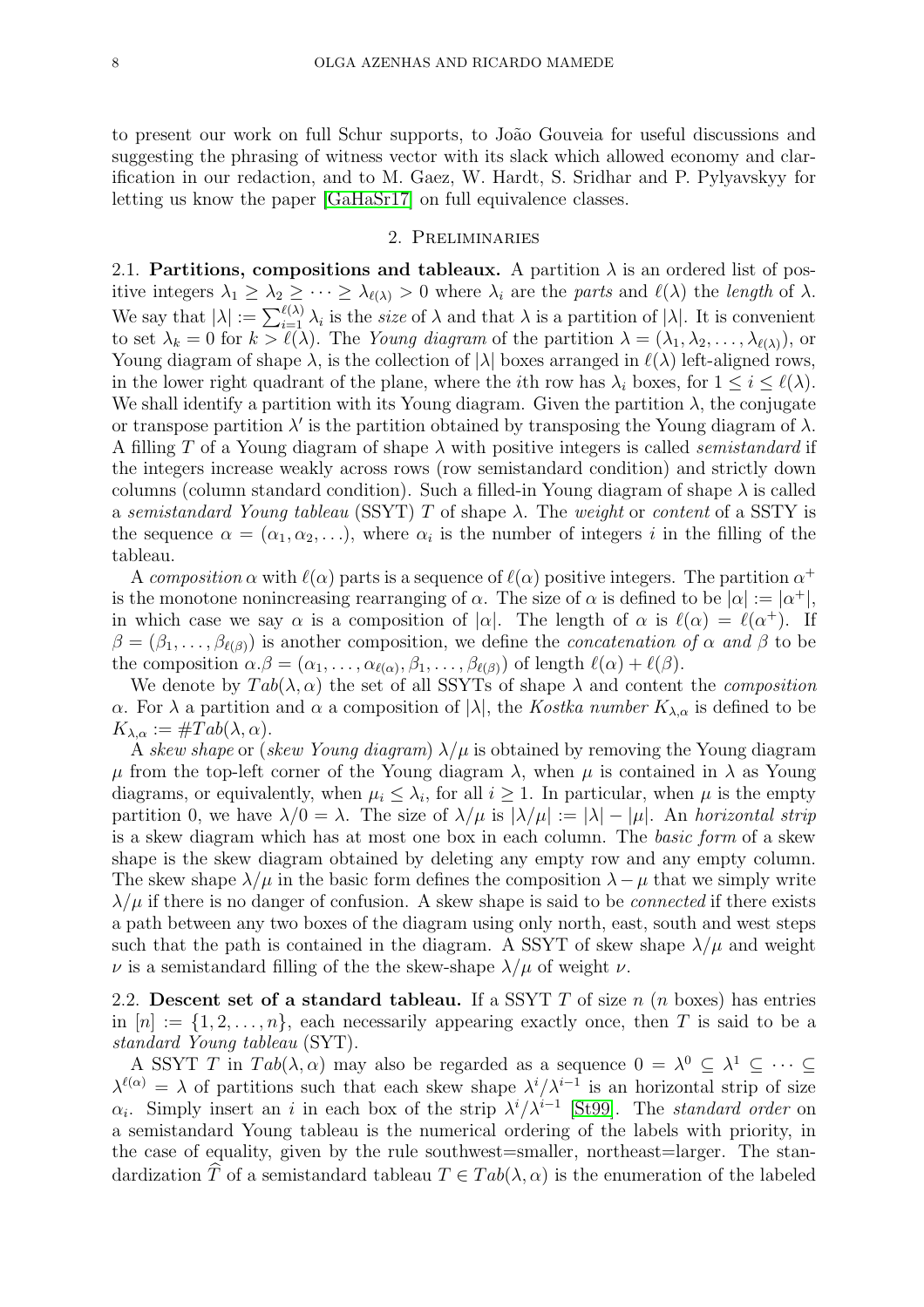to present our work on full Schur supports, to João Gouveia for useful discussions and suggesting the phrasing of witness vector with its slack which allowed economy and clarification in our redaction, and to M. Gaez, W. Hardt, S. Sridhar and P. Pylyavskyy for letting us know the paper [GaHaSr17] on full equivalence classes.

## 2. Preliminaries

**2.1. Partitions, compositions and tableaux.** A partition $\lambda$ is an ordered list of positive integers $\lambda_1 \geq \lambda_2 \geq \cdots \geq \lambda_{\ell(\lambda)} > 0$ where $\lambda_i$ are the *parts* and $\ell(\lambda)$ the *length* of $\lambda$. We say that $|\lambda| := \sum_{i=1}^{\ell(\lambda)} \lambda_i$ is the *size* of $\lambda$ and that $\lambda$ is a partition of $|\lambda|$. It is convenient to set $\lambda_k = 0$ for $k > \ell(\lambda)$. The *Young diagram* of the partition $\lambda = (\lambda_1, \lambda_2, \ldots, \lambda_{\ell(\lambda)})$, or Young diagram of shape $\lambda$, is the collection of $|\lambda|$ boxes arranged in $\ell(\lambda)$ left-aligned rows, in the lower right quadrant of the plane, where the $i$th row has $\lambda_i$ boxes, for $1 \leq i \leq \ell(\lambda)$. We shall identify a partition with its Young diagram. Given the partition $\lambda$, the conjugate or transpose partition $\lambda'$ is the partition obtained by transposing the Young diagram of $\lambda$. A filling $T$ of a Young diagram of shape $\lambda$ with positive integers is called *semistandard* if the integers increase weakly across rows (row semistandard condition) and strictly down columns (column standard condition). Such a filled-in Young diagram of shape $\lambda$ is called a *semistandard Young tableau* (SSYT) $T$ of shape $\lambda$. The *weight* or *content* of a SSTY is the sequence $\alpha = (\alpha_1, \alpha_2, \ldots)$, where $\alpha_i$ is the number of integers $i$ in the filling of the tableau.

A *composition* $\alpha$ with $\ell(\alpha)$ parts is a sequence of $\ell(\alpha)$ positive integers. The partition $\alpha^+$ is the monotone nonincreasing rearranging of $\alpha$. The size of $\alpha$ is defined to be $|\alpha| := |\alpha^+|$, in which case we say $\alpha$ is a composition of $|\alpha|$. The length of $\alpha$ is $\ell(\alpha) = \ell(\alpha^+)$. If $\beta = (\beta_1, \ldots, \beta_{\ell(\beta)})$ is another composition, we define the *concatenation of* $\alpha$ *and* $\beta$ to be the composition $\alpha.\beta = (\alpha_1, \ldots, \alpha_{\ell(\alpha)}, \beta_1, \ldots, \beta_{\ell(\beta)})$ of length $\ell(\alpha) + \ell(\beta)$.

We denote by $Tab(\lambda, \alpha)$ the set of all SSYTs of shape $\lambda$ and content the *composition* $\alpha$. For $\lambda$ a partition and $\alpha$ a composition of $|\lambda|$, the *Kostka number* $K_{\lambda,\alpha}$ is defined to be $K_{\lambda,\alpha} := \#Tab(\lambda, \alpha)$.

A *skew shape* or (*skew Young diagram*) $\lambda/\mu$ is obtained by removing the Young diagram $\mu$ from the top-left corner of the Young diagram $\lambda$, when $\mu$ is contained in $\lambda$ as Young diagrams, or equivalently, when $\mu_i \leq \lambda_i$, for all $i \geq 1$. In particular, when $\mu$ is the empty partition 0, we have $\lambda/0 = \lambda$. The size of $\lambda/\mu$ is $|\lambda/\mu| := |\lambda| - |\mu|$. An *horizontal strip* is a skew diagram which has at most one box in each column. The *basic form* of a skew shape is the skew diagram obtained by deleting any empty row and any empty column. The skew shape $\lambda/\mu$ in the basic form defines the composition $\lambda - \mu$ that we simply write $\lambda/\mu$ if there is no danger of confusion. A skew shape is said to be *connected* if there exists a path between any two boxes of the diagram using only north, east, south and west steps such that the path is contained in the diagram. A SSYT of skew shape $\lambda/\mu$ and weight $\nu$ is a semistandard filling of the the skew-shape $\lambda/\mu$ of weight $\nu$.

**2.2. Descent set of a standard tableau.** If a SSYT $T$ of size $n$ ($n$ boxes) has entries in $[n] := \{1, 2, \ldots, n\}$, each necessarily appearing exactly once, then $T$ is said to be a *standard Young tableau* (SYT).

A SSYT $T$ in $Tab(\lambda, \alpha)$ may also be regarded as a sequence $0 = \lambda^0 \subseteq \lambda^1 \subseteq \cdots \subseteq \lambda^{\ell(\alpha)} = \lambda$ of partitions such that each skew shape $\lambda^i/\lambda^{i-1}$ is an horizontal strip of size $\alpha_i$. Simply insert an $i$ in each box of the strip $\lambda^i/\lambda^{i-1}$ [St99]. The *standard order* on a semistandard Young tableau is the numerical ordering of the labels with priority, in the case of equality, given by the rule southwest=smaller, northeast=larger. The standardization $\widehat{T}$ of a semistandard tableau $T \in Tab(\lambda, \alpha)$ is the enumeration of the labeled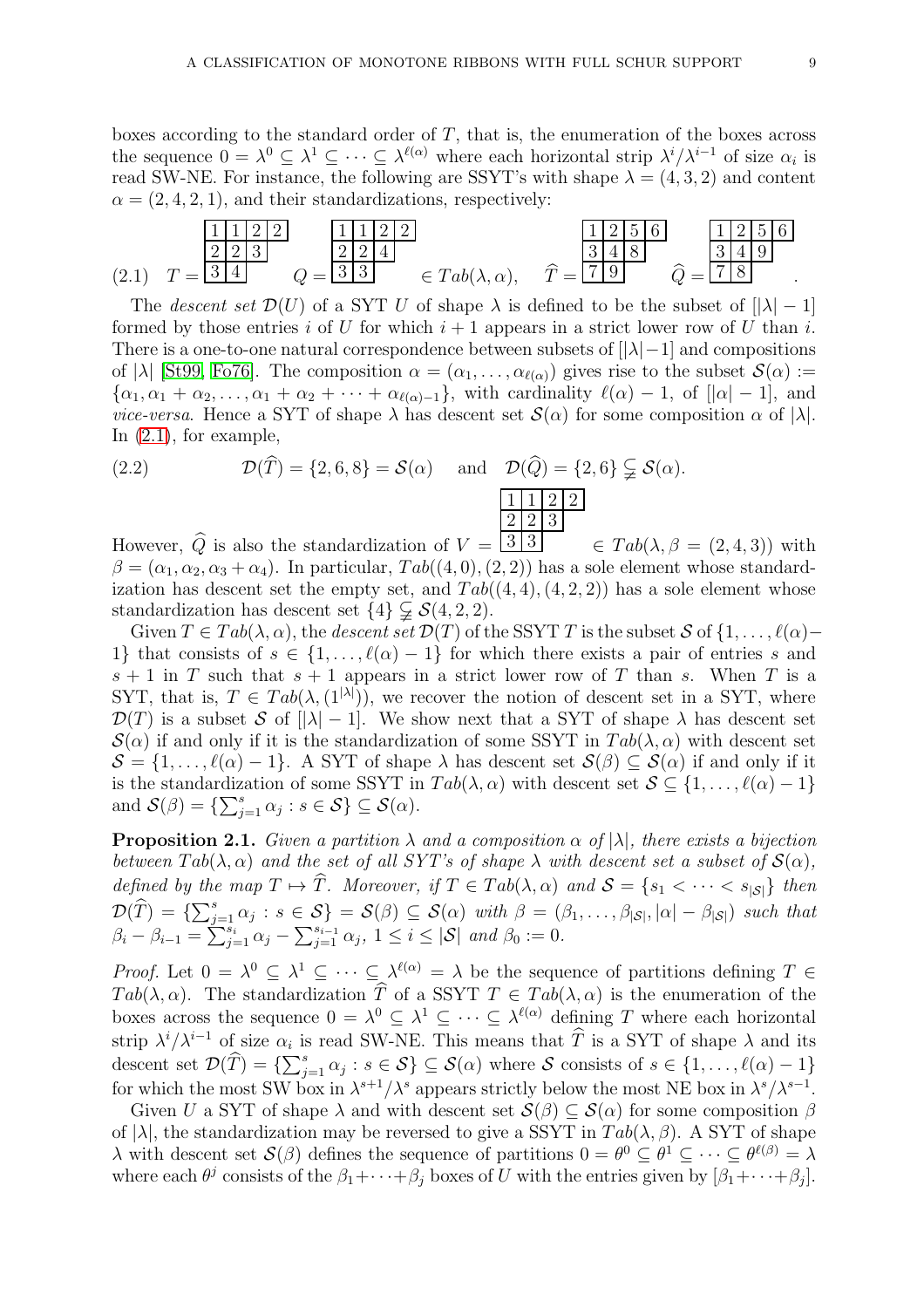boxes according to the standard order of $T$, that is, the enumeration of the boxes across the sequence $0=\lambda^0\subseteq\lambda^1\subseteq\cdots\subseteq\lambda^{\ell(\alpha)}$ where each horizontal strip $\lambda^i/\lambda^{i-1}$ of size $\alpha_i$ is read SW-NE. For instance, the following are SSYT's with shape $\lambda=(4,3,2)$ and content $\alpha=(2,4,2,1)$, and their standardizations, respectively:

$$T=\begin{array}{|c|c|c|c|}\hline 1&1&2&2\\\hline 2&2&3\\\cline{1-3} 3&4\\\cline{1-2}\end{array}\quad Q=\begin{array}{|c|c|c|c|}\hline 1&1&2&2\\\hline 2&2&4\\\cline{1-3} 3&3\\\cline{1-2}\end{array}\in Tab(\lambda,\alpha),\quad \widehat{T}=\begin{array}{|c|c|c|c|}\hline 1&2&5&6\\\hline 3&4&8\\\cline{1-3} 7&9\\\cline{1-2}\end{array}\quad \widehat{Q}=\begin{array}{|c|c|c|c|}\hline 1&2&5&6\\\hline 3&4&9\\\cline{1-3} 7&8\\\cline{1-2}\end{array}. \tag{2.1}$$

The *descent set* $\mathcal{D}(U)$ of a SYT $U$ of shape $\lambda$ is defined to be the subset of $[|\lambda|-1]$ formed by those entries $i$ of $U$ for which $i+1$ appears in a strict lower row of $U$ than $i$. There is a one-to-one natural correspondence between subsets of $[|\lambda|-1]$ and compositions of $|\lambda|$ [St99, Fo76]. The composition $\alpha=(\alpha_1,\ldots,\alpha_{\ell(\alpha)})$ gives rise to the subset $\mathcal{S}(\alpha):=\{\alpha_1,\alpha_1+\alpha_2,\ldots,\alpha_1+\alpha_2+\cdots+\alpha_{\ell(\alpha)-1}\}$, with cardinality $\ell(\alpha)-1$, of $[|\alpha|-1]$, and *vice-versa*. Hence a SYT of shape $\lambda$ has descent set $\mathcal{S}(\alpha)$ for some composition $\alpha$ of $|\lambda|$. In (2.1), for example,

$$\mathcal{D}(\widehat{T})=\{2,6,8\}=\mathcal{S}(\alpha)\quad\text{and}\quad \mathcal{D}(\widehat{Q})=\{2,6\}\subsetneqq\mathcal{S}(\alpha). \tag{2.2}$$

However, $\widehat{Q}$ is also the standardization of $V=\begin{array}{|c|c|c|c|}\hline 1&1&2&2\\\hline 2&2&3\\\cline{1-3} 3&3\\\cline{1-2}\end{array}\in Tab(\lambda,\beta=(2,4,3))$ with $\beta=(\alpha_1,\alpha_2,\alpha_3+\alpha_4)$. In particular, $Tab((4,0),(2,2))$ has a sole element whose standardization has descent set the empty set, and $Tab((4,4),(4,2,2))$ has a sole element whose standardization has descent set $\{4\}\subsetneqq\mathcal{S}(4,2,2)$.

Given $T\in Tab(\lambda,\alpha)$, the *descent set* $\mathcal{D}(T)$ of the SSYT $T$ is the subset $\mathcal{S}$ of $\{1,\ldots,\ell(\alpha)-1\}$ that consists of $s\in\{1,\ldots,\ell(\alpha)-1\}$ for which there exists a pair of entries $s$ and $s+1$ in $T$ such that $s+1$ appears in a strict lower row of $T$ than $s$. When $T$ is a SYT, that is, $T\in Tab(\lambda,(1^{|\lambda|}))$, we recover the notion of descent set in a SYT, where $\mathcal{D}(T)$ is a subset $\mathcal{S}$ of $[|\lambda|-1]$. We show next that a SYT of shape $\lambda$ has descent set $\mathcal{S}(\alpha)$ if and only if it is the standardization of some SSYT in $Tab(\lambda,\alpha)$ with descent set $\mathcal{S}=\{1,\ldots,\ell(\alpha)-1\}$. A SYT of shape $\lambda$ has descent set $\mathcal{S}(\beta)\subseteq\mathcal{S}(\alpha)$ if and only if it is the standardization of some SSYT in $Tab(\lambda,\alpha)$ with descent set $\mathcal{S}\subseteq\{1,\ldots,\ell(\alpha)-1\}$ and $\mathcal{S}(\beta)=\{\sum_{j=1}^{s}\alpha_j : s\in\mathcal{S}\}\subseteq\mathcal{S}(\alpha)$.

**Proposition 2.1.** *Given a partition $\lambda$ and a composition $\alpha$ of $|\lambda|$, there exists a bijection between $Tab(\lambda,\alpha)$ and the set of all SYT's of shape $\lambda$ with descent set a subset of $\mathcal{S}(\alpha)$, defined by the map $T\mapsto\widehat{T}$. Moreover, if $T\in Tab(\lambda,\alpha)$ and $\mathcal{S}=\{s_1<\cdots<s_{|\mathcal{S}|}\}$ then $\mathcal{D}(\widehat{T})=\{\sum_{j=1}^{s}\alpha_j : s\in\mathcal{S}\}=\mathcal{S}(\beta)\subseteq\mathcal{S}(\alpha)$ with $\beta=(\beta_1,\ldots,\beta_{|\mathcal{S}|},|\alpha|-\beta_{|\mathcal{S}|})$ such that $\beta_i-\beta_{i-1}=\sum_{j=1}^{s_i}\alpha_j-\sum_{j=1}^{s_{i-1}}\alpha_j$, $1\le i\le|\mathcal{S}|$ and $\beta_0:=0$.*

*Proof.* Let $0=\lambda^0\subseteq\lambda^1\subseteq\cdots\subseteq\lambda^{\ell(\alpha)}=\lambda$ be the sequence of partitions defining $T\in Tab(\lambda,\alpha)$. The standardization $\widehat{T}$ of a SSYT $T\in Tab(\lambda,\alpha)$ is the enumeration of the boxes across the sequence $0=\lambda^0\subseteq\lambda^1\subseteq\cdots\subseteq\lambda^{\ell(\alpha)}$ defining $T$ where each horizontal strip $\lambda^i/\lambda^{i-1}$ of size $\alpha_i$ is read SW-NE. This means that $\widehat{T}$ is a SYT of shape $\lambda$ and its descent set $\mathcal{D}(\widehat{T})=\{\sum_{j=1}^{s}\alpha_j : s\in\mathcal{S}\}\subseteq\mathcal{S}(\alpha)$ where $\mathcal{S}$ consists of $s\in\{1,\ldots,\ell(\alpha)-1\}$ for which the most SW box in $\lambda^{s+1}/\lambda^s$ appears strictly below the most NE box in $\lambda^s/\lambda^{s-1}$.

Given $U$ a SYT of shape $\lambda$ and with descent set $\mathcal{S}(\beta)\subseteq\mathcal{S}(\alpha)$ for some composition $\beta$ of $|\lambda|$, the standardization may be reversed to give a SSYT in $Tab(\lambda,\beta)$. A SYT of shape $\lambda$ with descent set $\mathcal{S}(\beta)$ defines the sequence of partitions $0=\theta^0\subseteq\theta^1\subseteq\cdots\subseteq\theta^{\ell(\beta)}=\lambda$ where each $\theta^j$ consists of the $\beta_1+\cdots+\beta_j$ boxes of $U$ with the entries given by $[\beta_1+\cdots+\beta_j]$.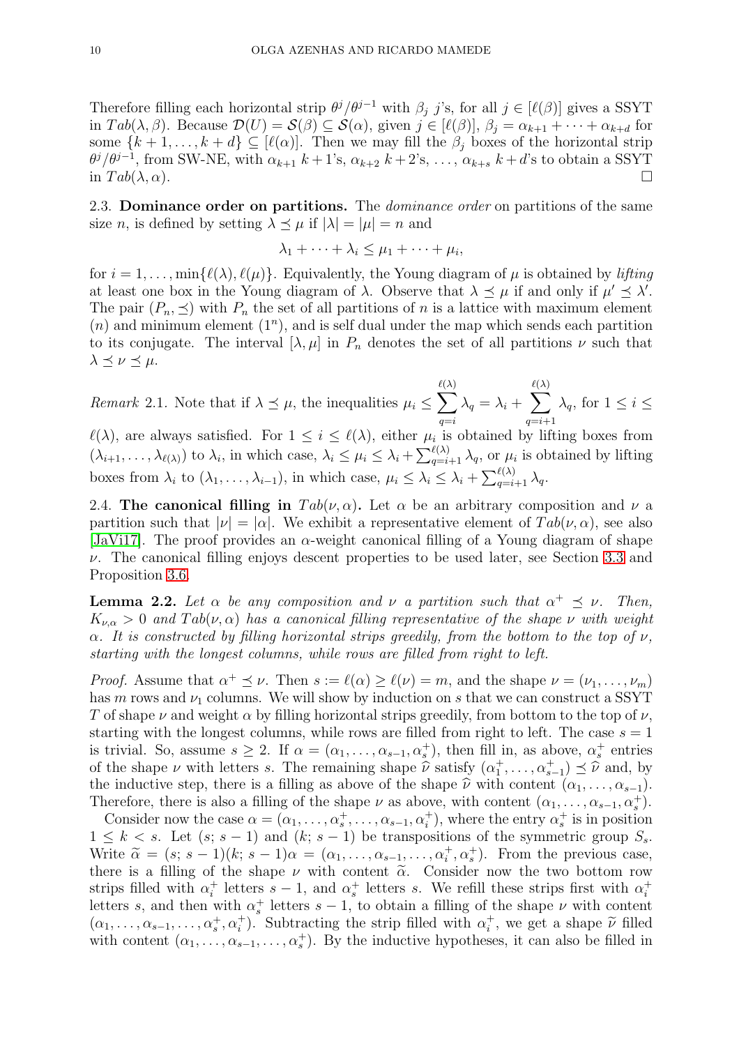Therefore filling each horizontal strip $\theta^j/\theta^{j-1}$ with $\beta_j$ $j$'s, for all $j \in [\ell(\beta)]$ gives a SSYT in $Tab(\lambda, \beta)$. Because $\mathcal{D}(U) = \mathcal{S}(\beta) \subseteq \mathcal{S}(\alpha)$, given $j \in [\ell(\beta)]$, $\beta_j = \alpha_{k+1} + \cdots + \alpha_{k+d}$ for some $\{k+1, \ldots, k+d\} \subseteq [\ell(\alpha)]$. Then we may fill the $\beta_j$ boxes of the horizontal strip $\theta^j/\theta^{j-1}$, from SW-NE, with $\alpha_{k+1}$ $k+1$'s, $\alpha_{k+2}$ $k+2$'s, $\ldots$, $\alpha_{k+s}$ $k+d$'s to obtain a SSYT in $Tab(\lambda, \alpha)$. □

2.3. **Dominance order on partitions.** The *dominance order* on partitions of the same size $n$, is defined by setting $\lambda \preceq \mu$ if $|\lambda| = |\mu| = n$ and

$$\lambda_1 + \cdots + \lambda_i \leq \mu_1 + \cdots + \mu_i,$$

for $i = 1, \ldots, \min\{\ell(\lambda), \ell(\mu)\}$. Equivalently, the Young diagram of $\mu$ is obtained by *lifting* at least one box in the Young diagram of $\lambda$. Observe that $\lambda \preceq \mu$ if and only if $\mu' \preceq \lambda'$. The pair $(P_n, \preceq)$ with $P_n$ the set of all partitions of $n$ is a lattice with maximum element $(n)$ and minimum element $(1^n)$, and is self dual under the map which sends each partition to its conjugate. The interval $[\lambda, \mu]$ in $P_n$ denotes the set of all partitions $\nu$ such that $\lambda \preceq \nu \preceq \mu$.

*Remark* 2.1. Note that if $\lambda \preceq \mu$, the inequalities $\mu_i \leq \sum_{q=i}^{\ell(\lambda)} \lambda_q = \lambda_i + \sum_{q=i+1}^{\ell(\lambda)} \lambda_q$, for $1 \leq i \leq \ell(\lambda)$, are always satisfied. For $1 \leq i \leq \ell(\lambda)$, either $\mu_i$ is obtained by lifting boxes from $(\lambda_{i+1}, \ldots, \lambda_{\ell(\lambda)})$ to $\lambda_i$, in which case, $\lambda_i \leq \mu_i \leq \lambda_i + \sum_{q=i+1}^{\ell(\lambda)} \lambda_q$, or $\mu_i$ is obtained by lifting boxes from $\lambda_i$ to $(\lambda_1, \ldots, \lambda_{i-1})$, in which case, $\mu_i \leq \lambda_i \leq \lambda_i + \sum_{q=i+1}^{\ell(\lambda)} \lambda_q$.

2.4. **The canonical filling in** $Tab(\nu, \alpha)$**.** Let $\alpha$ be an arbitrary composition and $\nu$ a partition such that $|\nu| = |\alpha|$. We exhibit a representative element of $Tab(\nu, \alpha)$, see also [JaVi17]. The proof provides an $\alpha$-weight canonical filling of a Young diagram of shape $\nu$. The canonical filling enjoys descent properties to be used later, see Section 3.3 and Proposition 3.6.

**Lemma 2.2.** *Let $\alpha$ be any composition and $\nu$ a partition such that $\alpha^+ \preceq \nu$. Then, $K_{\nu,\alpha} > 0$ and $Tab(\nu, \alpha)$ has a canonical filling representative of the shape $\nu$ with weight $\alpha$. It is constructed by filling horizontal strips greedily, from the bottom to the top of $\nu$, starting with the longest columns, while rows are filled from right to left.*

*Proof.* Assume that $\alpha^+ \preceq \nu$. Then $s := \ell(\alpha) \geq \ell(\nu) = m$, and the shape $\nu = (\nu_1, \ldots, \nu_m)$ has $m$ rows and $\nu_1$ columns. We will show by induction on $s$ that we can construct a SSYT $T$ of shape $\nu$ and weight $\alpha$ by filling horizontal strips greedily, from bottom to the top of $\nu$, starting with the longest columns, while rows are filled from right to left. The case $s = 1$ is trivial. So, assume $s \geq 2$. If $\alpha = (\alpha_1, \ldots, \alpha_{s-1}, \alpha_s^+)$, then fill in, as above, $\alpha_s^+$ entries of the shape $\nu$ with letters $s$. The remaining shape $\widehat{\nu}$ satisfy $(\alpha_1^+, \ldots, \alpha_{s-1}^+) \preceq \widehat{\nu}$ and, by the inductive step, there is a filling as above of the shape $\widehat{\nu}$ with content $(\alpha_1, \ldots, \alpha_{s-1})$. Therefore, there is also a filling of the shape $\nu$ as above, with content $(\alpha_1, \ldots, \alpha_{s-1}, \alpha_s^+)$.

Consider now the case $\alpha = (\alpha_1, \ldots, \alpha_s^+, \ldots, \alpha_{s-1}, \alpha_i^+)$, where the entry $\alpha_s^+$ is in position $1 \leq k < s$. Let $(s; s-1)$ and $(k; s-1)$ be transpositions of the symmetric group $S_s$. Write $\widetilde{\alpha} = (s; s-1)(k; s-1)\alpha = (\alpha_1, \ldots, \alpha_{s-1}, \ldots, \alpha_i^+, \alpha_s^+)$. From the previous case, there is a filling of the shape $\nu$ with content $\widetilde{\alpha}$. Consider now the two bottom row strips filled with $\alpha_i^+$ letters $s-1$, and $\alpha_s^+$ letters $s$. We refill these strips first with $\alpha_i^+$ letters $s$, and then with $\alpha_s^+$ letters $s-1$, to obtain a filling of the shape $\nu$ with content $(\alpha_1, \ldots, \alpha_{s-1}, \ldots, \alpha_s^+, \alpha_i^+)$. Subtracting the strip filled with $\alpha_i^+$, we get a shape $\widetilde{\nu}$ filled with content $(\alpha_1, \ldots, \alpha_{s-1}, \ldots, \alpha_s^+)$. By the inductive hypotheses, it can also be filled in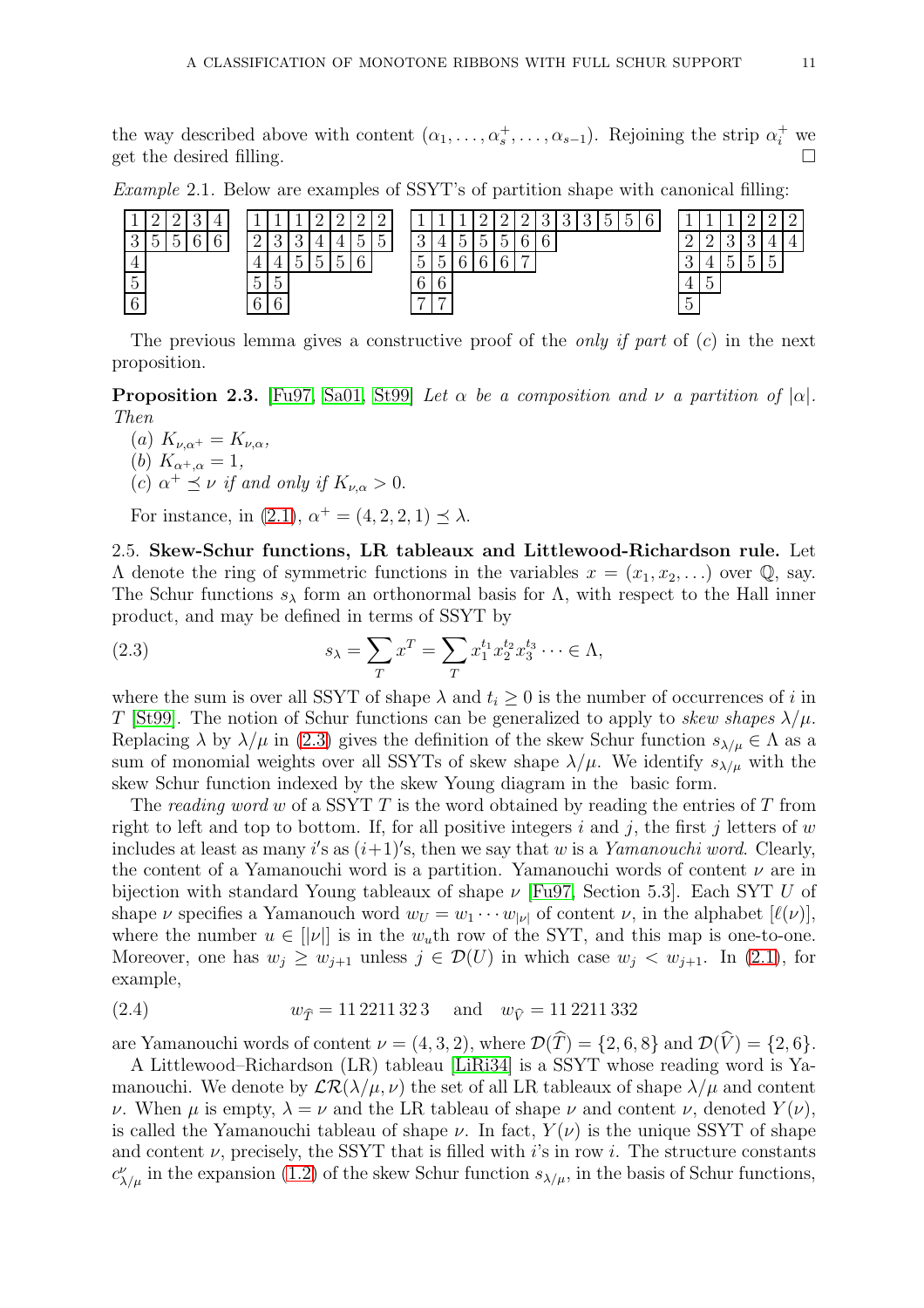the way described above with content $(\alpha_1, \ldots, \alpha_s^+, \ldots, \alpha_{s-1})$. Rejoining the strip $\alpha_i^+$ we get the desired filling. □

*Example* 2.1. Below are examples of SSYT's of partition shape with canonical filling:

| 1 | 2 | 2 | 3 | 4 |
|---|---|---|---|---|
| 3 | 5 | 5 | 6 | 6 |
| 4 | | | | |
| 5 | | | | |
| 6 | | | | |

| 1 | 1 | 1 | 2 | 2 | 2 | 2 |
|---|---|---|---|---|---|---|
| 2 | 3 | 3 | 4 | 4 | 5 | 5 |
| 4 | 4 | 5 | 5 | 5 | 6 | |
| 5 | 5 | | | | | |
| 6 | 6 | | | | | |

| 1 | 1 | 1 | 2 | 2 | 2 | 3 | 3 | 3 | 5 | 5 | 6 |
|---|---|---|---|---|---|---|---|---|---|---|---|
| 3 | 4 | 5 | 5 | 5 | 6 | 6 | | | | | |
| 5 | 5 | 6 | 6 | 6 | 7 | | | | | | |
| 6 | 6 | | | | | | | | | | |
| 7 | 7 | | | | | | | | | | |

| 1 | 1 | 1 | 2 | 2 | 2 |
|---|---|---|---|---|---|
| 2 | 2 | 3 | 3 | 4 | 4 |
| 3 | 4 | 5 | 5 | 5 | |
| 4 | 5 | | | | |
| 5 | | | | | |

The previous lemma gives a constructive proof of the *only if part* of (*c*) in the next proposition.

**Proposition 2.3.** [Fu97, Sa01, St99] *Let $\alpha$ be a composition and $\nu$ a partition of $|\alpha|$. Then*

(*a*) $K_{\nu,\alpha^+} = K_{\nu,\alpha}$,

(*b*) $K_{\alpha^+,\alpha} = 1$,

(*c*) $\alpha^+ \preceq \nu$ *if and only if* $K_{\nu,\alpha} > 0$.

For instance, in (2.1), $\alpha^+ = (4, 2, 2, 1) \preceq \lambda$.

**2.5. Skew-Schur functions, LR tableaux and Littlewood-Richardson rule.** Let $\Lambda$ denote the ring of symmetric functions in the variables $x = (x_1, x_2, \ldots)$ over $\mathbb{Q}$, say. The Schur functions $s_\lambda$ form an orthonormal basis for $\Lambda$, with respect to the Hall inner product, and may be defined in terms of SSYT by

$$s_\lambda = \sum_T x^T = \sum_T x_1^{t_1} x_2^{t_2} x_3^{t_3} \cdots \in \Lambda, \tag{2.3}$$

where the sum is over all SSYT of shape $\lambda$ and $t_i \geq 0$ is the number of occurrences of $i$ in $T$ [St99]. The notion of Schur functions can be generalized to apply to *skew shapes* $\lambda/\mu$. Replacing $\lambda$ by $\lambda/\mu$ in (2.3) gives the definition of the skew Schur function $s_{\lambda/\mu} \in \Lambda$ as a sum of monomial weights over all SSYTs of skew shape $\lambda/\mu$. We identify $s_{\lambda/\mu}$ with the skew Schur function indexed by the skew Young diagram in the basic form.

The *reading word* $w$ of a SSYT $T$ is the word obtained by reading the entries of $T$ from right to left and top to bottom. If, for all positive integers $i$ and $j$, the first $j$ letters of $w$ includes at least as many $i$'s as $(i+1)'$s, then we say that $w$ is a *Yamanouchi word*. Clearly, the content of a Yamanouchi word is a partition. Yamanouchi words of content $\nu$ are in bijection with standard Young tableaux of shape $\nu$ [Fu97, Section 5.3]. Each SYT $U$ of shape $\nu$ specifies a Yamanouch word $w_U = w_1 \cdots w_{|\nu|}$ of content $\nu$, in the alphabet $[\ell(\nu)]$, where the number $u \in [|\nu|]$ is in the $w_u$th row of the SYT, and this map is one-to-one. Moreover, one has $w_j \geq w_{j+1}$ unless $j \in \mathcal{D}(U)$ in which case $w_j < w_{j+1}$. In (2.1), for example,

$$w_{\widehat{T}} = 11\,2211\,32\,3 \quad \text{and} \quad w_{\widehat{V}} = 11\,2211\,332 \tag{2.4}$$

are Yamanouchi words of content $\nu = (4, 3, 2)$, where $\mathcal{D}(\widehat{T}) = \{2, 6, 8\}$ and $\mathcal{D}(\widehat{V}) = \{2, 6\}$.

A Littlewood–Richardson (LR) tableau [LiRi34] is a SSYT whose reading word is Yamanouchi. We denote by $\mathcal{LR}(\lambda/\mu, \nu)$ the set of all LR tableaux of shape $\lambda/\mu$ and content $\nu$. When $\mu$ is empty, $\lambda = \nu$ and the LR tableau of shape $\nu$ and content $\nu$, denoted $Y(\nu)$, is called the Yamanouchi tableau of shape $\nu$. In fact, $Y(\nu)$ is the unique SSYT of shape and content $\nu$, precisely, the SSYT that is filled with $i$'s in row $i$. The structure constants $c^\nu_{\lambda/\mu}$ in the expansion (1.2) of the skew Schur function $s_{\lambda/\mu}$, in the basis of Schur functions,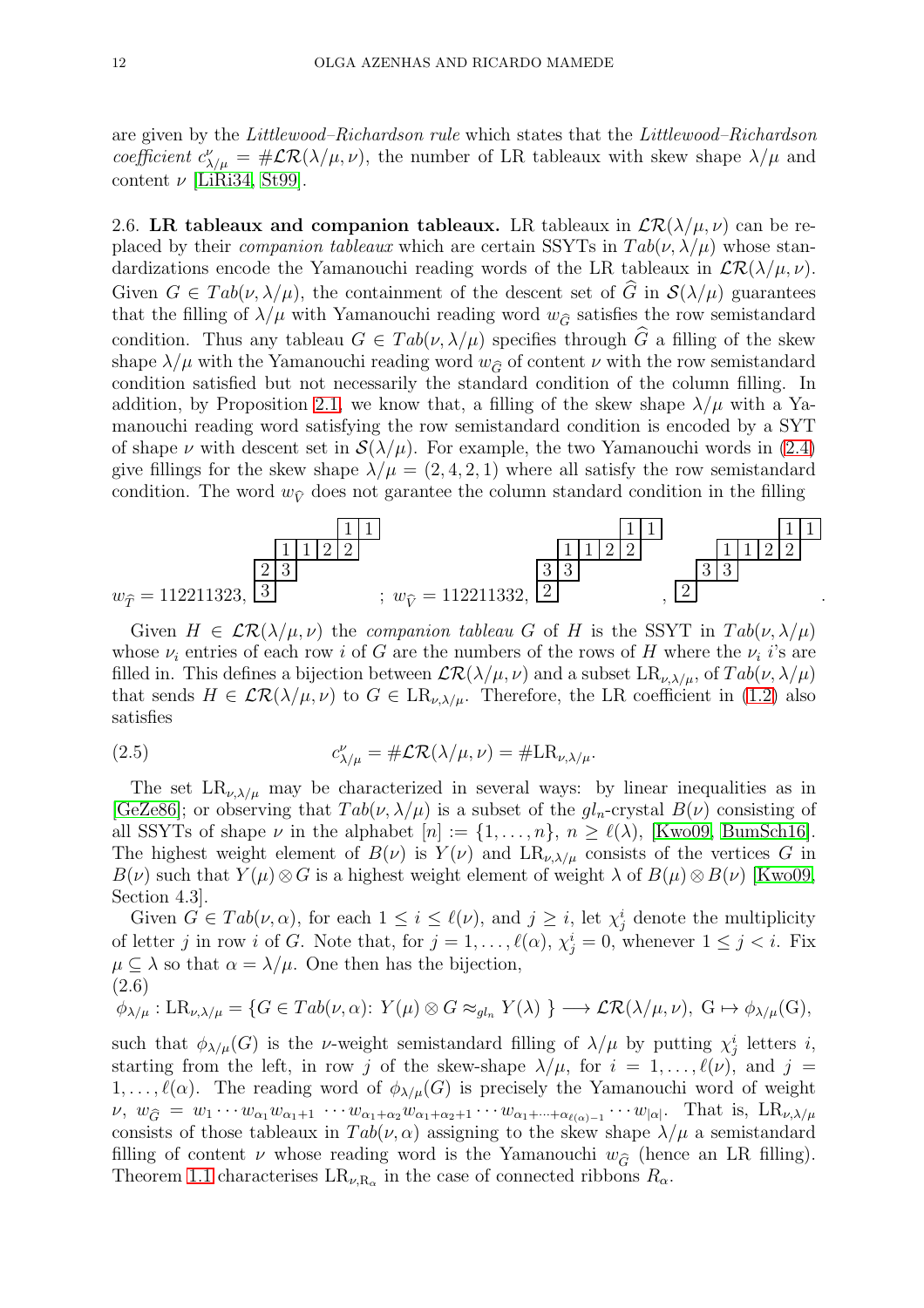are given by the *Littlewood–Richardson rule* which states that the *Littlewood–Richardson coefficient* $c^\nu_{\lambda/\mu} = \#\mathcal{LR}(\lambda/\mu, \nu)$, the number of LR tableaux with skew shape $\lambda/\mu$ and content $\nu$ [LiRi34, St99].

**2.6. LR tableaux and companion tableaux.** LR tableaux in $\mathcal{LR}(\lambda/\mu, \nu)$ can be replaced by their *companion tableaux* which are certain SSYTs in $Tab(\nu, \lambda/\mu)$ whose standardizations encode the Yamanouchi reading words of the LR tableaux in $\mathcal{LR}(\lambda/\mu, \nu)$. Given $G \in Tab(\nu, \lambda/\mu)$, the containment of the descent set of $\widehat{G}$ in $\mathcal{S}(\lambda/\mu)$ guarantees that the filling of $\lambda/\mu$ with Yamanouchi reading word $w_{\widehat{G}}$ satisfies the row semistandard condition. Thus any tableau $G \in Tab(\nu, \lambda/\mu)$ specifies through $\widehat{G}$ a filling of the skew shape $\lambda/\mu$ with the Yamanouchi reading word $w_{\widehat{G}}$ of content $\nu$ with the row semistandard condition satisfied but not necessarily the standard condition of the column filling. In addition, by Proposition 2.1, we know that, a filling of the skew shape $\lambda/\mu$ with a Yamanouchi reading word satisfying the row semistandard condition is encoded by a SYT of shape $\nu$ with descent set in $\mathcal{S}(\lambda/\mu)$. For example, the two Yamanouchi words in (2.4) give fillings for the skew shape $\lambda/\mu = (2, 4, 2, 1)$ where all satisfy the row semistandard condition. The word $w_{\widehat{V}}$ does not garantee the column standard condition in the filling

$$w_{\widehat{T}} = 112211323,\quad \begin{array}{cccccc} & & & & 1 & 1 \\ & & 1 & 1 & 2 & 2 \\ 2 & 3 & & & & \\ 3 & & & & & \end{array}\ ;\quad w_{\widehat{V}} = 112211332,\quad \begin{array}{cccccc} & & & & 1 & 1 \\ & & 1 & 1 & 2 & 2 \\ 3 & 3 & & & & \\ 2 & & & & & \end{array}\ ,\quad \begin{array}{cccccc} & & & & 1 & 1 \\ & & 1 & 1 & 2 & 2 \\ 3 & 3 & & & & \\ 2 & & & & & \end{array}\ .$$

Given $H \in \mathcal{LR}(\lambda/\mu, \nu)$ the *companion tableau* $G$ of $H$ is the SSYT in $Tab(\nu, \lambda/\mu)$ whose $\nu_i$ entries of each row $i$ of $G$ are the numbers of the rows of $H$ where the $\nu_i$ $i$'s are filled in. This defines a bijection between $\mathcal{LR}(\lambda/\mu, \nu)$ and a subset $\mathrm{LR}_{\nu,\lambda/\mu}$, of $Tab(\nu, \lambda/\mu)$ that sends $H \in \mathcal{LR}(\lambda/\mu, \nu)$ to $G \in \mathrm{LR}_{\nu,\lambda/\mu}$. Therefore, the LR coefficient in (1.2) also satisfies

$$c^\nu_{\lambda/\mu} = \#\mathcal{LR}(\lambda/\mu, \nu) = \#\mathrm{LR}_{\nu,\lambda/\mu}. \tag{2.5}$$

The set $\mathrm{LR}_{\nu,\lambda/\mu}$ may be characterized in several ways: by linear inequalities as in [GeZe86]; or observing that $Tab(\nu, \lambda/\mu)$ is a subset of the $gl_n$-crystal $B(\nu)$ consisting of all SSYTs of shape $\nu$ in the alphabet $[n] := \{1, \ldots, n\}$, $n \geq \ell(\lambda)$, [Kwo09, BumSch16]. The highest weight element of $B(\nu)$ is $Y(\nu)$ and $\mathrm{LR}_{\nu,\lambda/\mu}$ consists of the vertices $G$ in $B(\nu)$ such that $Y(\mu) \otimes G$ is a highest weight element of weight $\lambda$ of $B(\mu) \otimes B(\nu)$ [Kwo09, Section 4.3].

Given $G \in Tab(\nu, \alpha)$, for each $1 \leq i \leq \ell(\nu)$, and $j \geq i$, let $\chi^i_j$ denote the multiplicity of letter $j$ in row $i$ of $G$. Note that, for $j = 1, \ldots, \ell(\alpha)$, $\chi^i_j = 0$, whenever $1 \leq j < i$. Fix $\mu \subseteq \lambda$ so that $\alpha = \lambda/\mu$. One then has the bijection,

$$\phi_{\lambda/\mu} : \mathrm{LR}_{\nu,\lambda/\mu} = \{G \in Tab(\nu, \alpha)\colon\ Y(\mu) \otimes G \approx_{gl_n} Y(\lambda)\ \} \longrightarrow \mathcal{LR}(\lambda/\mu, \nu),\ \mathrm{G} \mapsto \phi_{\lambda/\mu}(\mathrm{G}), \tag{2.6}$$

such that $\phi_{\lambda/\mu}(G)$ is the $\nu$-weight semistandard filling of $\lambda/\mu$ by putting $\chi^i_j$ letters $i$, starting from the left, in row $j$ of the skew-shape $\lambda/\mu$, for $i = 1, \ldots, \ell(\nu)$, and $j = 1, \ldots, \ell(\alpha)$. The reading word of $\phi_{\lambda/\mu}(G)$ is precisely the Yamanouchi word of weight $\nu$, $w_{\widehat{G}} = w_1 \cdots w_{\alpha_1} w_{\alpha_1+1} \cdots w_{\alpha_1+\alpha_2} w_{\alpha_1+\alpha_2+1} \cdots w_{\alpha_1+\cdots+\alpha_{\ell(\alpha)-1}} \cdots w_{|\alpha|}$. That is, $\mathrm{LR}_{\nu,\lambda/\mu}$ consists of those tableaux in $Tab(\nu, \alpha)$ assigning to the skew shape $\lambda/\mu$ a semistandard filling of content $\nu$ whose reading word is the Yamanouchi $w_{\widehat{G}}$ (hence an LR filling). Theorem 1.1 characterises $\mathrm{LR}_{\nu,\mathrm{R}_\alpha}$ in the case of connected ribbons $R_\alpha$.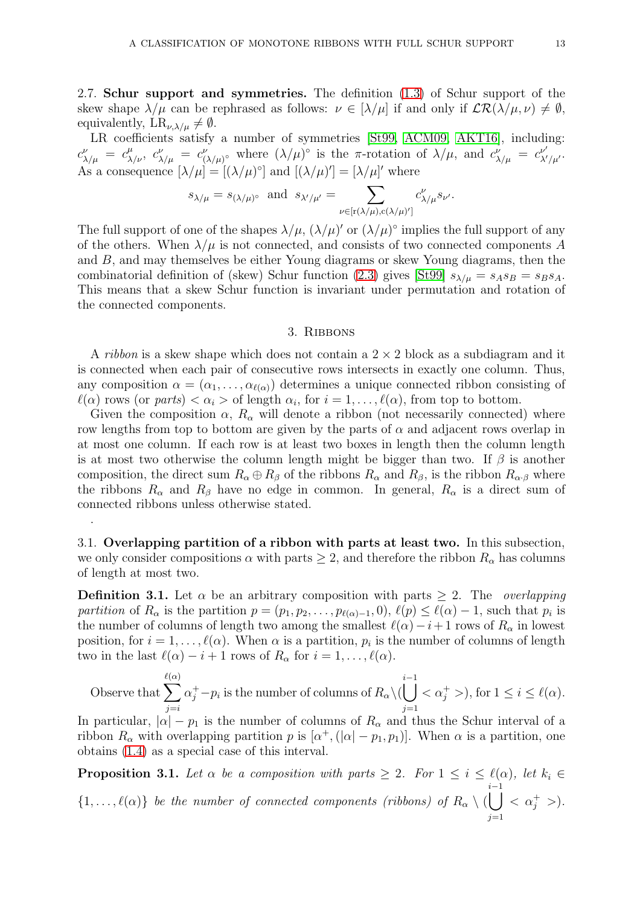2.7. **Schur support and symmetries.** The definition (1.3) of Schur support of the skew shape $\lambda/\mu$ can be rephrased as follows: $\nu \in [\lambda/\mu]$ if and only if $\mathcal{LR}(\lambda/\mu, \nu) \neq \emptyset$, equivalently, $\mathrm{LR}_{\nu,\lambda/\mu} \neq \emptyset$.

LR coefficients satisfy a number of symmetries [St99, ACM09, AKT16], including: $c^{\nu}_{\lambda/\mu} = c^{\mu}_{\lambda/\nu}$, $c^{\nu}_{\lambda/\mu} = c^{\nu}_{(\lambda/\mu)^{\circ}}$ where $(\lambda/\mu)^{\circ}$ is the $\pi$-rotation of $\lambda/\mu$, and $c^{\nu}_{\lambda/\mu} = c^{\nu'}_{\lambda'/\mu'}$. As a consequence $[\lambda/\mu] = [(\lambda/\mu)^{\circ}]$ and $[(\lambda/\mu)'] = [\lambda/\mu]'$ where

$$s_{\lambda/\mu} = s_{(\lambda/\mu)^{\circ}} \text{ and } s_{\lambda'/\mu'} = \sum_{\nu \in [\mathrm{r}(\lambda/\mu), \mathrm{c}(\lambda/\mu)']} c^{\nu}_{\lambda/\mu} s_{\nu'}.$$

The full support of one of the shapes $\lambda/\mu$, $(\lambda/\mu)'$ or $(\lambda/\mu)^{\circ}$ implies the full support of any of the others. When $\lambda/\mu$ is not connected, and consists of two connected components $A$ and $B$, and may themselves be either Young diagrams or skew Young diagrams, then the combinatorial definition of (skew) Schur function (2.3) gives [St99] $s_{\lambda/\mu} = s_A s_B = s_B s_A$. This means that a skew Schur function is invariant under permutation and rotation of the connected components.

## 3. Ribbons

A *ribbon* is a skew shape which does not contain a $2 \times 2$ block as a subdiagram and it is connected when each pair of consecutive rows intersects in exactly one column. Thus, any composition $\alpha = (\alpha_1, \ldots, \alpha_{\ell(\alpha)})$ determines a unique connected ribbon consisting of $\ell(\alpha)$ rows (or *parts*) $< \alpha_i >$ of length $\alpha_i$, for $i = 1, \ldots, \ell(\alpha)$, from top to bottom.

Given the composition $\alpha$, $R_\alpha$ will denote a ribbon (not necessarily connected) where row lengths from top to bottom are given by the parts of $\alpha$ and adjacent rows overlap in at most one column. If each row is at least two boxes in length then the column length is at most two otherwise the column length might be bigger than two. If $\beta$ is another composition, the direct sum $R_\alpha \oplus R_\beta$ of the ribbons $R_\alpha$ and $R_\beta$, is the ribbon $R_{\alpha\cdot\beta}$ where the ribbons $R_\alpha$ and $R_\beta$ have no edge in common. In general, $R_\alpha$ is a direct sum of connected ribbons unless otherwise stated.

.

3.1. **Overlapping partition of a ribbon with parts at least two.** In this subsection, we only consider compositions $\alpha$ with parts $\geq 2$, and therefore the ribbon $R_\alpha$ has columns of length at most two.

**Definition 3.1.** Let $\alpha$ be an arbitrary composition with parts $\geq 2$. The *overlapping partition* of $R_\alpha$ is the partition $p = (p_1, p_2, \ldots, p_{\ell(\alpha)-1}, 0)$, $\ell(p) \leq \ell(\alpha) - 1$, such that $p_i$ is the number of columns of length two among the smallest $\ell(\alpha) - i + 1$ rows of $R_\alpha$ in lowest position, for $i = 1, \ldots, \ell(\alpha)$. When $\alpha$ is a partition, $p_i$ is the number of columns of length two in the last $\ell(\alpha) - i + 1$ rows of $R_\alpha$ for $i = 1, \ldots, \ell(\alpha)$.

Observe that $\displaystyle\sum_{j=i}^{\ell(\alpha)} \alpha^+_j - p_i$ is the number of columns of $R_\alpha \setminus (\bigcup_{j=1}^{i-1} < \alpha^+_j >)$, for $1 \leq i \leq \ell(\alpha)$.

In particular, $|\alpha| - p_1$ is the number of columns of $R_\alpha$ and thus the Schur interval of a ribbon $R_\alpha$ with overlapping partition $p$ is $[\alpha^+, (|\alpha| - p_1, p_1)]$. When $\alpha$ is a partition, one obtains (1.4) as a special case of this interval.

**Proposition 3.1.** *Let $\alpha$ be a composition with parts $\geq 2$. For $1 \leq i \leq \ell(\alpha)$, let $k_i \in \{1, \ldots, \ell(\alpha)\}$ be the number of connected components (ribbons) of $R_\alpha \setminus (\bigcup_{j=1}^{i-1} < \alpha^+_j >)$.*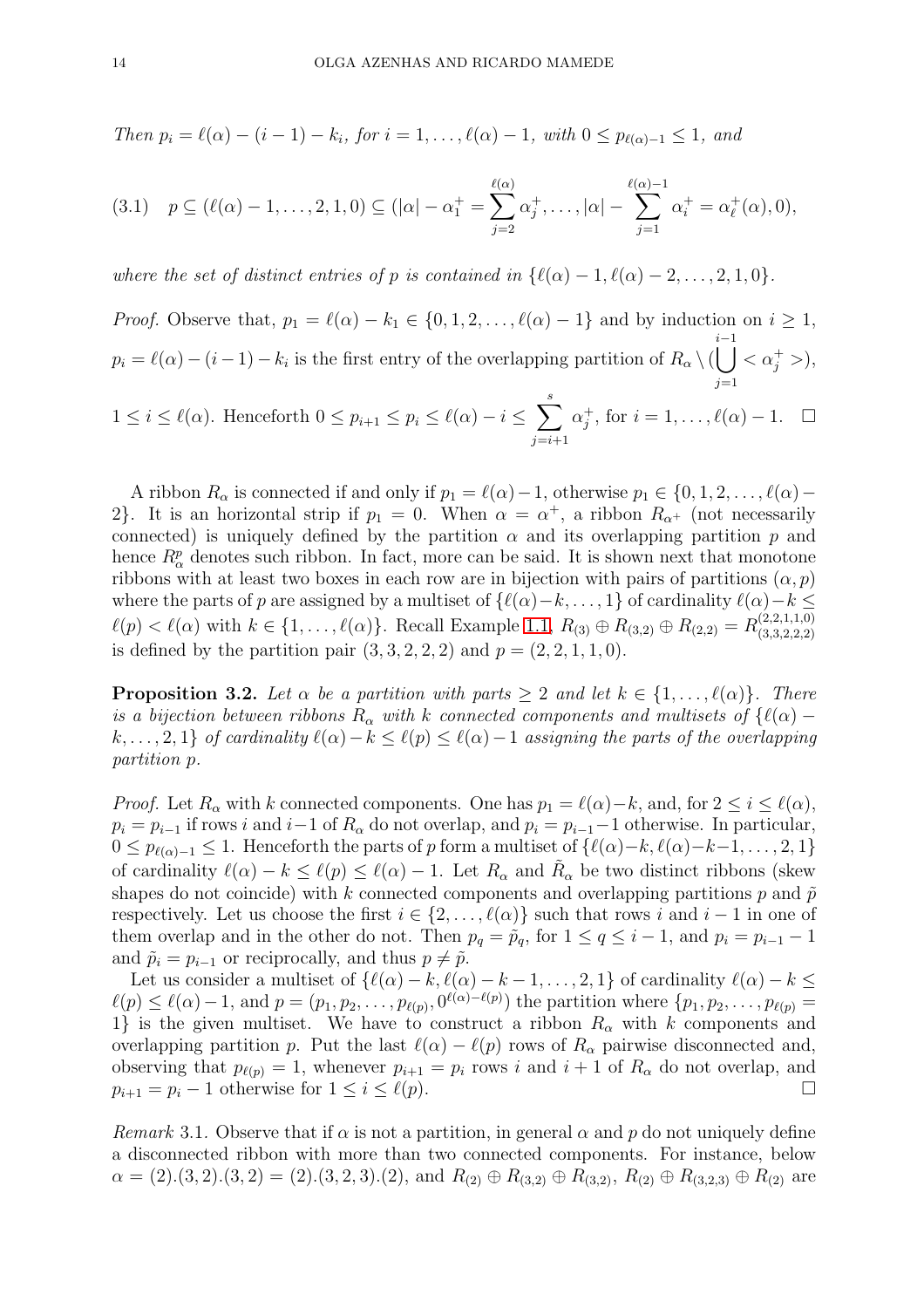*Then* $p_i = \ell(\alpha) - (i-1) - k_i$, *for* $i = 1, \ldots, \ell(\alpha) - 1$, *with* $0 \le p_{\ell(\alpha)-1} \le 1$, *and*

$$p \subseteq (\ell(\alpha)-1, \ldots, 2, 1, 0) \subseteq (|\alpha| - \alpha_1^+ = \sum_{j=2}^{\ell(\alpha)} \alpha_j^+, \ldots, |\alpha| - \sum_{j=1}^{\ell(\alpha)-1} \alpha_i^+ = \alpha_\ell^+(\alpha), 0), \tag{3.1}$$

*where the set of distinct entries of* $p$ *is contained in* $\{\ell(\alpha)-1, \ell(\alpha)-2, \ldots, 2, 1, 0\}$.

*Proof.* Observe that, $p_1 = \ell(\alpha) - k_1 \in \{0, 1, 2, \ldots, \ell(\alpha)-1\}$ and by induction on $i \ge 1$, $p_i = \ell(\alpha) - (i-1) - k_i$ is the first entry of the overlapping partition of $R_\alpha \setminus (\bigcup_{j=1}^{i-1} < \alpha_j^+ >)$, $1 \le i \le \ell(\alpha)$. Henceforth $0 \le p_{i+1} \le p_i \le \ell(\alpha) - i \le \sum_{j=i+1}^{s} \alpha_j^+$, for $i = 1, \ldots, \ell(\alpha)-1$. □

A ribbon $R_\alpha$ is connected if and only if $p_1 = \ell(\alpha) - 1$, otherwise $p_1 \in \{0, 1, 2, \ldots, \ell(\alpha) - 2\}$. It is an horizontal strip if $p_1 = 0$. When $\alpha = \alpha^+$, a ribbon $R_{\alpha^+}$ (not necessarily connected) is uniquely defined by the partition $\alpha$ and its overlapping partition $p$ and hence $R_\alpha^p$ denotes such ribbon. In fact, more can be said. It is shown next that monotone ribbons with at least two boxes in each row are in bijection with pairs of partitions $(\alpha, p)$ where the parts of $p$ are assigned by a multiset of $\{\ell(\alpha)-k, \ldots, 1\}$ of cardinality $\ell(\alpha)-k \le \ell(p) < \ell(\alpha)$ with $k \in \{1, \ldots, \ell(\alpha)\}$. Recall Example 1.1, $R_{(3)} \oplus R_{(3,2)} \oplus R_{(2,2)} = R_{(3,3,2,2,2)}^{(2,2,1,1,0)}$ is defined by the partition pair $(3, 3, 2, 2, 2)$ and $p = (2, 2, 1, 1, 0)$.

**Proposition 3.2.** *Let* $\alpha$ *be a partition with parts* $\ge 2$ *and let* $k \in \{1, \ldots, \ell(\alpha)\}$. *There is a bijection between ribbons* $R_\alpha$ *with* $k$ *connected components and multisets of* $\{\ell(\alpha) - k, \ldots, 2, 1\}$ *of cardinality* $\ell(\alpha) - k \le \ell(p) \le \ell(\alpha) - 1$ *assigning the parts of the overlapping partition* $p$.

*Proof.* Let $R_\alpha$ with $k$ connected components. One has $p_1 = \ell(\alpha) - k$, and, for $2 \le i \le \ell(\alpha)$, $p_i = p_{i-1}$ if rows $i$ and $i-1$ of $R_\alpha$ do not overlap, and $p_i = p_{i-1} - 1$ otherwise. In particular, $0 \le p_{\ell(\alpha)-1} \le 1$. Henceforth the parts of $p$ form a multiset of $\{\ell(\alpha)-k, \ell(\alpha)-k-1, \ldots, 2, 1\}$ of cardinality $\ell(\alpha) - k \le \ell(p) \le \ell(\alpha) - 1$. Let $R_\alpha$ and $\tilde{R}_\alpha$ be two distinct ribbons (skew shapes do not coincide) with $k$ connected components and overlapping partitions $p$ and $\tilde{p}$ respectively. Let us choose the first $i \in \{2, \ldots, \ell(\alpha)\}$ such that rows $i$ and $i-1$ in one of them overlap and in the other do not. Then $p_q = \tilde{p}_q$, for $1 \le q \le i-1$, and $p_i = p_{i-1} - 1$ and $\tilde{p}_i = p_{i-1}$ or reciprocally, and thus $p \ne \tilde{p}$.

Let us consider a multiset of $\{\ell(\alpha) - k, \ell(\alpha) - k - 1, \ldots, 2, 1\}$ of cardinality $\ell(\alpha) - k \le \ell(p) \le \ell(\alpha) - 1$, and $p = (p_1, p_2, \ldots, p_{\ell(p)}, 0^{\ell(\alpha)-\ell(p)})$ the partition where $\{p_1, p_2, \ldots, p_{\ell(p)} = 1\}$ is the given multiset. We have to construct a ribbon $R_\alpha$ with $k$ components and overlapping partition $p$. Put the last $\ell(\alpha) - \ell(p)$ rows of $R_\alpha$ pairwise disconnected and, observing that $p_{\ell(p)} = 1$, whenever $p_{i+1} = p_i$ rows $i$ and $i+1$ of $R_\alpha$ do not overlap, and $p_{i+1} = p_i - 1$ otherwise for $1 \le i \le \ell(p)$. □

*Remark* 3.1. Observe that if $\alpha$ is not a partition, in general $\alpha$ and $p$ do not uniquely define a disconnected ribbon with more than two connected components. For instance, below $\alpha = (2).(3, 2).(3, 2) = (2).(3, 2, 3).(2)$, and $R_{(2)} \oplus R_{(3,2)} \oplus R_{(3,2)}$, $R_{(2)} \oplus R_{(3,2,3)} \oplus R_{(2)}$ are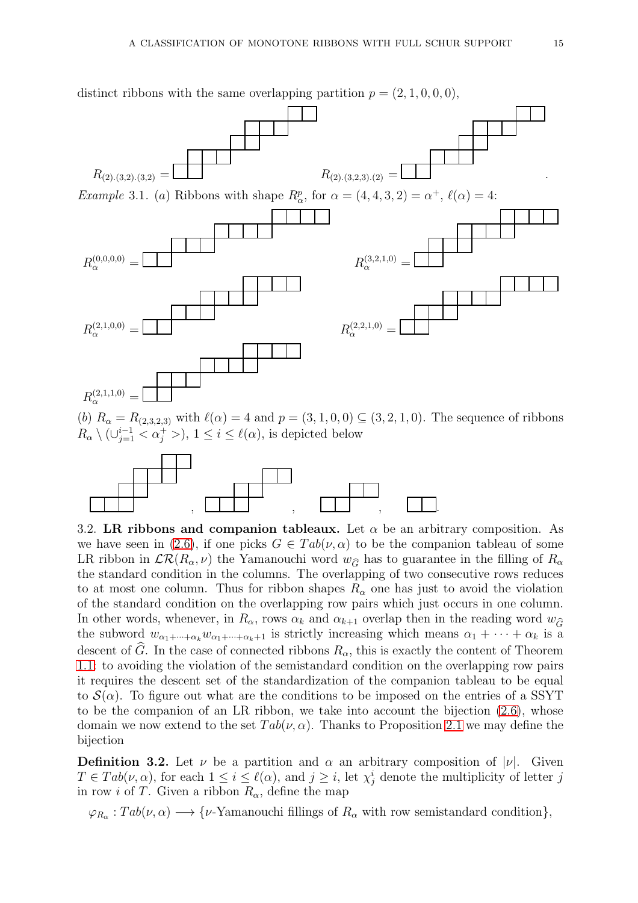distinct ribbons with the same overlapping partition $p = (2, 1, 0, 0, 0)$,

$R_{(2).(3,2).(3,2)} =$ $\qquad$ $R_{(2).(3,2,3).(2)} =$ .

*Example* 3.1. (*a*) Ribbons with shape $R^p_\alpha$, for $\alpha = (4, 4, 3, 2) = \alpha^+$, $\ell(\alpha) = 4$:

$R^{(0,0,0,0)}_\alpha =$ $\qquad$ $R^{(3,2,1,0)}_\alpha =$

$R^{(2,1,0,0)}_\alpha =$ $\qquad$ $R^{(2,2,1,0)}_\alpha =$

$R^{(2,1,1,0)}_\alpha =$

(*b*) $R_\alpha = R_{(2,3,2,3)}$ with $\ell(\alpha) = 4$ and $p = (3, 1, 0, 0) \subseteq (3, 2, 1, 0)$. The sequence of ribbons $R_\alpha \setminus (\cup_{j=1}^{i-1} < \alpha^+_j >)$, $1 \le i \le \ell(\alpha)$, is depicted below

, , , .

3.2. **LR ribbons and companion tableaux.** Let $\alpha$ be an arbitrary composition. As we have seen in (2.6), if one picks $G \in Tab(\nu, \alpha)$ to be the companion tableau of some LR ribbon in $\mathcal{LR}(R_\alpha, \nu)$ the Yamanouchi word $w_{\widehat{G}}$ has to guarantee in the filling of $R_\alpha$ the standard condition in the columns. The overlapping of two consecutive rows reduces to at most one column. Thus for ribbon shapes $R_\alpha$ one has just to avoid the violation of the standard condition on the overlapping row pairs which just occurs in one column. In other words, whenever, in $R_\alpha$, rows $\alpha_k$ and $\alpha_{k+1}$ overlap then in the reading word $w_{\widehat{G}}$ the subword $w_{\alpha_1+\cdots+\alpha_k} w_{\alpha_1+\cdots+\alpha_k+1}$ is strictly increasing which means $\alpha_1 + \cdots + \alpha_k$ is a descent of $\widehat{G}$. In the case of connected ribbons $R_\alpha$, this is exactly the content of Theorem 1.1: to avoiding the violation of the semistandard condition on the overlapping row pairs it requires the descent set of the standardization of the companion tableau to be equal to $\mathcal{S}(\alpha)$. To figure out what are the conditions to be imposed on the entries of a SSYT to be the companion of an LR ribbon, we take into account the bijection (2.6), whose domain we now extend to the set $Tab(\nu, \alpha)$. Thanks to Proposition 2.1 we may define the bijection

**Definition 3.2.** Let $\nu$ be a partition and $\alpha$ an arbitrary composition of $|\nu|$. Given $T \in Tab(\nu, \alpha)$, for each $1 \le i \le \ell(\alpha)$, and $j \ge i$, let $\chi^i_j$ denote the multiplicity of letter $j$ in row $i$ of $T$. Given a ribbon $R_\alpha$, define the map

$$\varphi_{R_\alpha} : Tab(\nu, \alpha) \longrightarrow \{\nu\text{-Yamanouchi fillings of } R_\alpha \text{ with row semistandard condition}\},$$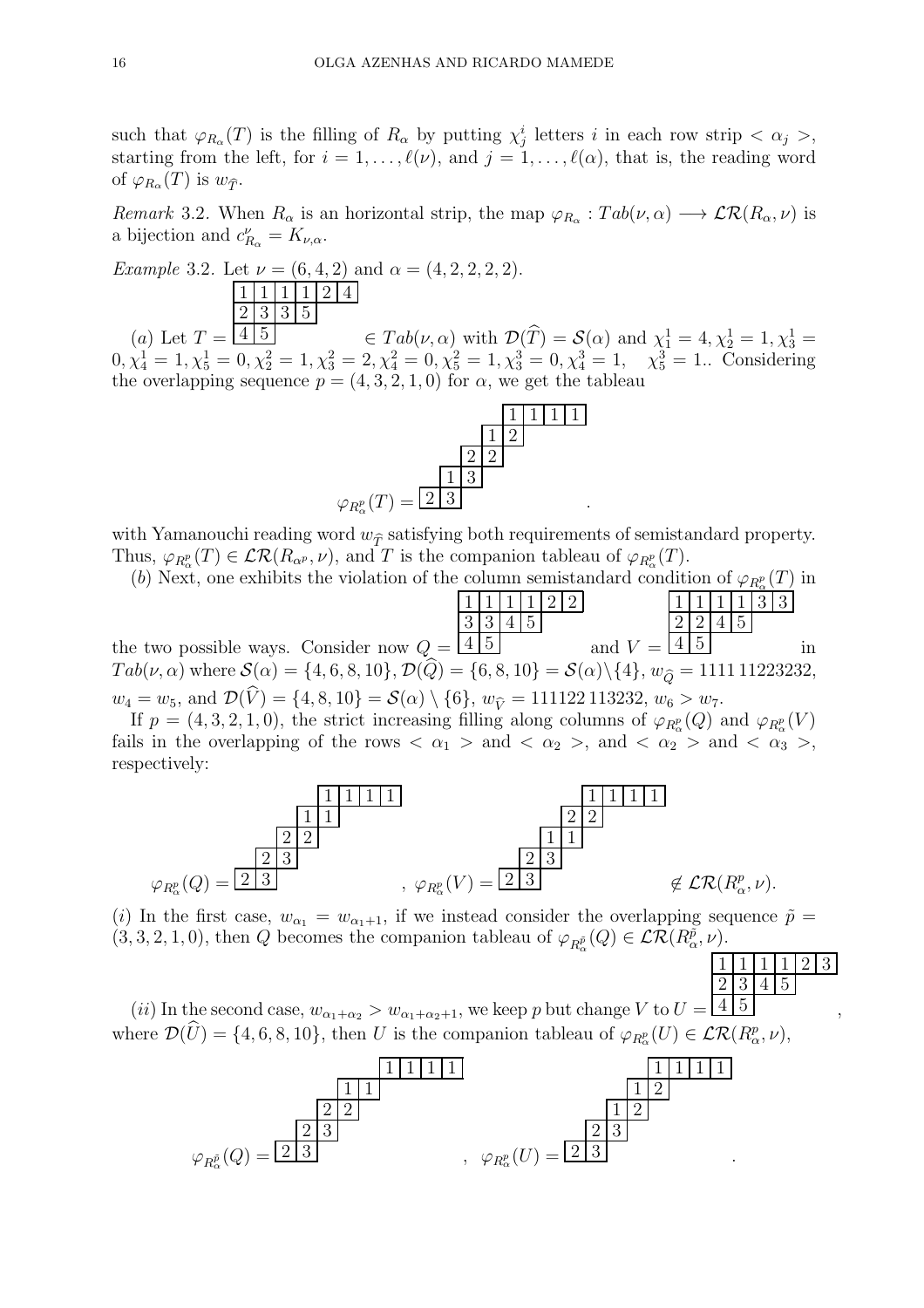such that $\varphi_{R_\alpha}(T)$ is the filling of $R_\alpha$ by putting $\chi_j^i$ letters $i$ in each row strip $<\alpha_j>$, starting from the left, for $i = 1, \ldots, \ell(\nu)$, and $j = 1, \ldots, \ell(\alpha)$, that is, the reading word of $\varphi_{R_\alpha}(T)$ is $w_{\widehat{T}}$.

*Remark* 3.2. When $R_\alpha$ is an horizontal strip, the map $\varphi_{R_\alpha} : Tab(\nu, \alpha) \longrightarrow \mathcal{LR}(R_\alpha, \nu)$ is a bijection and $c^\nu_{R_\alpha} = K_{\nu,\alpha}$.

*Example* 3.2. Let $\nu = (6, 4, 2)$ and $\alpha = (4, 2, 2, 2, 2)$.

(*a*) Let $T = \begin{array}{cccccc} 1 & 1 & 1 & 1 & 2 & 4 \\ 2 & 3 & 3 & 5 & & \\ 4 & 5 & & & & \end{array} \in Tab(\nu, \alpha)$ with $\mathcal{D}(\widehat{T}) = \mathcal{S}(\alpha)$ and $\chi_1^1 = 4, \chi_2^1 = 1, \chi_3^1 = 0, \chi_4^1 = 1, \chi_5^1 = 0, \chi_1^2 = 1, \chi_2^2 = 2, \chi_4^2 = 0, \chi_5^2 = 1, \chi_3^3 = 0, \chi_4^3 = 1, \quad \chi_5^3 = 1.$. Considering the overlapping sequence $p = (4, 3, 2, 1, 0)$ for $\alpha$, we get the tableau

$$\varphi_{R^p_\alpha}(T) = \begin{array}{ccccccccc} & & & & 1 & 1 & 1 & 1 \\ & & & 1 & 2 & & & \\ & & 2 & 2 & & & & \\ & 1 & 3 & & & & & \\ 2 & 3 & & & & & & \end{array}.$$

with Yamanouchi reading word $w_{\widehat{T}}$ satisfying both requirements of semistandard property. Thus, $\varphi_{R^p_\alpha}(T) \in \mathcal{LR}(R_{\alpha^p}, \nu)$, and $T$ is the companion tableau of $\varphi_{R^p_\alpha}(T)$.

(*b*) Next, one exhibits the violation of the column semistandard condition of $\varphi_{R^p_\alpha}(T)$ in the two possible ways. Consider now $Q = \begin{array}{cccccc} 1 & 1 & 1 & 1 & 2 & 2 \\ 3 & 3 & 4 & 5 & & \\ 4 & 5 & & & & \end{array}$ and $V = \begin{array}{cccccc} 1 & 1 & 1 & 1 & 3 & 3 \\ 2 & 2 & 4 & 5 & & \\ 4 & 5 & & & & \end{array}$ in $Tab(\nu, \alpha)$ where $\mathcal{S}(\alpha) = \{4, 6, 8, 10\}$, $\mathcal{D}(\widehat{Q}) = \{6, 8, 10\} = \mathcal{S}(\alpha) \backslash \{4\}$, $w_{\widehat{Q}} = 1111\,11223232$, $w_4 = w_5$, and $\mathcal{D}(\widehat{V}) = \{4, 8, 10\} = \mathcal{S}(\alpha) \setminus \{6\}$, $w_{\widehat{V}} = 111122\,113232$, $w_6 > w_7$.

If $p = (4, 3, 2, 1, 0)$, the strict increasing filling along columns of $\varphi_{R^p_\alpha}(Q)$ and $\varphi_{R^p_\alpha}(V)$ fails in the overlapping of the rows $<\alpha_1>$ and $<\alpha_2>$, and $<\alpha_2>$ and $<\alpha_3>$, respectively:

$$\varphi_{R^p_\alpha}(Q) = \begin{array}{cccccccc} & & & & 1 & 1 & 1 & 1 \\ & & & 1 & 1 & & & \\ & & 2 & 2 & & & & \\ & 2 & 3 & & & & & \\ 2 & 3 & & & & & & \end{array}, \quad \varphi_{R^p_\alpha}(V) = \begin{array}{cccccccc} & & & & 1 & 1 & 1 & 1 \\ & & & 2 & 2 & & & \\ & & 1 & 1 & & & & \\ & 2 & 3 & & & & & \\ 2 & 3 & & & & & & \end{array} \quad \notin \mathcal{LR}(R^p_\alpha, \nu).$$

(*i*) In the first case, $w_{\alpha_1} = w_{\alpha_1+1}$, if we instead consider the overlapping sequence $\tilde{p} = (3, 3, 2, 1, 0)$, then $Q$ becomes the companion tableau of $\varphi_{R^{\tilde{p}}_\alpha}(Q) \in \mathcal{LR}(R^{\tilde{p}}_\alpha, \nu)$.

(*ii*) In the second case, $w_{\alpha_1+\alpha_2} > w_{\alpha_1+\alpha_2+1}$, we keep $p$ but change $V$ to $U = \begin{array}{cccccc} 1 & 1 & 1 & 1 & 2 & 3 \\ 2 & 3 & 4 & 5 & & \\ 4 & 5 & & & & \end{array}$, where $\mathcal{D}(\widehat{U}) = \{4, 6, 8, 10\}$, then $U$ is the companion tableau of $\varphi_{R^p_\alpha}(U) \in \mathcal{LR}(R^p_\alpha, \nu)$,

$$\varphi_{R^{\tilde{p}}_\alpha}(Q) = \begin{array}{ccccccccc} & & & & & 1 & 1 & 1 & 1 \\ & & & 1 & 1 & & & & \\ & & 2 & 2 & & & & & \\ & 2 & 3 & & & & & & \\ 2 & 3 & & & & & & & \end{array}, \quad \varphi_{R^p_\alpha}(U) = \begin{array}{cccccccc} & & & & 1 & 1 & 1 & 1 \\ & & & 1 & 2 & & & \\ & & 1 & 2 & & & & \\ & 2 & 3 & & & & & \\ 2 & 3 & & & & & & \end{array}.$$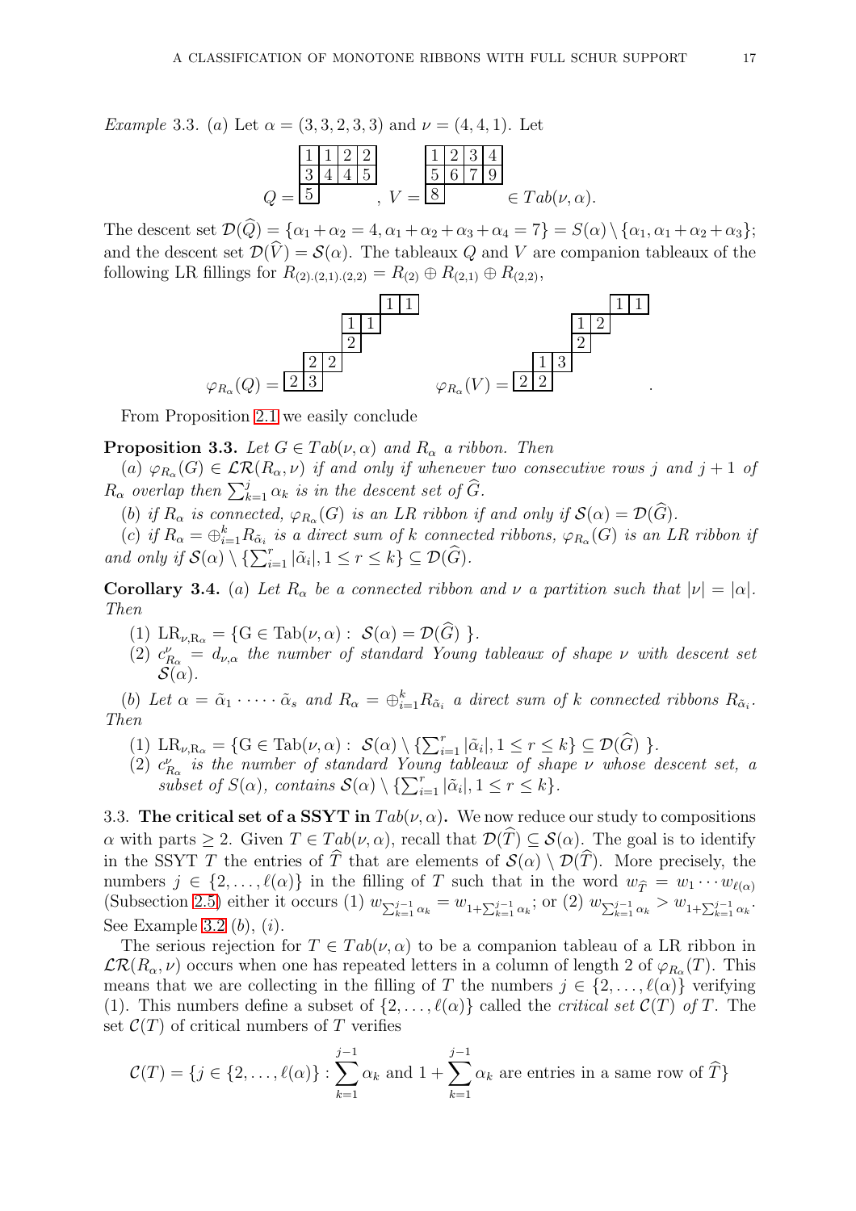*Example* 3.3. (*a*) Let $\alpha = (3,3,2,3,3)$ and $\nu = (4,4,1)$. Let

$$Q = \begin{array}{|c|c|c|c|}\hline 1 & 1 & 2 & 2 \\\hline 3 & 4 & 4 & 5 \\\hline 5 \\\cline{1-1}\end{array}, \quad V = \begin{array}{|c|c|c|c|}\hline 1 & 2 & 3 & 4 \\\hline 5 & 6 & 7 & 9 \\\hline 8 \\\cline{1-1}\end{array} \in Tab(\nu, \alpha).$$

The descent set $\mathcal{D}(\widehat{Q}) = \{\alpha_1 + \alpha_2 = 4, \alpha_1 + \alpha_2 + \alpha_3 + \alpha_4 = 7\} = S(\alpha) \setminus \{\alpha_1, \alpha_1 + \alpha_2 + \alpha_3\}$; and the descent set $\mathcal{D}(\widehat{V}) = \mathcal{S}(\alpha)$. The tableaux $Q$ and $V$ are companion tableaux of the following LR fillings for $R_{(2).(2,1).(2,2)} = R_{(2)} \oplus R_{(2,1)} \oplus R_{(2,2)}$,

$$\varphi_{R_\alpha}(Q) = \begin{array}{cccccc} &&&& \boxed{1} & \boxed{1} \\ && \boxed{1} & \boxed{1} && \\ && \boxed{2} &&& \\ & \boxed{2} & \boxed{2} &&& \\ \boxed{2} & \boxed{3} &&&& \end{array} \qquad \varphi_{R_\alpha}(V) = \begin{array}{cccccc} &&&& \boxed{1} & \boxed{1} \\ && \boxed{1} & \boxed{2} && \\ && \boxed{2} &&& \\ & \boxed{1} & \boxed{3} &&& \\ \boxed{2} & \boxed{2} &&&& \end{array}.$$

From Proposition 2.1 we easily conclude

**Proposition 3.3.** *Let $G \in Tab(\nu, \alpha)$ and $R_\alpha$ a ribbon. Then*

(*a*) *$\varphi_{R_\alpha}(G) \in \mathcal{LR}(R_\alpha, \nu)$ if and only if whenever two consecutive rows $j$ and $j+1$ of $R_\alpha$ overlap then $\sum_{k=1}^{j} \alpha_k$ is in the descent set of $\widehat{G}$.*

(*b*) *if $R_\alpha$ is connected, $\varphi_{R_\alpha}(G)$ is an LR ribbon if and only if $\mathcal{S}(\alpha) = \mathcal{D}(\widehat{G})$.*

(*c*) *if $R_\alpha = \oplus_{i=1}^{k} R_{\tilde{\alpha}_i}$ is a direct sum of $k$ connected ribbons, $\varphi_{R_\alpha}(G)$ is an LR ribbon if and only if $\mathcal{S}(\alpha) \setminus \{\sum_{i=1}^{r} |\tilde{\alpha}_i|, 1 \leq r \leq k\} \subseteq \mathcal{D}(\widehat{G})$.*

**Corollary 3.4.** (*a*) *Let $R_\alpha$ be a connected ribbon and $\nu$ a partition such that $|\nu| = |\alpha|$. Then*

1. $\mathrm{LR}_{\nu, \mathrm{R}_\alpha} = \{\mathrm{G} \in \mathrm{Tab}(\nu, \alpha) : \ \mathcal{S}(\alpha) = \mathcal{D}(\widehat{G}) \ \}$.
2. *$c^{\nu}_{R_\alpha} = d_{\nu,\alpha}$ the number of standard Young tableaux of shape $\nu$ with descent set $\mathcal{S}(\alpha)$.*

(*b*) *Let $\alpha = \tilde{\alpha}_1 \cdot \dots \cdot \tilde{\alpha}_s$ and $R_\alpha = \oplus_{i=1}^{k} R_{\tilde{\alpha}_i}$ a direct sum of $k$ connected ribbons $R_{\tilde{\alpha}_i}$. Then*

1. $\mathrm{LR}_{\nu, \mathrm{R}_\alpha} = \{\mathrm{G} \in \mathrm{Tab}(\nu, \alpha) : \ \mathcal{S}(\alpha) \setminus \{\sum_{i=1}^{r} |\tilde{\alpha}_i|, 1 \leq r \leq k\} \subseteq \mathcal{D}(\widehat{G}) \ \}$.
2. *$c^{\nu}_{R_\alpha}$ is the number of standard Young tableaux of shape $\nu$ whose descent set, a subset of $S(\alpha)$, contains $\mathcal{S}(\alpha) \setminus \{\sum_{i=1}^{r} |\tilde{\alpha}_i|, 1 \leq r \leq k\}$.*

3.3. **The critical set of a SSYT in** $Tab(\nu, \alpha)$**.** We now reduce our study to compositions $\alpha$ with parts $\geq 2$. Given $T \in Tab(\nu, \alpha)$, recall that $\mathcal{D}(\widehat{T}) \subseteq \mathcal{S}(\alpha)$. The goal is to identify in the SSYT $T$ the entries of $\widehat{T}$ that are elements of $\mathcal{S}(\alpha) \setminus \mathcal{D}(\widehat{T})$. More precisely, the numbers $j \in \{2, \dots, \ell(\alpha)\}$ in the filling of $T$ such that in the word $w_{\widehat{T}} = w_1 \cdots w_{\ell(\alpha)}$ (Subsection 2.5) either it occurs (1) $w_{\sum_{k=1}^{j-1} \alpha_k} = w_{1+\sum_{k=1}^{j-1} \alpha_k}$; or (2) $w_{\sum_{k=1}^{j-1} \alpha_k} > w_{1+\sum_{k=1}^{j-1} \alpha_k}$. See Example 3.2 (*b*), (*i*).

The serious rejection for $T \in Tab(\nu, \alpha)$ to be a companion tableau of a LR ribbon in $\mathcal{LR}(R_\alpha, \nu)$ occurs when one has repeated letters in a column of length 2 of $\varphi_{R_\alpha}(T)$. This means that we are collecting in the filling of $T$ the numbers $j \in \{2, \dots, \ell(\alpha)\}$ verifying (1). This numbers define a subset of $\{2, \dots, \ell(\alpha)\}$ called the *critical set* $\mathcal{C}(T)$ *of* $T$. The set $\mathcal{C}(T)$ of critical numbers of $T$ verifies

$$\mathcal{C}(T) = \{j \in \{2, \dots, \ell(\alpha)\} : \sum_{k=1}^{j-1} \alpha_k \text{ and } 1 + \sum_{k=1}^{j-1} \alpha_k \text{ are entries in a same row of } \widehat{T}\}$$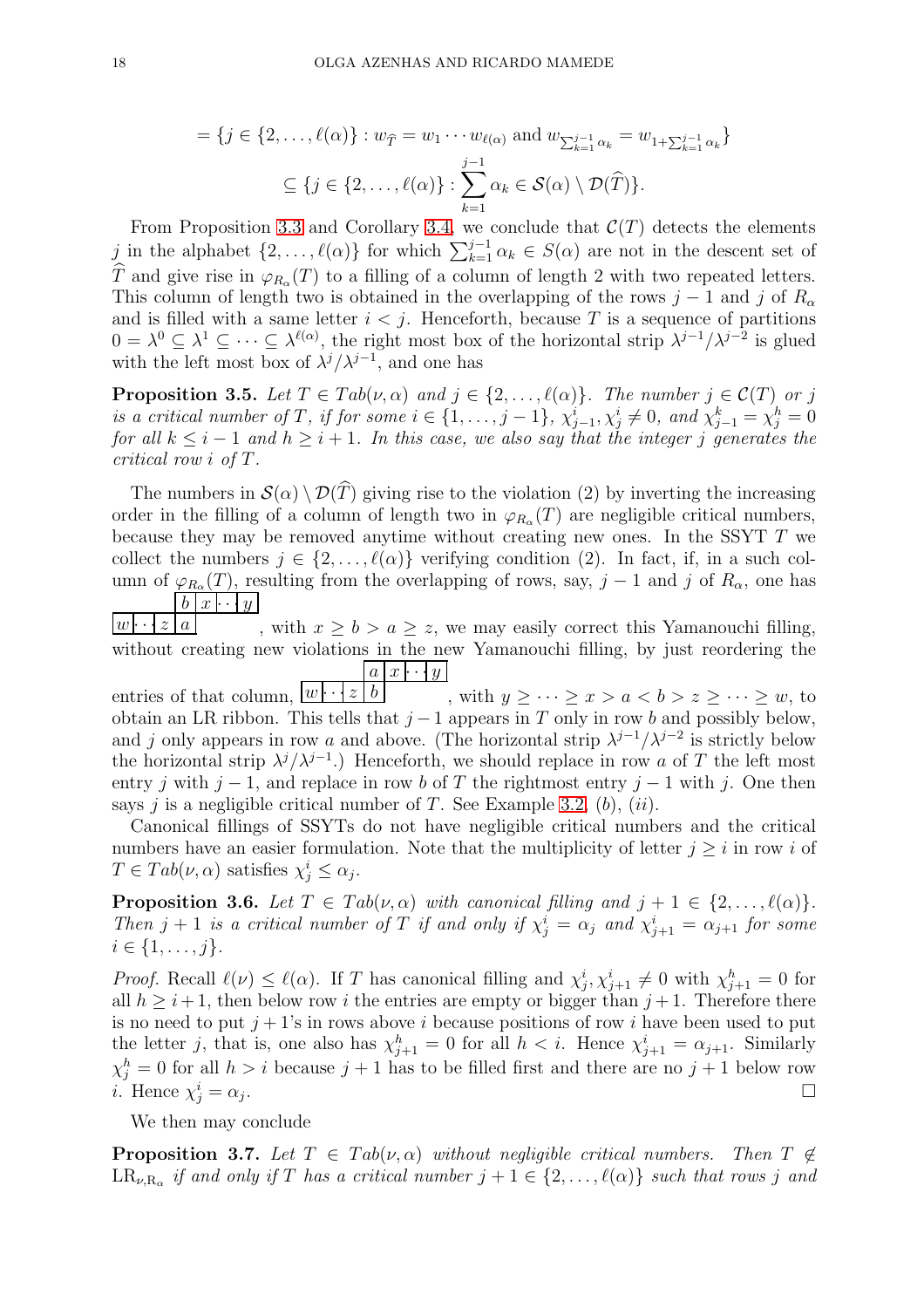$$= \{j \in \{2, \ldots, \ell(\alpha)\} : w_{\widehat{T}} = w_1 \cdots w_{\ell(\alpha)} \text{ and } w_{\sum_{k=1}^{j-1} \alpha_k} = w_{1+\sum_{k=1}^{j-1} \alpha_k}\}$$

$$\subseteq \{j \in \{2, \ldots, \ell(\alpha)\} : \sum_{k=1}^{j-1} \alpha_k \in \mathcal{S}(\alpha) \setminus \mathcal{D}(\widehat{T})\}.$$

From Proposition 3.3 and Corollary 3.4, we conclude that $\mathcal{C}(T)$ detects the elements $j$ in the alphabet $\{2, \ldots, \ell(\alpha)\}$ for which $\sum_{k=1}^{j-1} \alpha_k \in S(\alpha)$ are not in the descent set of $\widehat{T}$ and give rise in $\varphi_{R_\alpha}(T)$ to a filling of a column of length 2 with two repeated letters. This column of length two is obtained in the overlapping of the rows $j-1$ and $j$ of $R_\alpha$ and is filled with a same letter $i < j$. Henceforth, because $T$ is a sequence of partitions $0 = \lambda^0 \subseteq \lambda^1 \subseteq \cdots \subseteq \lambda^{\ell(\alpha)}$, the right most box of the horizontal strip $\lambda^{j-1}/\lambda^{j-2}$ is glued with the left most box of $\lambda^j/\lambda^{j-1}$, and one has

**Proposition 3.5.** *Let $T \in Tab(\nu, \alpha)$ and $j \in \{2, \ldots, \ell(\alpha)\}$. The number $j \in \mathcal{C}(T)$ or $j$ is a critical number of $T$, if for some $i \in \{1, \ldots, j-1\}$, $\chi_{j-1}^i, \chi_j^i \neq 0$, and $\chi_{j-1}^k = \chi_j^h = 0$ for all $k \leq i-1$ and $h \geq i+1$. In this case, we also say that the integer $j$ generates the critical row $i$ of $T$.*

The numbers in $\mathcal{S}(\alpha) \setminus \mathcal{D}(\widehat{T})$ giving rise to the violation (2) by inverting the increasing order in the filling of a column of length two in $\varphi_{R_\alpha}(T)$ are negligible critical numbers, because they may be removed anytime without creating new ones. In the SSYT $T$ we collect the numbers $j \in \{2, \ldots, \ell(\alpha)\}$ verifying condition (2). In fact, if, in a such column of $\varphi_{R_\alpha}(T)$, resulting from the overlapping of rows, say, $j-1$ and $j$ of $R_\alpha$, one has

```
      | b | x |···| y |
|w|···| z | a |
```

, with $x \geq b > a \geq z$, we may easily correct this Yamanouchi filling, without creating new violations in the new Yamanouchi filling, by just reordering the entries of that column,

```
      | a | x |···| y |
|w|···| z | b |
```

, with $y \geq \cdots \geq x > a < b > z \geq \cdots \geq w$, to obtain an LR ribbon. This tells that $j-1$ appears in $T$ only in row $b$ and possibly below, and $j$ only appears in row $a$ and above. (The horizontal strip $\lambda^{j-1}/\lambda^{j-2}$ is strictly below the horizontal strip $\lambda^j/\lambda^{j-1}$.) Henceforth, we should replace in row $a$ of $T$ the left most entry $j$ with $j-1$, and replace in row $b$ of $T$ the rightmost entry $j-1$ with $j$. One then says $j$ is a negligible critical number of $T$. See Example 3.2, $(b)$, $(ii)$.

Canonical fillings of SSYTs do not have negligible critical numbers and the critical numbers have an easier formulation. Note that the multiplicity of letter $j \geq i$ in row $i$ of $T \in Tab(\nu, \alpha)$ satisfies $\chi_j^i \leq \alpha_j$.

**Proposition 3.6.** *Let $T \in Tab(\nu, \alpha)$ with canonical filling and $j+1 \in \{2, \ldots, \ell(\alpha)\}$. Then $j+1$ is a critical number of $T$ if and only if $\chi_j^i = \alpha_j$ and $\chi_{j+1}^i = \alpha_{j+1}$ for some $i \in \{1, \ldots, j\}$.*

*Proof.* Recall $\ell(\nu) \leq \ell(\alpha)$. If $T$ has canonical filling and $\chi_j^i, \chi_{j+1}^i \neq 0$ with $\chi_{j+1}^h = 0$ for all $h \geq i+1$, then below row $i$ the entries are empty or bigger than $j+1$. Therefore there is no need to put $j+1$'s in rows above $i$ because positions of row $i$ have been used to put the letter $j$, that is, one also has $\chi_{j+1}^h = 0$ for all $h < i$. Hence $\chi_{j+1}^i = \alpha_{j+1}$. Similarly $\chi_j^h = 0$ for all $h > i$ because $j+1$ has to be filled first and there are no $j+1$ below row $i$. Hence $\chi_j^i = \alpha_j$. $\square$

We then may conclude

**Proposition 3.7.** *Let $T \in Tab(\nu, \alpha)$ without negligible critical numbers. Then $T \notin \mathrm{LR}_{\nu, \mathrm{R}_\alpha}$ if and only if $T$ has a critical number $j+1 \in \{2, \ldots, \ell(\alpha)\}$ such that rows $j$ and*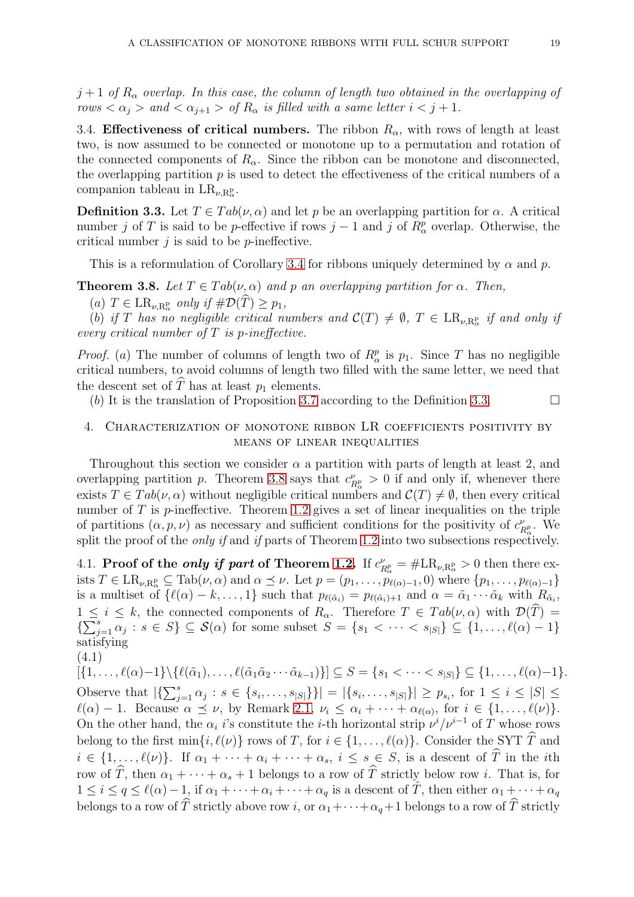$j+1$ *of* $R_\alpha$ *overlap. In this case, the column of length two obtained in the overlapping of rows* $<\alpha_j>$ *and* $<\alpha_{j+1}>$ *of* $R_\alpha$ *is filled with a same letter* $i<j+1$.

3.4. **Effectiveness of critical numbers.** The ribbon $R_\alpha$, with rows of length at least two, is now assumed to be connected or monotone up to a permutation and rotation of the connected components of $R_\alpha$. Since the ribbon can be monotone and disconnected, the overlapping partition $p$ is used to detect the effectiveness of the critical numbers of a companion tableau in $\mathrm{LR}_{\nu,\mathrm{R}^\mathrm{p}_\alpha}$.

**Definition 3.3.** Let $T\in Tab(\nu,\alpha)$ and let $p$ be an overlapping partition for $\alpha$. A critical number $j$ of $T$ is said to be $p$-effective if rows $j-1$ and $j$ of $R^p_\alpha$ overlap. Otherwise, the critical number $j$ is said to be $p$-ineffective.

This is a reformulation of Corollary 3.4 for ribbons uniquely determined by $\alpha$ and $p$.

**Theorem 3.8.** *Let* $T\in Tab(\nu,\alpha)$ *and* $p$ *an overlapping partition for* $\alpha$*. Then,*

($a$) $T\in \mathrm{LR}_{\nu,\mathrm{R}^\mathrm{p}_\alpha}$ *only if* $\#\mathcal{D}(\widehat{T})\geq p_1$,

($b$) *if* $T$ *has no negligible critical numbers and* $\mathcal{C}(T)\neq\emptyset$, $T\in \mathrm{LR}_{\nu,\mathrm{R}^\mathrm{p}_\alpha}$ *if and only if every critical number of* $T$ *is* $p$*-ineffective.*

*Proof.* ($a$) The number of columns of length two of $R^p_\alpha$ is $p_1$. Since $T$ has no negligible critical numbers, to avoid columns of length two filled with the same letter, we need that the descent set of $\widehat{T}$ has at least $p_1$ elements.

($b$) It is the translation of Proposition 3.7 according to the Definition 3.3. $\square$

## 4. Characterization of monotone ribbon LR coefficients positivity by means of linear inequalities

Throughout this section we consider $\alpha$ a partition with parts of length at least 2, and overlapping partition $p$. Theorem 3.8 says that $c^\nu_{R^p_\alpha}>0$ if and only if, whenever there exists $T\in Tab(\nu,\alpha)$ without negligible critical numbers and $\mathcal{C}(T)\neq\emptyset$, then every critical number of $T$ is $p$-ineffective. Theorem 1.2 gives a set of linear inequalities on the triple of partitions $(\alpha,p,\nu)$ as necessary and sufficient conditions for the positivity of $c^\nu_{R^p_\alpha}$. We split the proof of the *only if* and *if* parts of Theorem 1.2 into two subsections respectively.

4.1. **Proof of the *only if part* of Theorem 1.2.** If $c^\nu_{R^p_\alpha}=\#\mathrm{LR}_{\nu,\mathrm{R}^\mathrm{p}_\alpha}>0$ then there exists $T\in \mathrm{LR}_{\nu,\mathrm{R}^\mathrm{p}_\alpha}\subseteq \mathrm{Tab}(\nu,\alpha)$ and $\alpha\preceq\nu$. Let $p=(p_1,\dots,p_{\ell(\alpha)-1},0)$ where $\{p_1,\dots,p_{\ell(\alpha)-1}\}$ is a multiset of $\{\ell(\alpha)-k,\dots,1\}$ such that $p_{\ell(\tilde\alpha_i)}=p_{\ell(\tilde\alpha_i)+1}$ and $\alpha=\tilde\alpha_1\cdots\tilde\alpha_k$ with $R_{\tilde\alpha_i}$, $1\leq i\leq k$, the connected components of $R_\alpha$. Therefore $T\in Tab(\nu,\alpha)$ with $\mathcal{D}(\widehat{T})=\{\sum_{j=1}^s\alpha_j : s\in S\}\subseteq\mathcal{S}(\alpha)$ for some subset $S=\{s_1<\cdots<s_{|S|}\}\subseteq\{1,\dots,\ell(\alpha)-1\}$ satisfying

(4.1)
$$[\{1,\dots,\ell(\alpha)-1\}\backslash\{\ell(\tilde\alpha_1),\dots,\ell(\tilde\alpha_1\tilde\alpha_2\cdots\tilde\alpha_{k-1})\}]\subseteq S=\{s_1<\cdots<s_{|S|}\}\subseteq\{1,\dots,\ell(\alpha)-1\}.$$

Observe that $|\{\sum_{j=1}^s\alpha_j : s\in\{s_i,\dots,s_{|S|}\}\}|=|\{s_i,\dots,s_{|S|}\}|\geq p_{s_i}$, for $1\leq i\leq|S|\leq\ell(\alpha)-1$. Because $\alpha\preceq\nu$, by Remark 2.1, $\nu_i\leq\alpha_i+\cdots+\alpha_{\ell(\alpha)}$, for $i\in\{1,\dots,\ell(\nu)\}$. On the other hand, the $\alpha_i$ $i$'s constitute the $i$-th horizontal strip $\nu^i/\nu^{i-1}$ of $T$ whose rows belong to the first $\min\{i,\ell(\nu)\}$ rows of $T$, for $i\in\{1,\dots,\ell(\alpha)\}$. Consider the SYT $\widehat{T}$ and $i\in\{1,\dots,\ell(\nu)\}$. If $\alpha_1+\cdots+\alpha_i+\cdots+\alpha_s$, $i\leq s\in S$, is a descent of $\widehat{T}$ in the $i$th row of $\widehat{T}$, then $\alpha_1+\cdots+\alpha_s+1$ belongs to a row of $\widehat{T}$ strictly below row $i$. That is, for $1\leq i\leq q\leq\ell(\alpha)-1$, if $\alpha_1+\cdots+\alpha_i+\cdots+\alpha_q$ is a descent of $\widehat{T}$, then either $\alpha_1+\cdots+\alpha_q$ belongs to a row of $\widehat{T}$ strictly above row $i$, or $\alpha_1+\cdots+\alpha_q+1$ belongs to a row of $\widehat{T}$ strictly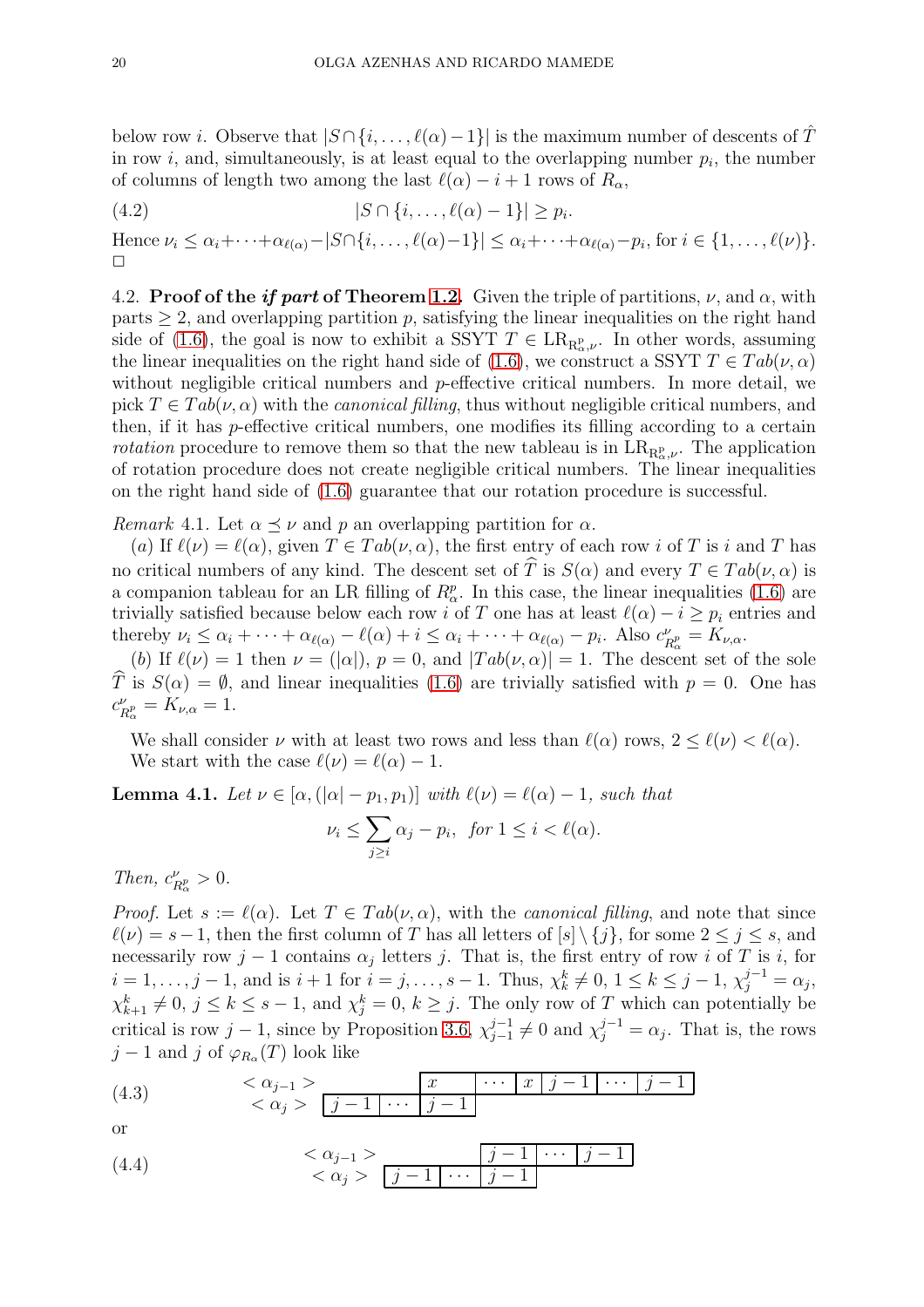below row $i$. Observe that $|S\cap\{i,\dots,\ell(\alpha)-1\}|$ is the maximum number of descents of $\hat{T}$ in row $i$, and, simultaneously, is at least equal to the overlapping number $p_i$, the number of columns of length two among the last $\ell(\alpha)-i+1$ rows of $R_\alpha$,

$$|S\cap\{i,\dots,\ell(\alpha)-1\}|\geq p_i. \tag{4.2}$$

Hence $\nu_i\leq \alpha_i+\cdots+\alpha_{\ell(\alpha)}-|S\cap\{i,\dots,\ell(\alpha)-1\}|\leq \alpha_i+\cdots+\alpha_{\ell(\alpha)}-p_i$, for $i\in\{1,\dots,\ell(\nu)\}$. □

4.2. **Proof of the *if part* of Theorem 1.2.** Given the triple of partitions, $\nu$, and $\alpha$, with parts $\geq 2$, and overlapping partition $p$, satisfying the linear inequalities on the right hand side of (1.6), the goal is now to exhibit a SSYT $T\in \mathrm{LR}_{\mathrm{R}^{\mathrm{p}}_\alpha,\nu}$. In other words, assuming the linear inequalities on the right hand side of (1.6), we construct a SSYT $T\in Tab(\nu,\alpha)$ without negligible critical numbers and $p$-effective critical numbers. In more detail, we pick $T\in Tab(\nu,\alpha)$ with the *canonical filling*, thus without negligible critical numbers, and then, if it has $p$-effective critical numbers, one modifies its filling according to a certain *rotation* procedure to remove them so that the new tableau is in $\mathrm{LR}_{\mathrm{R}^{\mathrm{p}}_\alpha,\nu}$. The application of rotation procedure does not create negligible critical numbers. The linear inequalities on the right hand side of (1.6) guarantee that our rotation procedure is successful.

*Remark* 4.1. Let $\alpha\preceq\nu$ and $p$ an overlapping partition for $\alpha$.

(*a*) If $\ell(\nu)=\ell(\alpha)$, given $T\in Tab(\nu,\alpha)$, the first entry of each row $i$ of $T$ is $i$ and $T$ has no critical numbers of any kind. The descent set of $\widehat{T}$ is $S(\alpha)$ and every $T\in Tab(\nu,\alpha)$ is a companion tableau for an LR filling of $R^p_\alpha$. In this case, the linear inequalities (1.6) are trivially satisfied because below each row $i$ of $T$ one has at least $\ell(\alpha)-i\geq p_i$ entries and thereby $\nu_i\leq\alpha_i+\cdots+\alpha_{\ell(\alpha)}-\ell(\alpha)+i\leq\alpha_i+\cdots+\alpha_{\ell(\alpha)}-p_i$. Also $c^\nu_{R^p_\alpha}=K_{\nu,\alpha}$.

(*b*) If $\ell(\nu)=1$ then $\nu=(|\alpha|)$, $p=0$, and $|Tab(\nu,\alpha)|=1$. The descent set of the sole $\widehat{T}$ is $S(\alpha)=\emptyset$, and linear inequalities (1.6) are trivially satisfied with $p=0$. One has $c^\nu_{R^p_\alpha}=K_{\nu,\alpha}=1$.

We shall consider $\nu$ with at least two rows and less than $\ell(\alpha)$ rows, $2\leq\ell(\nu)<\ell(\alpha)$. We start with the case $\ell(\nu)=\ell(\alpha)-1$.

**Lemma 4.1.** *Let $\nu\in[\alpha,(|\alpha|-p_1,p_1)]$ with $\ell(\nu)=\ell(\alpha)-1$, such that*

$$\nu_i\leq\sum_{j\geq i}\alpha_j-p_i,\ \ \textit{for } 1\leq i<\ell(\alpha).$$

*Then, $c^\nu_{R^p_\alpha}>0$.*

*Proof.* Let $s:=\ell(\alpha)$. Let $T\in Tab(\nu,\alpha)$, with the *canonical filling*, and note that since $\ell(\nu)=s-1$, then the first column of $T$ has all letters of $[s]\setminus\{j\}$, for some $2\leq j\leq s$, and necessarily row $j-1$ contains $\alpha_j$ letters $j$. That is, the first entry of row $i$ of $T$ is $i$, for $i=1,\dots,j-1$, and is $i+1$ for $i=j,\dots,s-1$. Thus, $\chi^k_k\neq 0$, $1\leq k\leq j-1$, $\chi^{j-1}_j=\alpha_j$, $\chi^k_{k+1}\neq 0$, $j\leq k\leq s-1$, and $\chi^k_j=0$, $k\geq j$. The only row of $T$ which can potentially be critical is row $j-1$, since by Proposition 3.6, $\chi^{j-1}_{j-1}\neq 0$ and $\chi^{j-1}_j=\alpha_j$. That is, the rows $j-1$ and $j$ of $\varphi_{R_\alpha}(T)$ look like

$$\begin{array}{rl} <\alpha_{j-1}> & \phantom{\boxed{j-1\,|\cdots|\,}}\boxed{x\ |\cdots|\ x\ |\ j-1\ |\cdots|\ j-1} \\ <\alpha_j> & \boxed{j-1\ |\cdots|\ j-1} \end{array} \tag{4.3}$$

or

$$\begin{array}{rl} <\alpha_{j-1}> & \phantom{\boxed{j-1\,|\cdots|\,}}\boxed{j-1\ |\cdots|\ j-1} \\ <\alpha_j> & \boxed{j-1\ |\cdots|\ j-1} \end{array} \tag{4.4}$$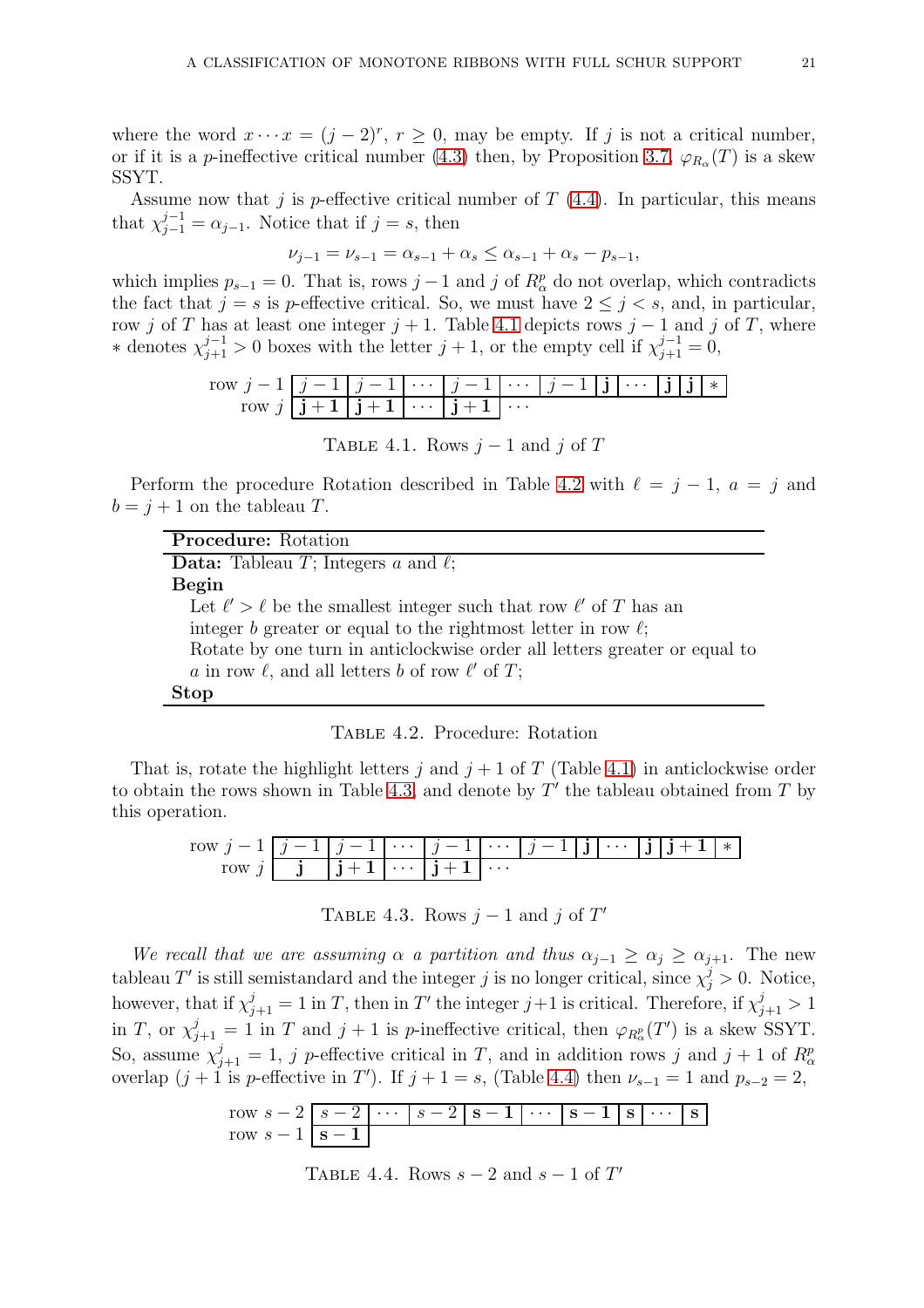where the word $x \cdots x = (j-2)^r$, $r \geq 0$, may be empty. If $j$ is not a critical number, or if it is a $p$-ineffective critical number (4.3) then, by Proposition 3.7, $\varphi_{R_\alpha}(T)$ is a skew SSYT.

Assume now that $j$ is $p$-effective critical number of $T$ (4.4). In particular, this means that $\chi_{j-1}^{j-1} = \alpha_{j-1}$. Notice that if $j = s$, then

$$\nu_{j-1} = \nu_{s-1} = \alpha_{s-1} + \alpha_s \leq \alpha_{s-1} + \alpha_s - p_{s-1},$$

which implies $p_{s-1} = 0$. That is, rows $j-1$ and $j$ of $R_\alpha^p$ do not overlap, which contradicts the fact that $j = s$ is $p$-effective critical. So, we must have $2 \leq j < s$, and, in particular, row $j$ of $T$ has at least one integer $j+1$. Table 4.1 depicts rows $j-1$ and $j$ of $T$, where $*$ denotes $\chi_{j+1}^{j-1} > 0$ boxes with the letter $j+1$, or the empty cell if $\chi_{j+1}^{j-1} = 0$,

| | | | | | | | | | | | |
|---|---|---|---|---|---|---|---|---|---|---|---|
| row $j-1$ | $j-1$ | $j-1$ | $\cdots$ | $j-1$ | $\cdots$ | $j-1$ | $\mathbf{j}$ | $\cdots$ | $\mathbf{j}$ | $\mathbf{j}$ | $*$ |
| row $j$ | $\mathbf{j+1}$ | $\mathbf{j+1}$ | $\cdots$ | $\mathbf{j+1}$ | $\cdots$ | | | | | | |

Table 4.1. Rows $j-1$ and $j$ of $T$

Perform the procedure Rotation described in Table 4.2 with $\ell = j-1$, $a = j$ and $b = j+1$ on the tableau $T$.

**Procedure:** Rotation

**Data:** Tableau $T$; Integers $a$ and $\ell$;

**Begin**

Let $\ell' > \ell$ be the smallest integer such that row $\ell'$ of $T$ has an integer $b$ greater or equal to the rightmost letter in row $\ell$;
Rotate by one turn in anticlockwise order all letters greater or equal to $a$ in row $\ell$, and all letters $b$ of row $\ell'$ of $T$;

**Stop**

Table 4.2. Procedure: Rotation

That is, rotate the highlight letters $j$ and $j+1$ of $T$ (Table 4.1) in anticlockwise order to obtain the rows shown in Table 4.3, and denote by $T'$ the tableau obtained from $T$ by this operation.

| | | | | | | | | | | | |
|---|---|---|---|---|---|---|---|---|---|---|---|
| row $j-1$ | $j-1$ | $j-1$ | $\cdots$ | $j-1$ | $\cdots$ | $j-1$ | $\mathbf{j}$ | $\cdots$ | $\mathbf{j}$ | $\mathbf{j+1}$ | $*$ |
| row $j$ | $\mathbf{j}$ | $\mathbf{j+1}$ | $\cdots$ | $\mathbf{j+1}$ | $\cdots$ | | | | | | |

Table 4.3. Rows $j-1$ and $j$ of $T'$

*We recall that we are assuming $\alpha$ a partition and thus $\alpha_{j-1} \geq \alpha_j \geq \alpha_{j+1}$.* The new tableau $T'$ is still semistandard and the integer $j$ is no longer critical, since $\chi_j^j > 0$. Notice, however, that if $\chi_{j+1}^j = 1$ in $T$, then in $T'$ the integer $j+1$ is critical. Therefore, if $\chi_{j+1}^j > 1$ in $T$, or $\chi_{j+1}^j = 1$ in $T$ and $j+1$ is $p$-ineffective critical, then $\varphi_{R_\alpha^p}(T')$ is a skew SSYT. So, assume $\chi_{j+1}^j = 1$, $j$ $p$-effective critical in $T$, and in addition rows $j$ and $j+1$ of $R_\alpha^p$ overlap ($j+1$ is $p$-effective in $T'$). If $j+1 = s$, (Table 4.4) then $\nu_{s-1} = 1$ and $p_{s-2} = 2$,

| | | | | | | | | | |
|---|---|---|---|---|---|---|---|---|---|
| row $s-2$ | $s-2$ | $\cdots$ | $s-2$ | $\mathbf{s-1}$ | $\cdots$ | $\mathbf{s-1}$ | $\mathbf{s}$ | $\cdots$ | $\mathbf{s}$ |
| row $s-1$ | $\mathbf{s-1}$ | | | | | | | | |

Table 4.4. Rows $s-2$ and $s-1$ of $T'$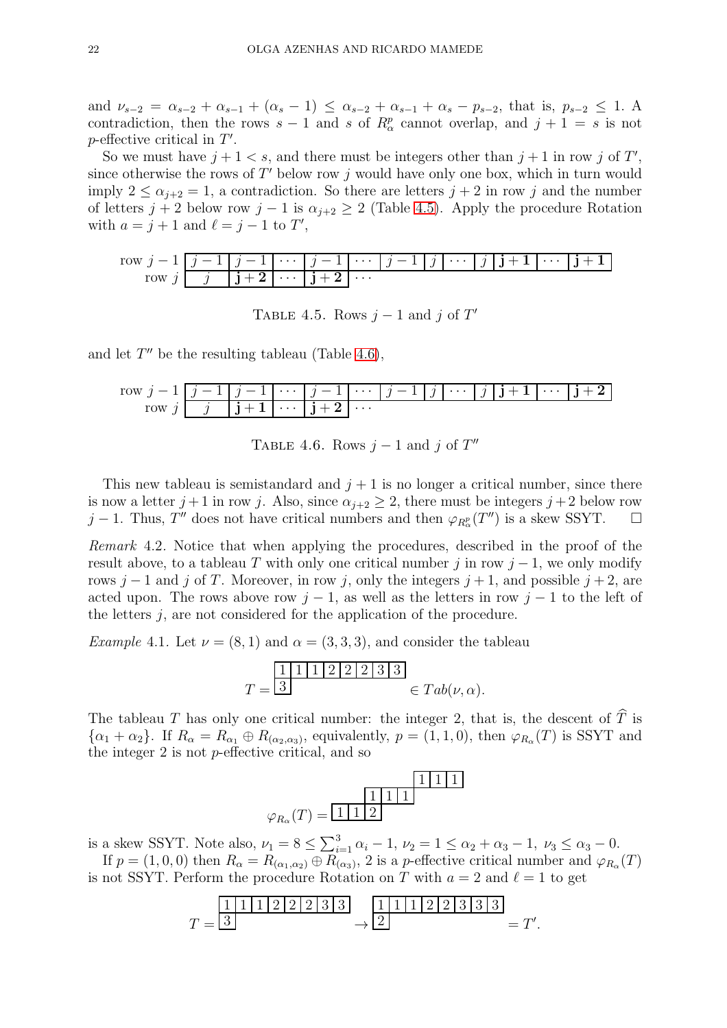and $\nu_{s-2} = \alpha_{s-2} + \alpha_{s-1} + (\alpha_s - 1) \leq \alpha_{s-2} + \alpha_{s-1} + \alpha_s - p_{s-2}$, that is, $p_{s-2} \leq 1$. A contradiction, then the rows $s-1$ and $s$ of $R^p_\alpha$ cannot overlap, and $j+1 = s$ is not $p$-effective critical in $T'$.

So we must have $j+1 < s$, and there must be integers other than $j+1$ in row $j$ of $T'$, since otherwise the rows of $T'$ below row $j$ would have only one box, which in turn would imply $2 \leq \alpha_{j+2} = 1$, a contradiction. So there are letters $j+2$ in row $j$ and the number of letters $j+2$ below row $j-1$ is $\alpha_{j+2} \geq 2$ (Table 4.5). Apply the procedure Rotation with $a = j+1$ and $\ell = j-1$ to $T'$,

| | | | | | | | | | | | | |
|---|---|---|---|---|---|---|---|---|---|---|---|---|
| row $j-1$ | $j-1$ | $j-1$ | $\cdots$ | $j-1$ | $\cdots$ | $j-1$ | $j$ | $\cdots$ | $j$ | $\mathbf{j+1}$ | $\cdots$ | $\mathbf{j+1}$ |
| row $j$ | $j$ | $\mathbf{j+2}$ | $\cdots$ | $\mathbf{j+2}$ | $\cdots$ | | | | | | | |

TABLE 4.5. Rows $j-1$ and $j$ of $T'$

and let $T''$ be the resulting tableau (Table 4.6),

| | | | | | | | | | | | | |
|---|---|---|---|---|---|---|---|---|---|---|---|---|
| row $j-1$ | $j-1$ | $j-1$ | $\cdots$ | $j-1$ | $\cdots$ | $j-1$ | $j$ | $\cdots$ | $j$ | $\mathbf{j+1}$ | $\cdots$ | $\mathbf{j+2}$ |
| row $j$ | $j$ | $\mathbf{j+1}$ | $\cdots$ | $\mathbf{j+2}$ | $\cdots$ | | | | | | | |

TABLE 4.6. Rows $j-1$ and $j$ of $T''$

This new tableau is semistandard and $j+1$ is no longer a critical number, since there is now a letter $j+1$ in row $j$. Also, since $\alpha_{j+2} \geq 2$, there must be integers $j+2$ below row $j-1$. Thus, $T''$ does not have critical numbers and then $\varphi_{R^p_\alpha}(T'')$ is a skew SSYT. $\square$

*Remark* 4.2. Notice that when applying the procedures, described in the proof of the result above, to a tableau $T$ with only one critical number $j$ in row $j-1$, we only modify rows $j-1$ and $j$ of $T$. Moreover, in row $j$, only the integers $j+1$, and possible $j+2$, are acted upon. The rows above row $j-1$, as well as the letters in row $j-1$ to the left of the letters $j$, are not considered for the application of the procedure.

*Example* 4.1. Let $\nu = (8, 1)$ and $\alpha = (3, 3, 3)$, and consider the tableau

$$T = \begin{array}{|c|c|c|c|c|c|c|c|}\hline 1&1&1&2&2&2&3&3\\\hline 3\\\cline{1-1}\end{array} \in Tab(\nu, \alpha).$$

The tableau $T$ has only one critical number: the integer 2, that is, the descent of $\widehat{T}$ is $\{\alpha_1 + \alpha_2\}$. If $R_\alpha = R_{\alpha_1} \oplus R_{(\alpha_2, \alpha_3)}$, equivalently, $p = (1, 1, 0)$, then $\varphi_{R_\alpha}(T)$ is SSYT and the integer 2 is not $p$-effective critical, and so

$$\varphi_{R_\alpha}(T) = \begin{array}{cccccccc} &&&&&&\boxed{1}&\boxed{1}\boxed{1}\\ &&&\boxed{1}&\boxed{1}&\boxed{1}&&\\ \boxed{1}&\boxed{1}&\boxed{2}&&&&& \end{array}$$

is a skew SSYT. Note also, $\nu_1 = 8 \leq \sum_{i=1}^{3} \alpha_i - 1$, $\nu_2 = 1 \leq \alpha_2 + \alpha_3 - 1$, $\nu_3 \leq \alpha_3 - 0$.

If $p = (1, 0, 0)$ then $R_\alpha = R_{(\alpha_1, \alpha_2)} \oplus R_{(\alpha_3)}$, 2 is a $p$-effective critical number and $\varphi_{R_\alpha}(T)$ is not SSYT. Perform the procedure Rotation on $T$ with $a = 2$ and $\ell = 1$ to get

$$T = \begin{array}{|c|c|c|c|c|c|c|c|}\hline 1&1&1&2&2&2&3&3\\\hline 3\\\cline{1-1}\end{array} \rightarrow \begin{array}{|c|c|c|c|c|c|c|c|}\hline 1&1&1&2&2&3&3&3\\\hline 2\\\cline{1-1}\end{array} = T'.$$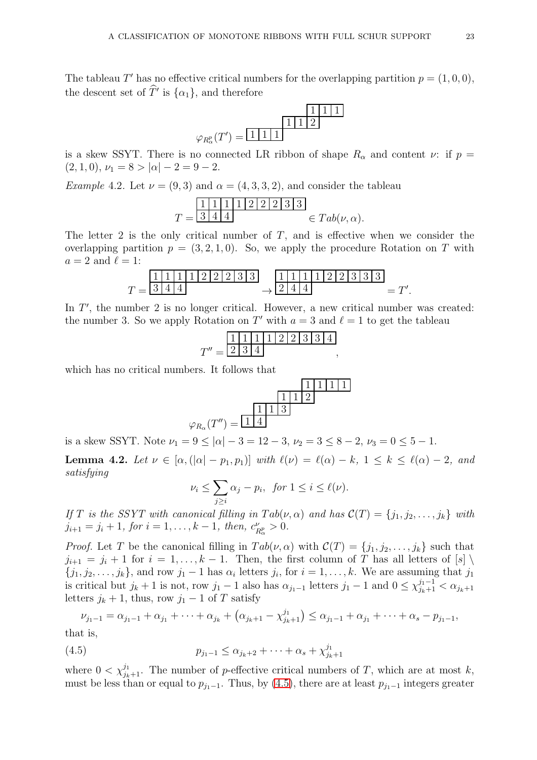The tableau $T'$ has no effective critical numbers for the overlapping partition $p = (1, 0, 0)$, the descent set of $\widehat{T}'$ is $\{\alpha_1\}$, and therefore

$$\varphi_{R_\alpha^p}(T') = \begin{array}{ccccccccc} & & & & & & 1 & 1 & 1 \\ & & & 1 & 1 & 2 & & & \\ 1 & 1 & 1 & & & & & & \end{array}$$

is a skew SSYT. There is no connected LR ribbon of shape $R_\alpha$ and content $\nu$: if $p = (2, 1, 0)$, $\nu_1 = 8 > |\alpha| - 2 = 9 - 2$.

*Example* 4.2. Let $\nu = (9, 3)$ and $\alpha = (4, 3, 3, 2)$, and consider the tableau

$$T = \begin{array}{ccccccccc} 1 & 1 & 1 & 1 & 2 & 2 & 2 & 3 & 3 \\ 3 & 4 & 4 & & & & & & \end{array} \in Tab(\nu, \alpha).$$

The letter 2 is the only critical number of $T$, and is effective when we consider the overlapping partition $p = (3, 2, 1, 0)$. So, we apply the procedure Rotation on $T$ with $a = 2$ and $\ell = 1$:

$$T = \begin{array}{ccccccccc} 1 & 1 & 1 & 1 & 2 & 2 & 2 & 3 & 3 \\ 3 & 4 & 4 & & & & & & \end{array} \rightarrow \begin{array}{ccccccccc} 1 & 1 & 1 & 1 & 2 & 2 & 3 & 3 & 3 \\ 2 & 4 & 4 & & & & & & \end{array} = T'.$$

In $T'$, the number 2 is no longer critical. However, a new critical number was created: the number 3. So we apply Rotation on $T'$ with $a = 3$ and $\ell = 1$ to get the tableau

$$T'' = \begin{array}{ccccccccc} 1 & 1 & 1 & 1 & 2 & 2 & 3 & 3 & 4 \\ 2 & 3 & 4 & & & & & & \end{array},$$

which has no critical numbers. It follows that

$$\varphi_{R_\alpha}(T'') = \begin{array}{ccccccccc} & & & & & 1 & 1 & 1 & 1 \\ & & & 1 & 1 & 2 & & & \\ & 1 & 1 & 3 & & & & & \\ 1 & 4 & & & & & & & \end{array}$$

is a skew SSYT. Note $\nu_1 = 9 \leq |\alpha| - 3 = 12 - 3$, $\nu_2 = 3 \leq 8 - 2$, $\nu_3 = 0 \leq 5 - 1$.

**Lemma 4.2.** *Let $\nu \in [\alpha, (|\alpha| - p_1, p_1)]$ with $\ell(\nu) = \ell(\alpha) - k$, $1 \leq k \leq \ell(\alpha) - 2$, and satisfying*

$$\nu_i \leq \sum_{j \geq i} \alpha_j - p_i, \;\; \text{for } 1 \leq i \leq \ell(\nu).$$

*If $T$ is the SSYT with canonical filling in $Tab(\nu, \alpha)$ and has $\mathcal{C}(T) = \{j_1, j_2, \ldots, j_k\}$ with $j_{i+1} = j_i + 1$, for $i = 1, \ldots, k-1$, then, $c^{\nu}_{R^p_\alpha} > 0$.*

*Proof.* Let $T$ be the canonical filling in $Tab(\nu, \alpha)$ with $\mathcal{C}(T) = \{j_1, j_2, \ldots, j_k\}$ such that $j_{i+1} = j_i + 1$ for $i = 1, \ldots, k-1$. Then, the first column of $T$ has all letters of $[s] \setminus \{j_1, j_2, \ldots, j_k\}$, and row $j_1 - 1$ has $\alpha_i$ letters $j_i$, for $i = 1, \ldots, k$. We are assuming that $j_1$ is critical but $j_k + 1$ is not, row $j_1 - 1$ also has $\alpha_{j_1 - 1}$ letters $j_1 - 1$ and $0 \leq \chi^{j_1 - 1}_{j_k+1} < \alpha_{j_k+1}$ letters $j_k + 1$, thus, row $j_1 - 1$ of $T$ satisfy

$$\nu_{j_1-1} = \alpha_{j_1-1} + \alpha_{j_1} + \cdots + \alpha_{j_k} + \left(\alpha_{j_k+1} - \chi^{j_1}_{j_k+1}\right) \leq \alpha_{j_1-1} + \alpha_{j_1} + \cdots + \alpha_s - p_{j_1-1},$$

that is,

$$p_{j_1-1} \leq \alpha_{j_k+2} + \cdots + \alpha_s + \chi^{j_1}_{j_k+1} \tag{4.5}$$

where $0 < \chi^{j_1}_{j_k+1}$. The number of $p$-effective critical numbers of $T$, which are at most $k$, must be less than or equal to $p_{j_1-1}$. Thus, by (4.5), there are at least $p_{j_1-1}$ integers greater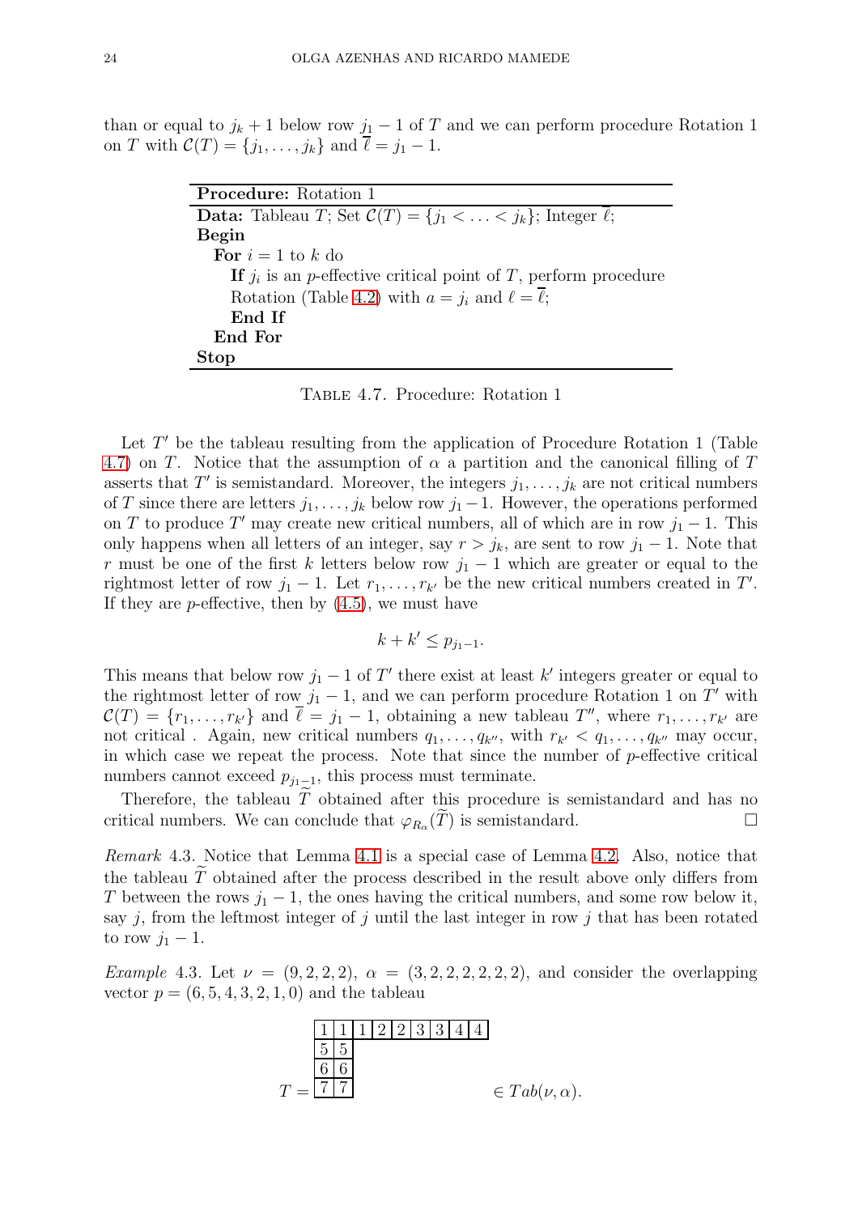than or equal to $j_k+1$ below row $j_1-1$ of $T$ and we can perform procedure Rotation 1 on $T$ with $\mathcal{C}(T)=\{j_1,\ldots,j_k\}$ and $\overline{\ell}=j_1-1$.

| **Procedure:** Rotation 1 |
|---|
| **Data:** Tableau $T$; Set $\mathcal{C}(T)=\{j_1<\ldots<j_k\}$; Integer $\overline{\ell}$; |
| **Begin** |
| **For** $i=1$ to $k$ do |
| **If** $j_i$ is an $p$-effective critical point of $T$, perform procedure Rotation (Table 4.2) with $a=j_i$ and $\ell=\overline{\ell}$; |
| **End If** |
| **End For** |
| **Stop** |

Table 4.7. Procedure: Rotation 1

Let $T'$ be the tableau resulting from the application of Procedure Rotation 1 (Table 4.7) on $T$. Notice that the assumption of $\alpha$ a partition and the canonical filling of $T$ asserts that $T'$ is semistandard. Moreover, the integers $j_1,\ldots,j_k$ are not critical numbers of $T$ since there are letters $j_1,\ldots,j_k$ below row $j_1-1$. However, the operations performed on $T$ to produce $T'$ may create new critical numbers, all of which are in row $j_1-1$. This only happens when all letters of an integer, say $r>j_k$, are sent to row $j_1-1$. Note that $r$ must be one of the first $k$ letters below row $j_1-1$ which are greater or equal to the rightmost letter of row $j_1-1$. Let $r_1,\ldots,r_{k'}$ be the new critical numbers created in $T'$. If they are $p$-effective, then by (4.5), we must have

$$k+k'\leq p_{j_1-1}.$$

This means that below row $j_1-1$ of $T'$ there exist at least $k'$ integers greater or equal to the rightmost letter of row $j_1-1$, and we can perform procedure Rotation 1 on $T'$ with $\mathcal{C}(T)=\{r_1,\ldots,r_{k'}\}$ and $\overline{\ell}=j_1-1$, obtaining a new tableau $T''$, where $r_1,\ldots,r_{k'}$ are not critical . Again, new critical numbers $q_1,\ldots,q_{k''}$, with $r_{k'}<q_1,\ldots,q_{k''}$ may occur, in which case we repeat the process. Note that since the number of $p$-effective critical numbers cannot exceed $p_{j_1-1}$, this process must terminate.

Therefore, the tableau $\widetilde{T}$ obtained after this procedure is semistandard and has no critical numbers. We can conclude that $\varphi_{R_\alpha}(\widetilde{T})$ is semistandard. $\square$

*Remark* 4.3. Notice that Lemma 4.1 is a special case of Lemma 4.2. Also, notice that the tableau $\widetilde{T}$ obtained after the process described in the result above only differs from $T$ between the rows $j_1-1$, the ones having the critical numbers, and some row below it, say $j$, from the leftmost integer of $j$ until the last integer in row $j$ that has been rotated to row $j_1-1$.

*Example* 4.3. Let $\nu=(9,2,2,2)$, $\alpha=(3,2,2,2,2,2,2)$, and consider the overlapping vector $p=(6,5,4,3,2,1,0)$ and the tableau

$$T=\begin{array}{|c|c|c|c|c|c|c|c|c|}\hline 1&1&1&2&2&3&3&4&4\\\hline 5&5\\\cline{1-2} 6&6\\\cline{1-2} 7&7\\\cline{1-2}\end{array}\in Tab(\nu,\alpha).$$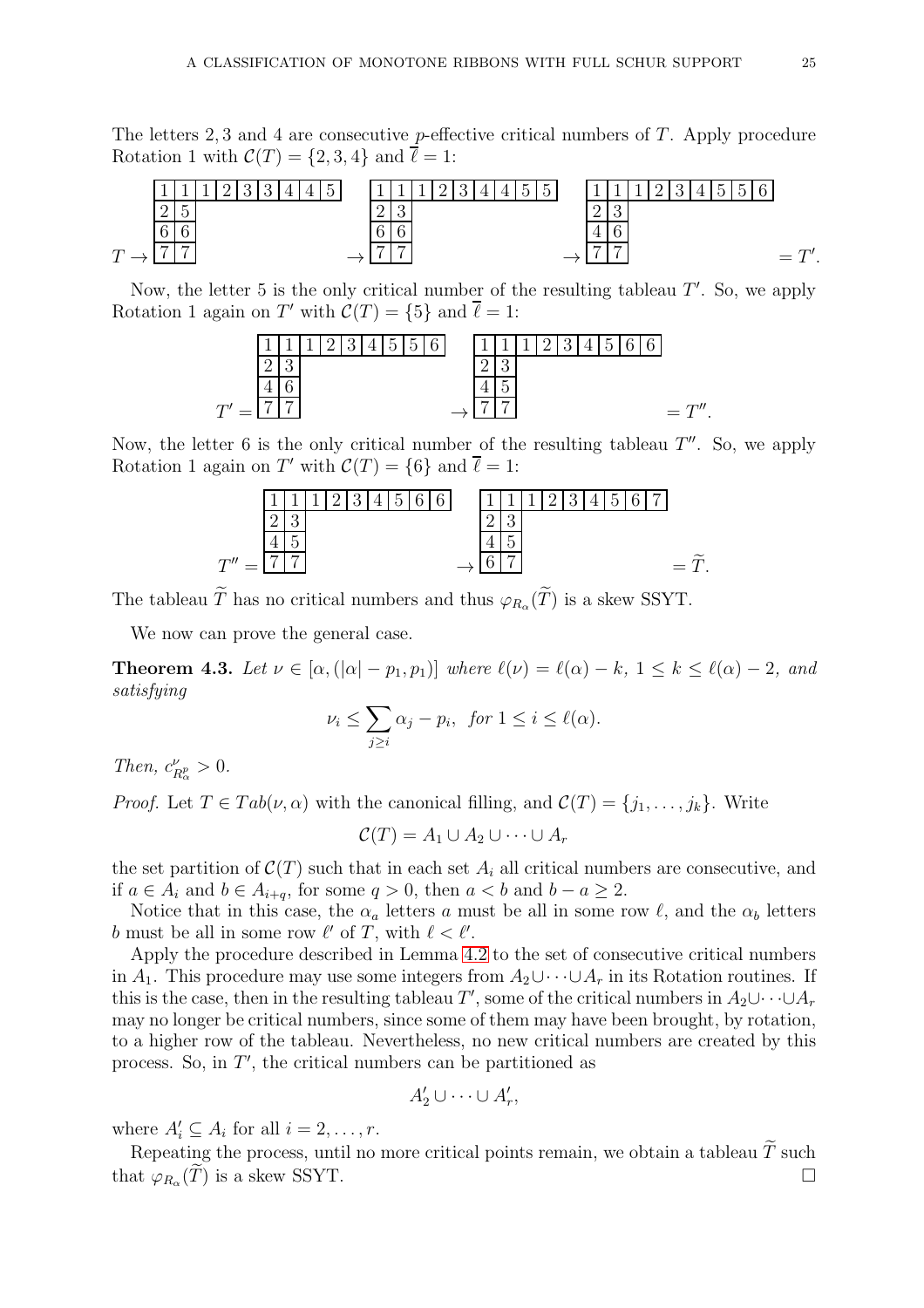The letters 2, 3 and 4 are consecutive $p$-effective critical numbers of $T$. Apply procedure Rotation 1 with $\mathcal{C}(T) = \{2, 3, 4\}$ and $\overline{\ell} = 1$:

$$T \to \begin{array}{|c|c|c|c|c|c|c|c|c|}\hline 1&1&1&2&3&3&4&4&5\\\hline 2&5\\\cline{1-2} 6&6\\\cline{1-2} 7&7\\\cline{1-2}\end{array} \quad \to \begin{array}{|c|c|c|c|c|c|c|c|c|}\hline 1&1&1&2&3&4&4&5&5\\\hline 2&3\\\cline{1-2} 6&6\\\cline{1-2} 7&7\\\cline{1-2}\end{array} \quad \to \begin{array}{|c|c|c|c|c|c|c|c|c|}\hline 1&1&1&2&3&4&5&5&6\\\hline 2&3\\\cline{1-2} 4&6\\\cline{1-2} 7&7\\\cline{1-2}\end{array} = T'.$$

Now, the letter 5 is the only critical number of the resulting tableau $T'$. So, we apply Rotation 1 again on $T'$ with $\mathcal{C}(T) = \{5\}$ and $\overline{\ell} = 1$:

$$T' = \begin{array}{|c|c|c|c|c|c|c|c|c|}\hline 1&1&1&2&3&4&5&5&6\\\hline 2&3\\\cline{1-2} 4&6\\\cline{1-2} 7&7\\\cline{1-2}\end{array} \quad \to \begin{array}{|c|c|c|c|c|c|c|c|c|}\hline 1&1&1&2&3&4&5&6&6\\\hline 2&3\\\cline{1-2} 4&5\\\cline{1-2} 7&7\\\cline{1-2}\end{array} = T''.$$

Now, the letter 6 is the only critical number of the resulting tableau $T''$. So, we apply Rotation 1 again on $T'$ with $\mathcal{C}(T) = \{6\}$ and $\overline{\ell} = 1$:

$$T'' = \begin{array}{|c|c|c|c|c|c|c|c|c|}\hline 1&1&1&2&3&4&5&6&6\\\hline 2&3\\\cline{1-2} 4&5\\\cline{1-2} 7&7\\\cline{1-2}\end{array} \quad \to \begin{array}{|c|c|c|c|c|c|c|c|c|}\hline 1&1&1&2&3&4&5&6&7\\\hline 2&3\\\cline{1-2} 4&5\\\cline{1-2} 6&7\\\cline{1-2}\end{array} = \widetilde{T}.$$

The tableau $\widetilde{T}$ has no critical numbers and thus $\varphi_{R_\alpha}(\widetilde{T})$ is a skew SSYT.

We now can prove the general case.

**Theorem 4.3.** *Let $\nu \in [\alpha, (|\alpha| - p_1, p_1)]$ where $\ell(\nu) = \ell(\alpha) - k$, $1 \leq k \leq \ell(\alpha) - 2$, and satisfying*

$$\nu_i \leq \sum_{j \geq i} \alpha_j - p_i, \text{ for } 1 \leq i \leq \ell(\alpha).$$

*Then, $c^{\nu}_{R^p_\alpha} > 0$.*

*Proof.* Let $T \in Tab(\nu, \alpha)$ with the canonical filling, and $\mathcal{C}(T) = \{j_1, \ldots, j_k\}$. Write

$$\mathcal{C}(T) = A_1 \cup A_2 \cup \cdots \cup A_r$$

the set partition of $\mathcal{C}(T)$ such that in each set $A_i$ all critical numbers are consecutive, and if $a \in A_i$ and $b \in A_{i+q}$, for some $q > 0$, then $a < b$ and $b - a \geq 2$.

Notice that in this case, the $\alpha_a$ letters $a$ must be all in some row $\ell$, and the $\alpha_b$ letters $b$ must be all in some row $\ell'$ of $T$, with $\ell < \ell'$.

Apply the procedure described in Lemma 4.2 to the set of consecutive critical numbers in $A_1$. This procedure may use some integers from $A_2 \cup \cdots \cup A_r$ in its Rotation routines. If this is the case, then in the resulting tableau $T'$, some of the critical numbers in $A_2 \cup \cdots \cup A_r$ may no longer be critical numbers, since some of them may have been brought, by rotation, to a higher row of the tableau. Nevertheless, no new critical numbers are created by this process. So, in $T'$, the critical numbers can be partitioned as

$$A'_2 \cup \cdots \cup A'_r,$$

where $A'_i \subseteq A_i$ for all $i = 2, \ldots, r$.

Repeating the process, until no more critical points remain, we obtain a tableau $\widetilde{T}$ such that $\varphi_{R_\alpha}(\widetilde{T})$ is a skew SSYT. $\square$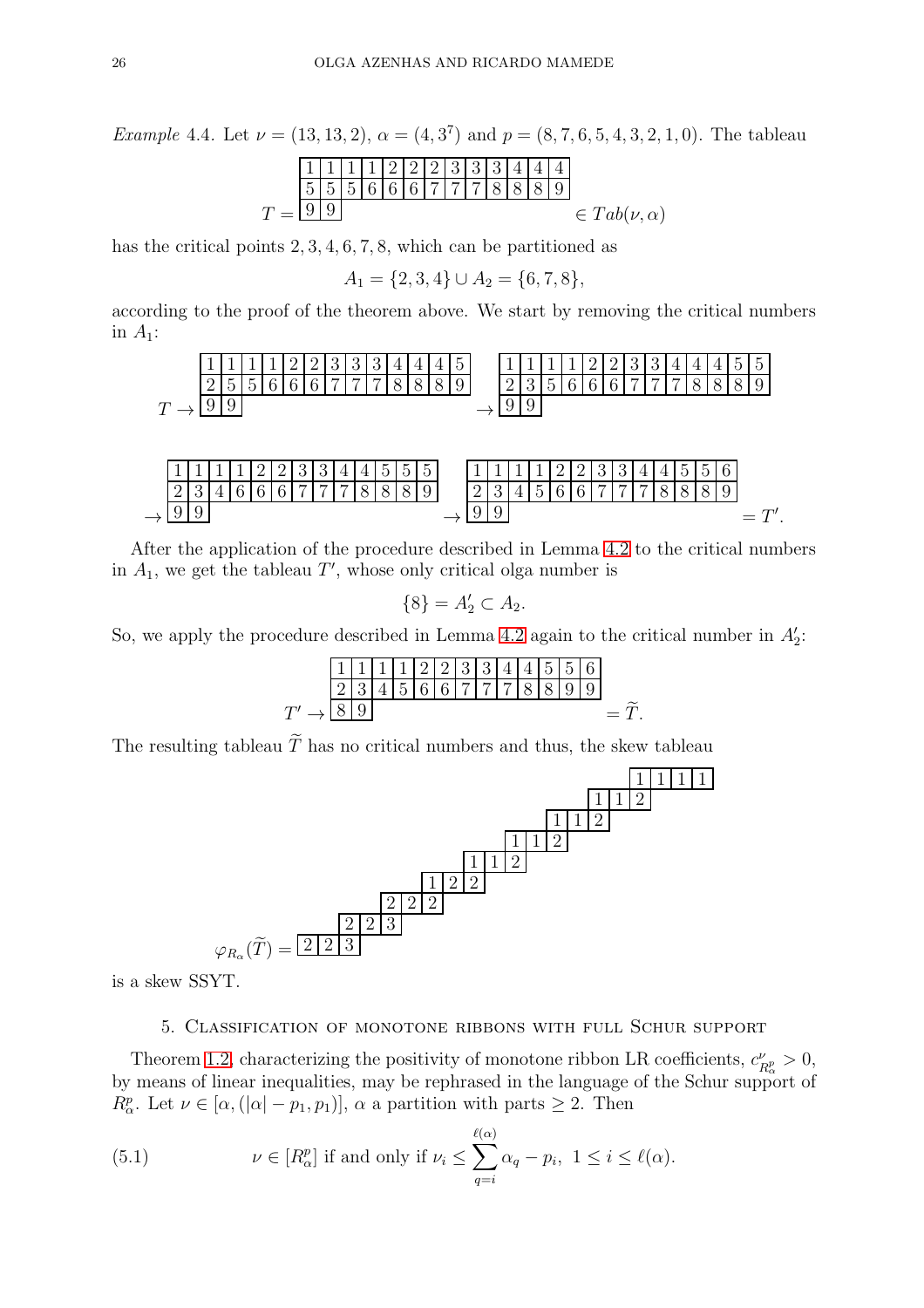*Example* 4.4. Let $\nu = (13, 13, 2)$, $\alpha = (4, 3^7)$ and $p = (8, 7, 6, 5, 4, 3, 2, 1, 0)$. The tableau

$$T = \begin{array}{|c|c|c|c|c|c|c|c|c|c|c|c|c|}\hline 1&1&1&1&2&2&2&3&3&3&4&4&4\\\hline 5&5&5&6&6&6&7&7&7&8&8&8&9\\\hline 9&9\\\cline{1-2}\end{array} \in Tab(\nu, \alpha)$$

has the critical points $2, 3, 4, 6, 7, 8$, which can be partitioned as

$$A_1 = \{2, 3, 4\} \cup A_2 = \{6, 7, 8\},$$

according to the proof of the theorem above. We start by removing the critical numbers in $A_1$:

$$T \to \begin{array}{|c|c|c|c|c|c|c|c|c|c|c|c|c|}\hline 1&1&1&1&2&2&3&3&3&4&4&4&5\\\hline 2&5&5&6&6&6&7&7&7&8&8&8&9\\\hline 9&9\\\cline{1-2}\end{array} \to \begin{array}{|c|c|c|c|c|c|c|c|c|c|c|c|c|}\hline 1&1&1&1&2&2&3&3&4&4&4&5&5\\\hline 2&3&5&6&6&6&7&7&7&8&8&8&9\\\hline 9&9\\\cline{1-2}\end{array}$$

$$\to \begin{array}{|c|c|c|c|c|c|c|c|c|c|c|c|c|}\hline 1&1&1&1&2&2&3&3&4&4&5&5&5\\\hline 2&3&4&6&6&6&7&7&7&8&8&8&9\\\hline 9&9\\\cline{1-2}\end{array} \to \begin{array}{|c|c|c|c|c|c|c|c|c|c|c|c|c|}\hline 1&1&1&1&2&2&3&3&4&4&5&5&6\\\hline 2&3&4&5&6&6&7&7&7&8&8&8&9\\\hline 9&9\\\cline{1-2}\end{array} = T'.$$

After the application of the procedure described in Lemma 4.2 to the critical numbers in $A_1$, we get the tableau $T'$, whose only critical olga number is

$$\{8\} = A_2' \subset A_2.$$

So, we apply the procedure described in Lemma 4.2 again to the critical number in $A_2'$:

$$T' \to \begin{array}{|c|c|c|c|c|c|c|c|c|c|c|c|c|}\hline 1&1&1&1&2&2&3&3&4&4&5&5&6\\\hline 2&3&4&5&6&6&7&7&7&8&8&9&9\\\hline 8&9\\\cline{1-2}\end{array} = \widetilde{T}.$$

The resulting tableau $\widetilde{T}$ has no critical numbers and thus, the skew tableau

$$\varphi_{R_\alpha}(\widetilde{T}) = \begin{array}{l} \qquad\qquad\qquad\qquad\qquad\qquad\quad 1\,1\,1\,1 \\ \qquad\qquad\qquad\qquad\qquad\quad 1\,1\,2 \\ \qquad\qquad\qquad\qquad\quad 1\,1\,2 \\ \qquad\qquad\qquad\quad 1\,1\,2 \\ \qquad\qquad\quad 1\,1\,2 \\ \qquad\quad 1\,2\,2 \\ \quad 2\,2\,2 \\ 2\,2\,3 \\ 2\,2\,3 \end{array}$$

is a skew SSYT.

## 5. Classification of monotone ribbons with full Schur support

Theorem 1.2, characterizing the positivity of monotone ribbon LR coefficients, $c^{\nu}_{R^p_\alpha} > 0$, by means of linear inequalities, may be rephrased in the language of the Schur support of $R^p_\alpha$. Let $\nu \in [\alpha, (|\alpha| - p_1, p_1)]$, $\alpha$ a partition with parts $\geq 2$. Then

$$\nu \in [R^p_\alpha] \text{ if and only if } \nu_i \leq \sum_{q=i}^{\ell(\alpha)} \alpha_q - p_i,\ 1 \leq i \leq \ell(\alpha). \tag{5.1}$$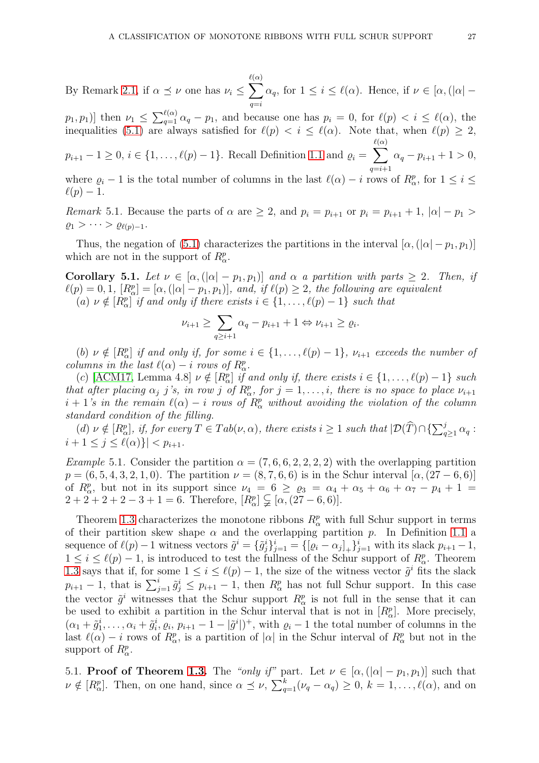By Remark 2.1, if $\alpha \preceq \nu$ one has $\nu_i \leq \sum_{q=i}^{\ell(\alpha)} \alpha_q$, for $1 \leq i \leq \ell(\alpha)$. Hence, if $\nu \in [\alpha, (|\alpha| - p_1, p_1)]$ then $\nu_1 \leq \sum_{q=1}^{\ell(\alpha)} \alpha_q - p_1$, and because one has $p_i = 0$, for $\ell(p) < i \leq \ell(\alpha)$, the inequalities (5.1) are always satisfied for $\ell(p) < i \leq \ell(\alpha)$. Note that, when $\ell(p) \geq 2$, $p_{i+1} - 1 \geq 0$, $i \in \{1, \ldots, \ell(p) - 1\}$. Recall Definition 1.1 and $\varrho_i = \sum_{q=i+1}^{\ell(\alpha)} \alpha_q - p_{i+1} + 1 > 0$, where $\varrho_i - 1$ is the total number of columns in the last $\ell(\alpha) - i$ rows of $R_\alpha^p$, for $1 \leq i \leq \ell(p) - 1$.

*Remark* 5.1. Because the parts of $\alpha$ are $\geq 2$, and $p_i = p_{i+1}$ or $p_i = p_{i+1} + 1$, $|\alpha| - p_1 > \varrho_1 > \cdots > \varrho_{\ell(p)-1}$.

Thus, the negation of (5.1) characterizes the partitions in the interval $[\alpha, (|\alpha| - p_1, p_1)]$ which are not in the support of $R_\alpha^p$.

**Corollary 5.1.** *Let $\nu \in [\alpha, (|\alpha| - p_1, p_1)]$ and $\alpha$ a partition with parts $\geq 2$. Then, if $\ell(p) = 0, 1$, $[R_\alpha^p] = [\alpha, (|\alpha| - p_1, p_1)]$, and, if $\ell(p) \geq 2$, the following are equivalent*

(*a*) *$\nu \notin [R_\alpha^p]$ if and only if there exists $i \in \{1, \ldots, \ell(p) - 1\}$ such that*

$$\nu_{i+1} \geq \sum_{q \geq i+1} \alpha_q - p_{i+1} + 1 \Leftrightarrow \nu_{i+1} \geq \varrho_i.$$

(*b*) *$\nu \notin [R_\alpha^p]$ if and only if, for some $i \in \{1, \ldots, \ell(p) - 1\}$, $\nu_{i+1}$ exceeds the number of columns in the last $\ell(\alpha) - i$ rows of $R_\alpha^p$.*

(*c*) [ACM17, Lemma 4.8] *$\nu \notin [R_\alpha^p]$ if and only if, there exists $i \in \{1, \ldots, \ell(p) - 1\}$ such that after placing $\alpha_j$ $j$'s, in row $j$ of $R_\alpha^p$, for $j = 1, \ldots, i$, there is no space to place $\nu_{i+1}$ $i + 1$'s in the remain $\ell(\alpha) - i$ rows of $R_\alpha^p$ without avoiding the violation of the column standard condition of the filling.*

(*d*) *$\nu \notin [R_\alpha^p]$, if, for every $T \in Tab(\nu, \alpha)$, there exists $i \geq 1$ such that $|\mathcal{D}(\widehat{T}) \cap \{\sum_{q \geq 1}^{j} \alpha_q : i + 1 \leq j \leq \ell(\alpha)\}| < p_{i+1}$.*

*Example* 5.1. Consider the partition $\alpha = (7, 6, 6, 2, 2, 2, 2)$ with the overlapping partition $p = (6, 5, 4, 3, 2, 1, 0)$. The partition $\nu = (8, 7, 6, 6)$ is in the Schur interval $[\alpha, (27 - 6, 6)]$ of $R_\alpha^p$, but not in its support since $\nu_4 = 6 \geq \varrho_3 = \alpha_4 + \alpha_5 + \alpha_6 + \alpha_7 - p_4 + 1 = 2 + 2 + 2 + 2 - 3 + 1 = 6$. Therefore, $[R_\alpha^p] \subsetneq [\alpha, (27 - 6, 6)]$.

Theorem 1.3 characterizes the monotone ribbons $R_\alpha^p$ with full Schur support in terms of their partition skew shape $\alpha$ and the overlapping partition $p$. In Definition 1.1 a sequence of $\ell(p) - 1$ witness vectors $\tilde{g}^i = \{\tilde{g}_j^i\}_{j=1}^i = \{[\varrho_i - \alpha_j]_+\}_{j=1}^i$ with its slack $p_{i+1} - 1$, $1 \leq i \leq \ell(p) - 1$, is introduced to test the fullness of the Schur support of $R_\alpha^p$. Theorem 1.3 says that if, for some $1 \leq i \leq \ell(p) - 1$, the size of the witness vector $\tilde{g}^i$ fits the slack $p_{i+1} - 1$, that is $\sum_{j=1}^i \tilde{g}_j^i \leq p_{i+1} - 1$, then $R_\alpha^p$ has not full Schur support. In this case the vector $\tilde{g}^i$ witnesses that the Schur support $R_\alpha^p$ is not full in the sense that it can be used to exhibit a partition in the Schur interval that is not in $[R_\alpha^p]$. More precisely, $(\alpha_1 + \tilde{g}_1^i, \ldots, \alpha_i + \tilde{g}_i^i, \varrho_i, p_{i+1} - 1 - |\tilde{g}^i|)^+$, with $\varrho_i - 1$ the total number of columns in the last $\ell(\alpha) - i$ rows of $R_\alpha^p$, is a partition of $|\alpha|$ in the Schur interval of $R_\alpha^p$ but not in the support of $R_\alpha^p$.

5.1. **Proof of Theorem 1.3.** The *"only if"* part. Let $\nu \in [\alpha, (|\alpha| - p_1, p_1)]$ such that $\nu \notin [R_\alpha^p]$. Then, on one hand, since $\alpha \preceq \nu$, $\sum_{q=1}^k (\nu_q - \alpha_q) \geq 0$, $k = 1, \ldots, \ell(\alpha)$, and on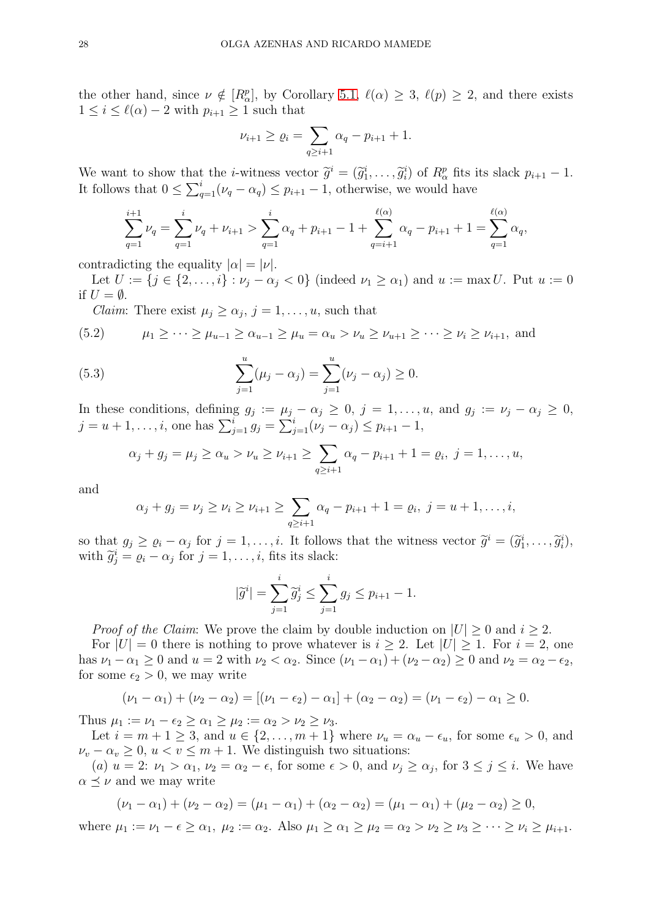the other hand, since $\nu \notin [R_\alpha^p]$, by Corollary 5.1, $\ell(\alpha) \geq 3$, $\ell(p) \geq 2$, and there exists $1 \leq i \leq \ell(\alpha) - 2$ with $p_{i+1} \geq 1$ such that

$$\nu_{i+1} \geq \varrho_i = \sum_{q \geq i+1} \alpha_q - p_{i+1} + 1.$$

We want to show that the $i$-witness vector $\widetilde{g}^i = (\widetilde{g}_1^i, \ldots, \widetilde{g}_i^i)$ of $R_\alpha^p$ fits its slack $p_{i+1} - 1$. It follows that $0 \leq \sum_{q=1}^{i} (\nu_q - \alpha_q) \leq p_{i+1} - 1$, otherwise, we would have

$$\sum_{q=1}^{i+1} \nu_q = \sum_{q=1}^{i} \nu_q + \nu_{i+1} > \sum_{q=1}^{i} \alpha_q + p_{i+1} - 1 + \sum_{q=i+1}^{\ell(\alpha)} \alpha_q - p_{i+1} + 1 = \sum_{q=1}^{\ell(\alpha)} \alpha_q,$$

contradicting the equality $|\alpha| = |\nu|$.

Let $U := \{j \in \{2, \ldots, i\} : \nu_j - \alpha_j < 0\}$ (indeed $\nu_1 \geq \alpha_1$) and $u := \max U$. Put $u := 0$ if $U = \emptyset$.

*Claim*: There exist $\mu_j \geq \alpha_j$, $j = 1, \ldots, u$, such that

$$\mu_1 \geq \cdots \geq \mu_{u-1} \geq \alpha_{u-1} \geq \mu_u = \alpha_u > \nu_u \geq \nu_{u+1} \geq \cdots \geq \nu_i \geq \nu_{i+1}, \text{ and} \tag{5.2}$$

$$\sum_{j=1}^{u} (\mu_j - \alpha_j) = \sum_{j=1}^{u} (\nu_j - \alpha_j) \geq 0. \tag{5.3}$$

In these conditions, defining $g_j := \mu_j - \alpha_j \geq 0$, $j = 1, \ldots, u$, and $g_j := \nu_j - \alpha_j \geq 0$, $j = u+1, \ldots, i$, one has $\sum_{j=1}^{i} g_j = \sum_{j=1}^{i} (\nu_j - \alpha_j) \leq p_{i+1} - 1$,

$$\alpha_j + g_j = \mu_j \geq \alpha_u > \nu_u \geq \nu_{i+1} \geq \sum_{q \geq i+1} \alpha_q - p_{i+1} + 1 = \varrho_i, \ j = 1, \ldots, u,$$

and

$$\alpha_j + g_j = \nu_j \geq \nu_i \geq \nu_{i+1} \geq \sum_{q \geq i+1} \alpha_q - p_{i+1} + 1 = \varrho_i, \ j = u+1, \ldots, i,$$

so that $g_j \geq \varrho_i - \alpha_j$ for $j = 1, \ldots, i$. It follows that the witness vector $\widetilde{g}^i = (\widetilde{g}_1^i, \ldots, \widetilde{g}_i^i)$, with $\widetilde{g}_j^i = \varrho_i - \alpha_j$ for $j = 1, \ldots, i$, fits its slack:

$$|\widetilde{g}^i| = \sum_{j=1}^{i} \widetilde{g}_j^i \leq \sum_{j=1}^{i} g_j \leq p_{i+1} - 1.$$

*Proof of the Claim*: We prove the claim by double induction on $|U| \geq 0$ and $i \geq 2$.

For $|U| = 0$ there is nothing to prove whatever is $i \geq 2$. Let $|U| \geq 1$. For $i = 2$, one has $\nu_1 - \alpha_1 \geq 0$ and $u = 2$ with $\nu_2 < \alpha_2$. Since $(\nu_1 - \alpha_1) + (\nu_2 - \alpha_2) \geq 0$ and $\nu_2 = \alpha_2 - \epsilon_2$, for some $\epsilon_2 > 0$, we may write

$$(\nu_1 - \alpha_1) + (\nu_2 - \alpha_2) = [(\nu_1 - \epsilon_2) - \alpha_1] + (\alpha_2 - \alpha_2) = (\nu_1 - \epsilon_2) - \alpha_1 \geq 0.$$

Thus $\mu_1 := \nu_1 - \epsilon_2 \geq \alpha_1 \geq \mu_2 := \alpha_2 > \nu_2 \geq \nu_3$.

Let $i = m+1 \geq 3$, and $u \in \{2, \ldots, m+1\}$ where $\nu_u = \alpha_u - \epsilon_u$, for some $\epsilon_u > 0$, and $\nu_v - \alpha_v \geq 0$, $u < v \leq m+1$. We distinguish two situations:

(*a*) $u = 2$: $\nu_1 > \alpha_1$, $\nu_2 = \alpha_2 - \epsilon$, for some $\epsilon > 0$, and $\nu_j \geq \alpha_j$, for $3 \leq j \leq i$. We have $\alpha \preceq \nu$ and we may write

$$(\nu_1 - \alpha_1) + (\nu_2 - \alpha_2) = (\mu_1 - \alpha_1) + (\alpha_2 - \alpha_2) = (\mu_1 - \alpha_1) + (\mu_2 - \alpha_2) \geq 0,$$

where $\mu_1 := \nu_1 - \epsilon \geq \alpha_1$, $\mu_2 := \alpha_2$. Also $\mu_1 \geq \alpha_1 \geq \mu_2 = \alpha_2 > \nu_2 \geq \nu_3 \geq \cdots \geq \nu_i \geq \mu_{i+1}$.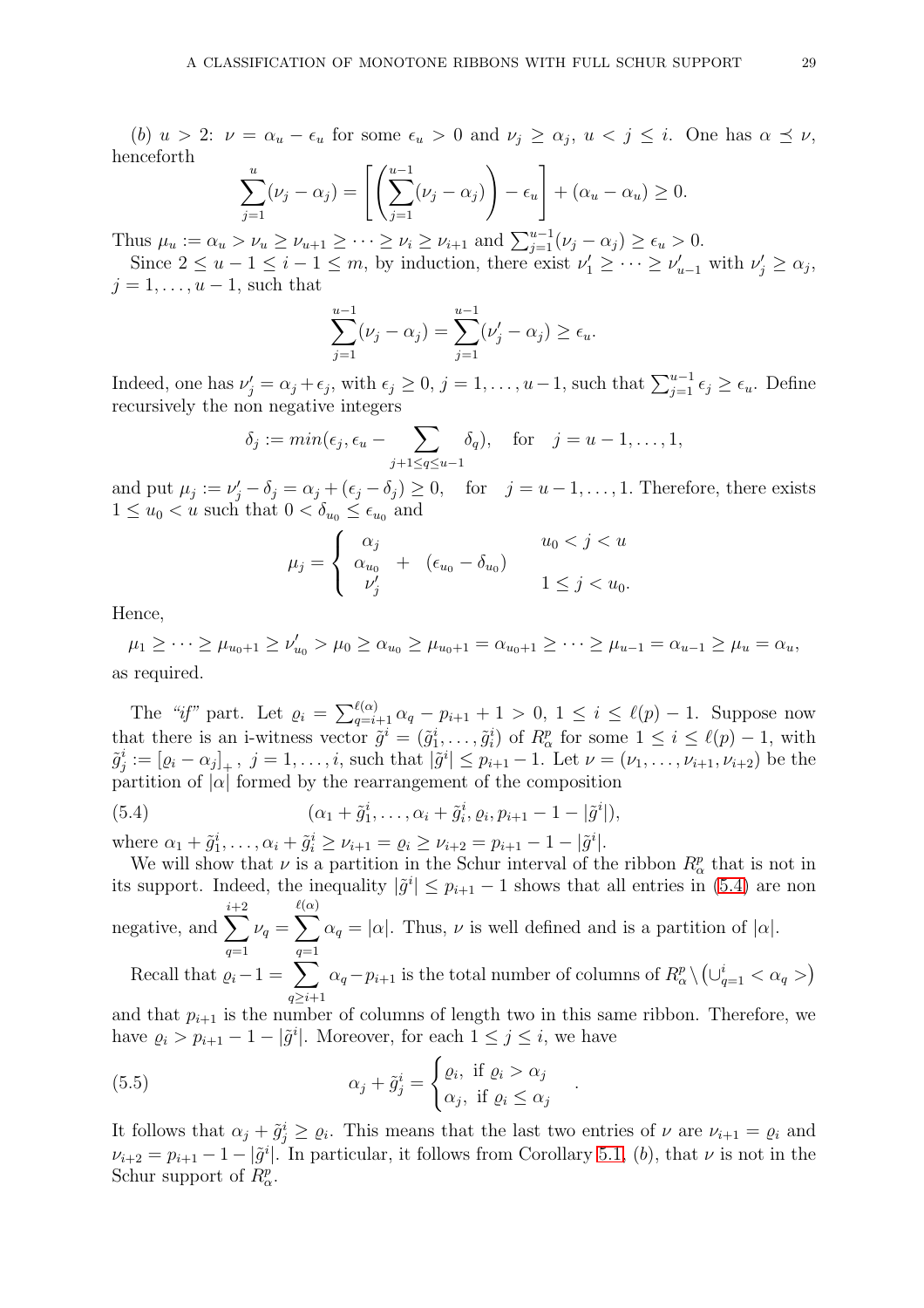(b) $u > 2$: $\nu = \alpha_u - \epsilon_u$ for some $\epsilon_u > 0$ and $\nu_j \geq \alpha_j$, $u < j \leq i$. One has $\alpha \preceq \nu$, henceforth

$$\sum_{j=1}^{u}(\nu_j - \alpha_j) = \left[\left(\sum_{j=1}^{u-1}(\nu_j - \alpha_j)\right) - \epsilon_u\right] + (\alpha_u - \alpha_u) \geq 0.$$

Thus $\mu_u := \alpha_u > \nu_u \geq \nu_{u+1} \geq \cdots \geq \nu_i \geq \nu_{i+1}$ and $\sum_{j=1}^{u-1}(\nu_j - \alpha_j) \geq \epsilon_u > 0$.

Since $2 \leq u-1 \leq i-1 \leq m$, by induction, there exist $\nu'_1 \geq \cdots \geq \nu'_{u-1}$ with $\nu'_j \geq \alpha_j$, $j = 1, \ldots, u-1$, such that

$$\sum_{j=1}^{u-1}(\nu_j - \alpha_j) = \sum_{j=1}^{u-1}(\nu'_j - \alpha_j) \geq \epsilon_u.$$

Indeed, one has $\nu'_j = \alpha_j + \epsilon_j$, with $\epsilon_j \geq 0$, $j = 1, \ldots, u-1$, such that $\sum_{j=1}^{u-1}\epsilon_j \geq \epsilon_u$. Define recursively the non negative integers

$$\delta_j := min(\epsilon_j, \epsilon_u - \sum_{j+1 \leq q \leq u-1} \delta_q), \quad \text{for} \quad j = u-1, \ldots, 1,$$

and put $\mu_j := \nu'_j - \delta_j = \alpha_j + (\epsilon_j - \delta_j) \geq 0$, for $j = u-1, \ldots, 1$. Therefore, there exists $1 \leq u_0 < u$ such that $0 < \delta_{u_0} \leq \epsilon_{u_0}$ and

$$\mu_j = \begin{cases} \alpha_j & u_0 < j < u \\ \alpha_{u_0} \; + \; (\epsilon_{u_0} - \delta_{u_0}) & \\ \nu'_j & 1 \leq j < u_0. \end{cases}$$

Hence,

$$\mu_1 \geq \cdots \geq \mu_{u_0+1} \geq \nu'_{u_0} > \mu_0 \geq \alpha_{u_0} \geq \mu_{u_0+1} = \alpha_{u_0+1} \geq \cdots \geq \mu_{u-1} = \alpha_{u-1} \geq \mu_u = \alpha_u,$$

as required.

The *"if"* part. Let $\varrho_i = \sum_{q=i+1}^{\ell(\alpha)} \alpha_q - p_{i+1} + 1 > 0$, $1 \leq i \leq \ell(p) - 1$. Suppose now that there is an i-witness vector $\tilde{g}^i = (\tilde{g}^i_1, \ldots, \tilde{g}^i_i)$ of $R^p_\alpha$ for some $1 \leq i \leq \ell(p) - 1$, with $\tilde{g}^i_j := [\varrho_i - \alpha_j]_+$, $j = 1, \ldots, i$, such that $|\tilde{g}^i| \leq p_{i+1} - 1$. Let $\nu = (\nu_1, \ldots, \nu_{i+1}, \nu_{i+2})$ be the partition of $|\alpha|$ formed by the rearrangement of the composition

$$(\alpha_1 + \tilde{g}^i_1, \ldots, \alpha_i + \tilde{g}^i_i, \varrho_i, p_{i+1} - 1 - |\tilde{g}^i|), \tag{5.4}$$

where $\alpha_1 + \tilde{g}^i_1, \ldots, \alpha_i + \tilde{g}^i_i \geq \nu_{i+1} = \varrho_i \geq \nu_{i+2} = p_{i+1} - 1 - |\tilde{g}^i|$.

We will show that $\nu$ is a partition in the Schur interval of the ribbon $R^p_\alpha$ that is not in its support. Indeed, the inequality $|\tilde{g}^i| \leq p_{i+1} - 1$ shows that all entries in (5.4) are non negative, and $\sum_{q=1}^{i+2} \nu_q = \sum_{q=1}^{\ell(\alpha)} \alpha_q = |\alpha|$. Thus, $\nu$ is well defined and is a partition of $|\alpha|$.

Recall that $\varrho_i - 1 = \sum_{q \geq i+1} \alpha_q - p_{i+1}$ is the total number of columns of $R^p_\alpha \setminus \left(\cup_{q=1}^{i} < \alpha_q >\right)$ and that $p_{i+1}$ is the number of columns of length two in this same ribbon. Therefore, we have $\varrho_i > p_{i+1} - 1 - |\tilde{g}^i|$. Moreover, for each $1 \leq j \leq i$, we have

$$\alpha_j + \tilde{g}^i_j = \begin{cases} \varrho_i, \text{ if } \varrho_i > \alpha_j \\ \alpha_j, \text{ if } \varrho_i \leq \alpha_j \end{cases}. \tag{5.5}$$

It follows that $\alpha_j + \tilde{g}^i_j \geq \varrho_i$. This means that the last two entries of $\nu$ are $\nu_{i+1} = \varrho_i$ and $\nu_{i+2} = p_{i+1} - 1 - |\tilde{g}^i|$. In particular, it follows from Corollary 5.1, (b), that $\nu$ is not in the Schur support of $R^p_\alpha$.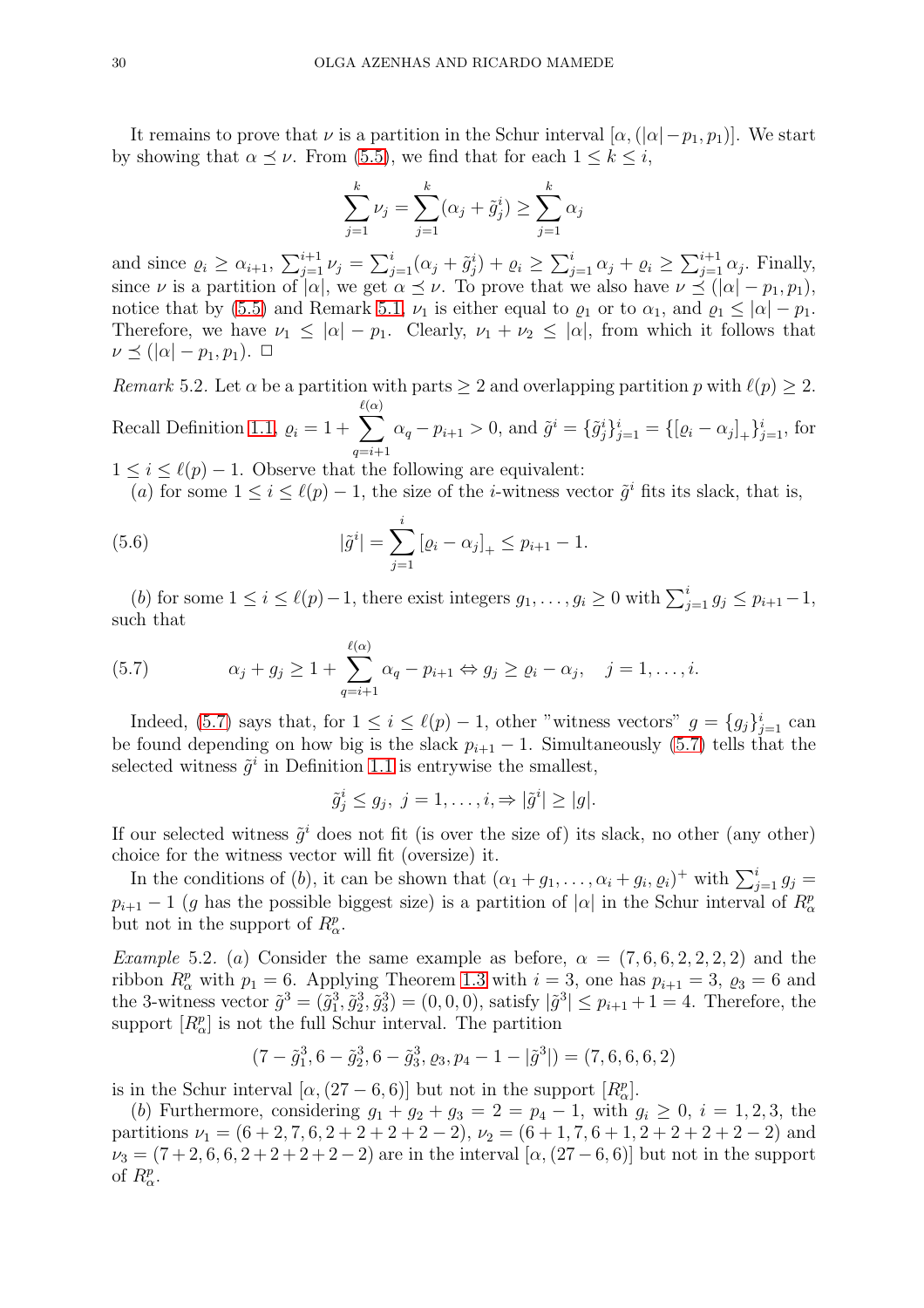It remains to prove that $\nu$ is a partition in the Schur interval $[\alpha, (|\alpha|-p_1, p_1)]$. We start by showing that $\alpha \preceq \nu$. From (5.5), we find that for each $1 \leq k \leq i$,

$$\sum_{j=1}^{k} \nu_j = \sum_{j=1}^{k} (\alpha_j + \tilde{g}^i_j) \geq \sum_{j=1}^{k} \alpha_j$$

and since $\varrho_i \geq \alpha_{i+1}$, $\sum_{j=1}^{i+1} \nu_j = \sum_{j=1}^{i} (\alpha_j + \tilde{g}^i_j) + \varrho_i \geq \sum_{j=1}^{i} \alpha_j + \varrho_i \geq \sum_{j=1}^{i+1} \alpha_j$. Finally, since $\nu$ is a partition of $|\alpha|$, we get $\alpha \preceq \nu$. To prove that we also have $\nu \preceq (|\alpha|-p_1, p_1)$, notice that by (5.5) and Remark 5.1, $\nu_1$ is either equal to $\varrho_1$ or to $\alpha_1$, and $\varrho_1 \leq |\alpha| - p_1$. Therefore, we have $\nu_1 \leq |\alpha| - p_1$. Clearly, $\nu_1 + \nu_2 \leq |\alpha|$, from which it follows that $\nu \preceq (|\alpha|-p_1, p_1)$. $\square$

*Remark* 5.2. Let $\alpha$ be a partition with parts $\geq 2$ and overlapping partition $p$ with $\ell(p) \geq 2$. Recall Definition 1.1, $\varrho_i = 1 + \sum_{q=i+1}^{\ell(\alpha)} \alpha_q - p_{i+1} > 0$, and $\tilde{g}^i = \{\tilde{g}^i_j\}_{j=1}^{i} = \{[\varrho_i - \alpha_j]_+\}_{j=1}^{i}$, for $1 \leq i \leq \ell(p) - 1$. Observe that the following are equivalent:

($a$) for some $1 \leq i \leq \ell(p)-1$, the size of the $i$-witness vector $\tilde{g}^i$ fits its slack, that is,

$$|\tilde{g}^i| = \sum_{j=1}^{i} [\varrho_i - \alpha_j]_+ \leq p_{i+1} - 1. \tag{5.6}$$

($b$) for some $1 \leq i \leq \ell(p)-1$, there exist integers $g_1, \ldots, g_i \geq 0$ with $\sum_{j=1}^{i} g_j \leq p_{i+1} - 1$, such that

$$\alpha_j + g_j \geq 1 + \sum_{q=i+1}^{\ell(\alpha)} \alpha_q - p_{i+1} \Leftrightarrow g_j \geq \varrho_i - \alpha_j, \quad j = 1, \ldots, i. \tag{5.7}$$

Indeed, (5.7) says that, for $1 \leq i \leq \ell(p) - 1$, other "witness vectors" $g = \{g_j\}_{j=1}^{i}$ can be found depending on how big is the slack $p_{i+1} - 1$. Simultaneously (5.7) tells that the selected witness $\tilde{g}^i$ in Definition 1.1 is entrywise the smallest,

$$\tilde{g}^i_j \leq g_j, \; j = 1, \ldots, i, \Rightarrow |\tilde{g}^i| \geq |g|.$$

If our selected witness $\tilde{g}^i$ does not fit (is over the size of) its slack, no other (any other) choice for the witness vector will fit (oversize) it.

In the conditions of ($b$), it can be shown that $(\alpha_1 + g_1, \ldots, \alpha_i + g_i, \varrho_i)^+$ with $\sum_{j=1}^{i} g_j = p_{i+1} - 1$ ($g$ has the possible biggest size) is a partition of $|\alpha|$ in the Schur interval of $R^p_\alpha$ but not in the support of $R^p_\alpha$.

*Example* 5.2. ($a$) Consider the same example as before, $\alpha = (7, 6, 6, 2, 2, 2, 2)$ and the ribbon $R^p_\alpha$ with $p_1 = 6$. Applying Theorem 1.3 with $i = 3$, one has $p_{i+1} = 3$, $\varrho_3 = 6$ and the 3-witness vector $\tilde{g}^3 = (\tilde{g}^3_1, \tilde{g}^3_2, \tilde{g}^3_3) = (0, 0, 0)$, satisfy $|\tilde{g}^3| \leq p_{i+1} + 1 = 4$. Therefore, the support $[R^p_\alpha]$ is not the full Schur interval. The partition

$$(7 - \tilde{g}^3_1, 6 - \tilde{g}^3_2, 6 - \tilde{g}^3_3, \varrho_3, p_4 - 1 - |\tilde{g}^3|) = (7, 6, 6, 6, 2)$$

is in the Schur interval $[\alpha, (27-6, 6)]$ but not in the support $[R^p_\alpha]$.

($b$) Furthermore, considering $g_1 + g_2 + g_3 = 2 = p_4 - 1$, with $g_i \geq 0$, $i = 1, 2, 3$, the partitions $\nu_1 = (6+2, 7, 6, 2+2+2+2-2)$, $\nu_2 = (6+1, 7, 6+1, 2+2+2+2-2)$ and $\nu_3 = (7+2, 6, 6, 2+2+2+2-2)$ are in the interval $[\alpha, (27-6, 6)]$ but not in the support of $R^p_\alpha$.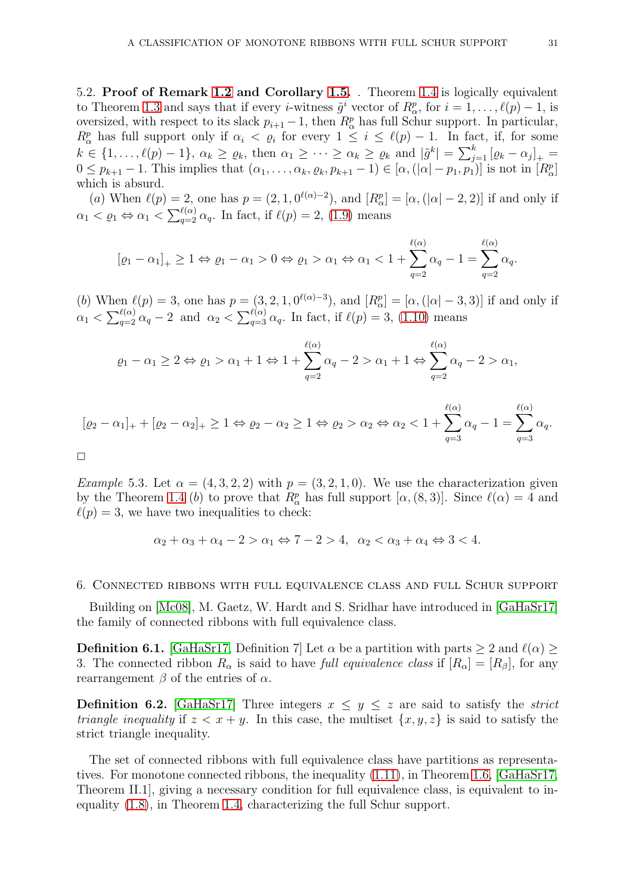5.2. **Proof of Remark 1.2 and Corollary 1.5.** . Theorem 1.4 is logically equivalent to Theorem 1.3 and says that if every $i$-witness $\tilde{g}^i$ vector of $R^p_\alpha$, for $i = 1, \ldots, \ell(p)-1$, is oversized, with respect to its slack $p_{i+1}-1$, then $R^p_\alpha$ has full Schur support. In particular, $R^p_\alpha$ has full support only if $\alpha_i < \varrho_i$ for every $1 \le i \le \ell(p)-1$. In fact, if, for some $k \in \{1, \ldots, \ell(p)-1\}$, $\alpha_k \ge \varrho_k$, then $\alpha_1 \ge \cdots \ge \alpha_k \ge \varrho_k$ and $|\tilde{g}^k| = \sum_{j=1}^k [\varrho_k - \alpha_j]_+ = 0 \le p_{k+1}-1$. This implies that $(\alpha_1, \ldots, \alpha_k, \varrho_k, p_{k+1}-1) \in [\alpha, (|\alpha|-p_1, p_1)]$ is not in $[R^p_\alpha]$ which is absurd.

$(a)$ When $\ell(p)=2$, one has $p=(2,1,0^{\ell(\alpha)-2})$, and $[R^p_\alpha] = [\alpha, (|\alpha|-2,2)]$ if and only if $\alpha_1 < \varrho_1 \Leftrightarrow \alpha_1 < \sum_{q=2}^{\ell(\alpha)} \alpha_q$. In fact, if $\ell(p)=2$, (1.9) means

$$[\varrho_1 - \alpha_1]_+ \ge 1 \Leftrightarrow \varrho_1 - \alpha_1 > 0 \Leftrightarrow \varrho_1 > \alpha_1 \Leftrightarrow \alpha_1 < 1 + \sum_{q=2}^{\ell(\alpha)} \alpha_q - 1 = \sum_{q=2}^{\ell(\alpha)} \alpha_q.$$

$(b)$ When $\ell(p)=3$, one has $p=(3,2,1,0^{\ell(\alpha)-3})$, and $[R^p_\alpha] = [\alpha, (|\alpha|-3,3)]$ if and only if $\alpha_1 < \sum_{q=2}^{\ell(\alpha)} \alpha_q - 2$ and $\alpha_2 < \sum_{q=3}^{\ell(\alpha)} \alpha_q$. In fact, if $\ell(p)=3$, (1.10) means

$$\varrho_1 - \alpha_1 \ge 2 \Leftrightarrow \varrho_1 > \alpha_1 + 1 \Leftrightarrow 1 + \sum_{q=2}^{\ell(\alpha)} \alpha_q - 2 > \alpha_1 + 1 \Leftrightarrow \sum_{q=2}^{\ell(\alpha)} \alpha_q - 2 > \alpha_1,$$

$$[\varrho_2 - \alpha_1]_+ + [\varrho_2 - \alpha_2]_+ \ge 1 \Leftrightarrow \varrho_2 - \alpha_2 \ge 1 \Leftrightarrow \varrho_2 > \alpha_2 \Leftrightarrow \alpha_2 < 1 + \sum_{q=3}^{\ell(\alpha)} \alpha_q - 1 = \sum_{q=3}^{\ell(\alpha)} \alpha_q.$$

□

*Example* 5.3. Let $\alpha = (4,3,2,2)$ with $p=(3,2,1,0)$. We use the characterization given by the Theorem 1.4 $(b)$ to prove that $R^p_\alpha$ has full support $[\alpha, (8,3)]$. Since $\ell(\alpha)=4$ and $\ell(p)=3$, we have two inequalities to check:

$$\alpha_2 + \alpha_3 + \alpha_4 - 2 > \alpha_1 \Leftrightarrow 7 - 2 > 4, \quad \alpha_2 < \alpha_3 + \alpha_4 \Leftrightarrow 3 < 4.$$

## 6. Connected ribbons with full equivalence class and full Schur support

Building on [Mc08], M. Gaetz, W. Hardt and S. Sridhar have introduced in [GaHaSr17] the family of connected ribbons with full equivalence class.

**Definition 6.1.** [GaHaSr17, Definition 7] Let $\alpha$ be a partition with parts $\ge 2$ and $\ell(\alpha) \ge 3$. The connected ribbon $R_\alpha$ is said to have *full equivalence class* if $[R_\alpha] = [R_\beta]$, for any rearrangement $\beta$ of the entries of $\alpha$.

**Definition 6.2.** [GaHaSr17] Three integers $x \le y \le z$ are said to satisfy the *strict triangle inequality* if $z < x + y$. In this case, the multiset $\{x, y, z\}$ is said to satisfy the strict triangle inequality.

The set of connected ribbons with full equivalence class have partitions as representatives. For monotone connected ribbons, the inequality (1.11), in Theorem 1.6, [GaHaSr17, Theorem II.1], giving a necessary condition for full equivalence class, is equivalent to inequality (1.8), in Theorem 1.4, characterizing the full Schur support.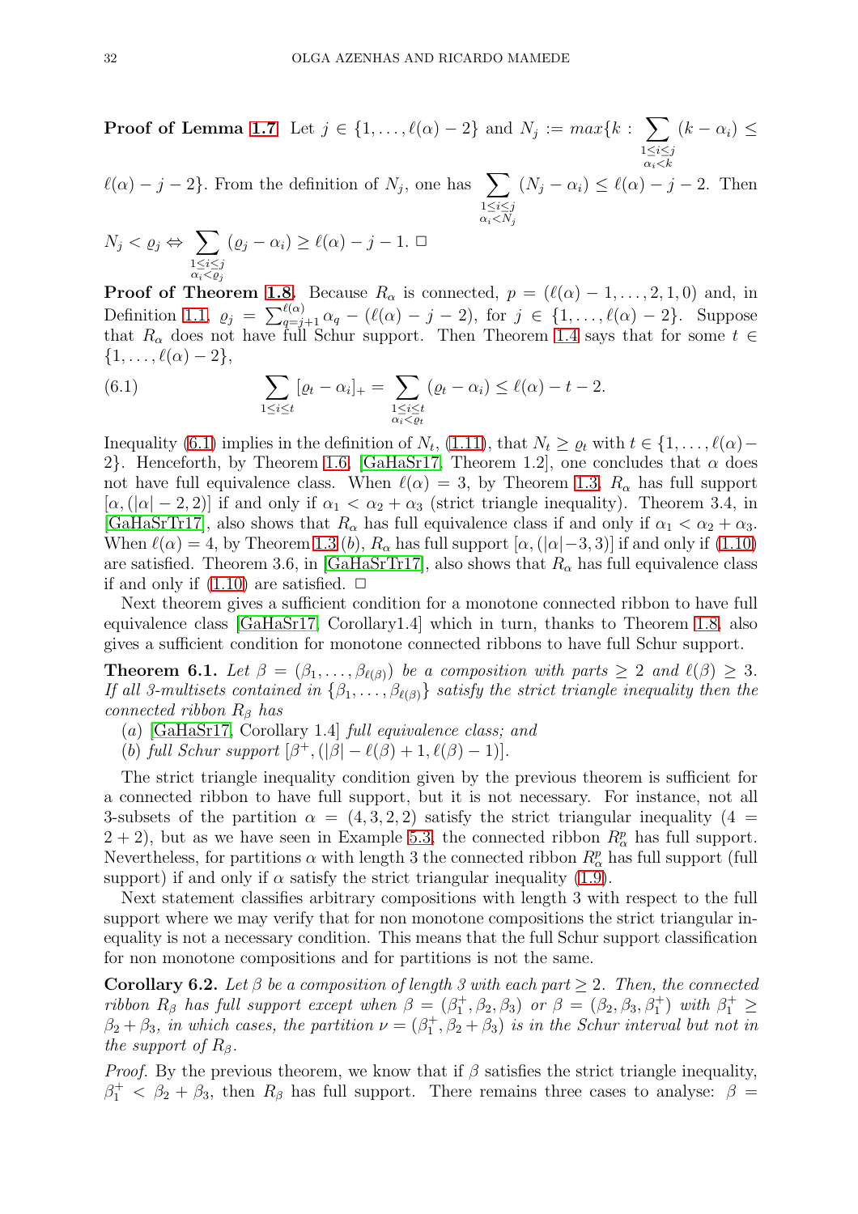**Proof of Lemma 1.7** Let $j \in \{1, \ldots, \ell(\alpha)-2\}$ and $N_j := max\{k : \sum_{\substack{1\le i\le j\\ \alpha_i<k}} (k-\alpha_i) \le \ell(\alpha)-j-2\}$. From the definition of $N_j$, one has $\sum_{\substack{1\le i\le j\\ \alpha_i<N_j}} (N_j-\alpha_i) \le \ell(\alpha)-j-2$. Then $N_j < \varrho_j \Leftrightarrow \sum_{\substack{1\le i\le j\\ \alpha_i<\varrho_j}} (\varrho_j-\alpha_i) \ge \ell(\alpha)-j-1$. □

**Proof of Theorem 1.8.** Because $R_\alpha$ is connected, $p = (\ell(\alpha)-1, \ldots, 2, 1, 0)$ and, in Definition 1.1, $\varrho_j = \sum_{q=j+1}^{\ell(\alpha)} \alpha_q - (\ell(\alpha)-j-2)$, for $j \in \{1, \ldots, \ell(\alpha)-2\}$. Suppose that $R_\alpha$ does not have full Schur support. Then Theorem 1.4 says that for some $t \in \{1, \ldots, \ell(\alpha)-2\}$,

$$\sum_{1\le i\le t} [\varrho_t-\alpha_i]_+ = \sum_{\substack{1\le i\le t\\ \alpha_i<\varrho_t}} (\varrho_t-\alpha_i) \le \ell(\alpha)-t-2. \tag{6.1}$$

Inequality (6.1) implies in the definition of $N_t$, (1.11), that $N_t \ge \varrho_t$ with $t \in \{1, \ldots, \ell(\alpha)-2\}$. Henceforth, by Theorem 1.6, [GaHaSr17, Theorem 1.2], one concludes that $\alpha$ does not have full equivalence class. When $\ell(\alpha) = 3$, by Theorem 1.3, $R_\alpha$ has full support $[\alpha, (|\alpha|-2, 2)]$ if and only if $\alpha_1 < \alpha_2 + \alpha_3$ (strict triangle inequality). Theorem 3.4, in [GaHaSrTr17], also shows that $R_\alpha$ has full equivalence class if and only if $\alpha_1 < \alpha_2 + \alpha_3$. When $\ell(\alpha) = 4$, by Theorem 1.3 (b), $R_\alpha$ has full support $[\alpha, (|\alpha|-3, 3)]$ if and only if (1.10) are satisfied. Theorem 3.6, in [GaHaSrTr17], also shows that $R_\alpha$ has full equivalence class if and only if (1.10) are satisfied. □

Next theorem gives a sufficient condition for a monotone connected ribbon to have full equivalence class [GaHaSr17, Corollary1.4] which in turn, thanks to Theorem 1.8, also gives a sufficient condition for monotone connected ribbons to have full Schur support.

**Theorem 6.1.** *Let $\beta = (\beta_1, \ldots, \beta_{\ell(\beta)})$ be a composition with parts $\ge 2$ and $\ell(\beta) \ge 3$. If all 3-multisets contained in $\{\beta_1, \ldots, \beta_{\ell(\beta)}\}$ satisfy the strict triangle inequality then the connected ribbon $R_\beta$ has*

(*a*) [GaHaSr17, Corollary 1.4] *full equivalence class; and*
(*b*) *full Schur support $[\beta^+, (|\beta|-\ell(\beta)+1, \ell(\beta)-1)]$.*

The strict triangle inequality condition given by the previous theorem is sufficient for a connected ribbon to have full support, but it is not necessary. For instance, not all 3-subsets of the partition $\alpha = (4, 3, 2, 2)$ satisfy the strict triangular inequality $(4 = 2+2)$, but as we have seen in Example 5.3, the connected ribbon $R^p_\alpha$ has full support. Nevertheless, for partitions $\alpha$ with length 3 the connected ribbon $R^p_\alpha$ has full support (full support) if and only if $\alpha$ satisfy the strict triangular inequality (1.9).

Next statement classifies arbitrary compositions with length 3 with respect to the full support where we may verify that for non monotone compositions the strict triangular inequality is not a necessary condition. This means that the full Schur support classification for non monotone compositions and for partitions is not the same.

**Corollary 6.2.** *Let $\beta$ be a composition of length 3 with each part $\ge 2$. Then, the connected ribbon $R_\beta$ has full support except when $\beta = (\beta_1^+, \beta_2, \beta_3)$ or $\beta = (\beta_2, \beta_3, \beta_1^+)$ with $\beta_1^+ \ge \beta_2 + \beta_3$, in which cases, the partition $\nu = (\beta_1^+, \beta_2 + \beta_3)$ is in the Schur interval but not in the support of $R_\beta$.*

*Proof.* By the previous theorem, we know that if $\beta$ satisfies the strict triangle inequality, $\beta_1^+ < \beta_2 + \beta_3$, then $R_\beta$ has full support. There remains three cases to analyse: $\beta =$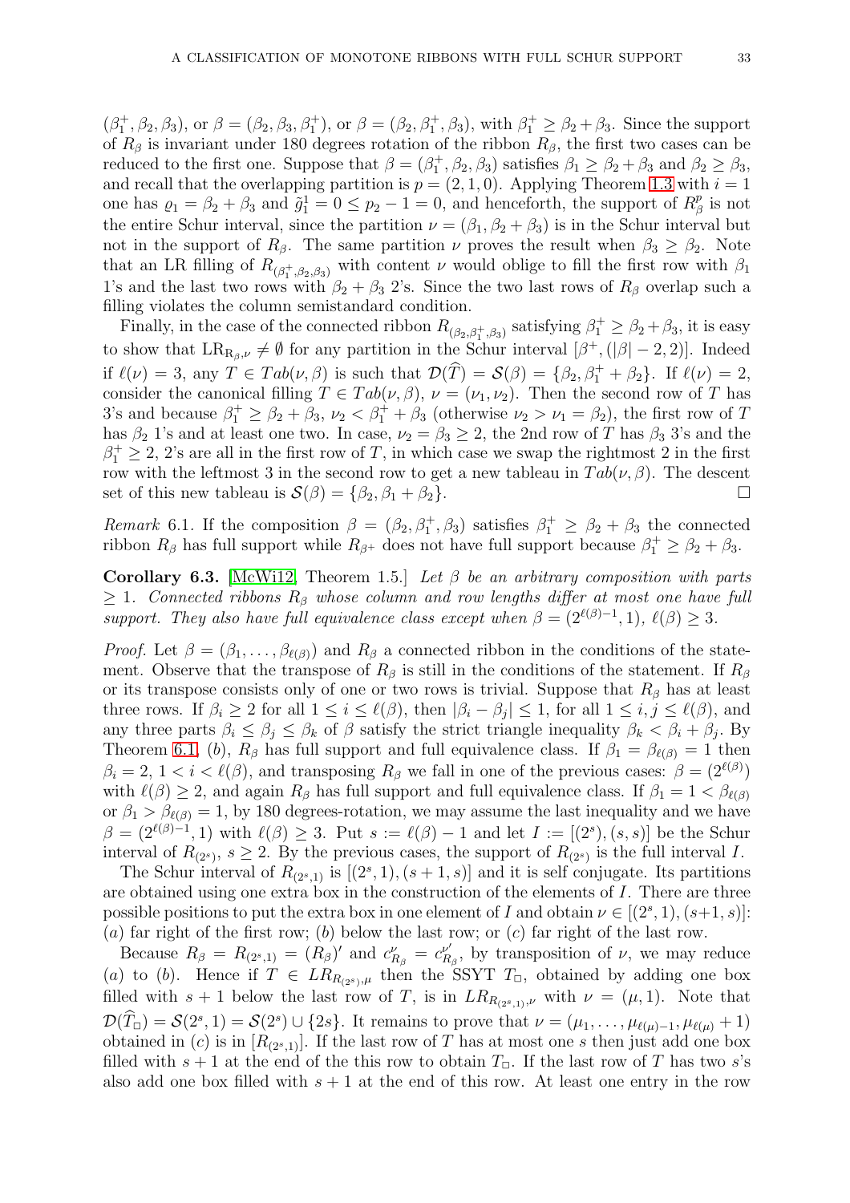$(\beta_1^+,\beta_2,\beta_3)$, or $\beta=(\beta_2,\beta_3,\beta_1^+)$, or $\beta=(\beta_2,\beta_1^+,\beta_3)$, with $\beta_1^+\geq\beta_2+\beta_3$. Since the support of $R_\beta$ is invariant under 180 degrees rotation of the ribbon $R_\beta$, the first two cases can be reduced to the first one. Suppose that $\beta=(\beta_1^+,\beta_2,\beta_3)$ satisfies $\beta_1\geq\beta_2+\beta_3$ and $\beta_2\geq\beta_3$, and recall that the overlapping partition is $p=(2,1,0)$. Applying Theorem 1.3 with $i=1$ one has $\varrho_1=\beta_2+\beta_3$ and $\tilde{g}_1^1=0\leq p_2-1=0$, and henceforth, the support of $R_\beta^p$ is not the entire Schur interval, since the partition $\nu=(\beta_1,\beta_2+\beta_3)$ is in the Schur interval but not in the support of $R_\beta$. The same partition $\nu$ proves the result when $\beta_3\geq\beta_2$. Note that an LR filling of $R_{(\beta_1^+,\beta_2,\beta_3)}$ with content $\nu$ would oblige to fill the first row with $\beta_1$ 1's and the last two rows with $\beta_2+\beta_3$ 2's. Since the two last rows of $R_\beta$ overlap such a filling violates the column semistandard condition.

Finally, in the case of the connected ribbon $R_{(\beta_2,\beta_1^+,\beta_3)}$ satisfying $\beta_1^+\geq\beta_2+\beta_3$, it is easy to show that $\mathrm{LR}_{\mathrm{R}_\beta,\nu}\neq\emptyset$ for any partition in the Schur interval $[\beta^+,(|\beta|-2,2)]$. Indeed if $\ell(\nu)=3$, any $T\in Tab(\nu,\beta)$ is such that $\mathcal{D}(\widehat{T})=\mathcal{S}(\beta)=\{\beta_2,\beta_1^++\beta_2\}$. If $\ell(\nu)=2$, consider the canonical filling $T\in Tab(\nu,\beta)$, $\nu=(\nu_1,\nu_2)$. Then the second row of $T$ has 3's and because $\beta_1^+\geq\beta_2+\beta_3$, $\nu_2<\beta_1^++\beta_3$ (otherwise $\nu_2>\nu_1=\beta_2$), the first row of $T$ has $\beta_2$ 1's and at least one two. In case, $\nu_2=\beta_3\geq 2$, the 2nd row of $T$ has $\beta_3$ 3's and the $\beta_1^+\geq 2$, 2's are all in the first row of $T$, in which case we swap the rightmost 2 in the first row with the leftmost 3 in the second row to get a new tableau in $Tab(\nu,\beta)$. The descent set of this new tableau is $\mathcal{S}(\beta)=\{\beta_2,\beta_1+\beta_2\}$. □

*Remark* 6.1. If the composition $\beta=(\beta_2,\beta_1^+,\beta_3)$ satisfies $\beta_1^+\geq\beta_2+\beta_3$ the connected ribbon $R_\beta$ has full support while $R_{\beta^+}$ does not have full support because $\beta_1^+\geq\beta_2+\beta_3$.

**Corollary 6.3.** [McWi12, Theorem 1.5.] *Let $\beta$ be an arbitrary composition with parts $\geq 1$. Connected ribbons $R_\beta$ whose column and row lengths differ at most one have full support. They also have full equivalence class except when $\beta=(2^{\ell(\beta)-1},1)$, $\ell(\beta)\geq 3$.*

*Proof.* Let $\beta=(\beta_1,\ldots,\beta_{\ell(\beta)})$ and $R_\beta$ a connected ribbon in the conditions of the statement. Observe that the transpose of $R_\beta$ is still in the conditions of the statement. If $R_\beta$ or its transpose consists only of one or two rows is trivial. Suppose that $R_\beta$ has at least three rows. If $\beta_i\geq 2$ for all $1\leq i\leq\ell(\beta)$, then $|\beta_i-\beta_j|\leq 1$, for all $1\leq i,j\leq\ell(\beta)$, and any three parts $\beta_i\leq\beta_j\leq\beta_k$ of $\beta$ satisfy the strict triangle inequality $\beta_k<\beta_i+\beta_j$. By Theorem 6.1, (*b*), $R_\beta$ has full support and full equivalence class. If $\beta_1=\beta_{\ell(\beta)}=1$ then $\beta_i=2$, $1<i<\ell(\beta)$, and transposing $R_\beta$ we fall in one of the previous cases: $\beta=(2^{\ell(\beta)})$ with $\ell(\beta)\geq 2$, and again $R_\beta$ has full support and full equivalence class. If $\beta_1=1<\beta_{\ell(\beta)}$ or $\beta_1>\beta_{\ell(\beta)}=1$, by 180 degrees-rotation, we may assume the last inequality and we have $\beta=(2^{\ell(\beta)-1},1)$ with $\ell(\beta)\geq 3$. Put $s:=\ell(\beta)-1$ and let $I:=[(2^s),(s,s)]$ be the Schur interval of $R_{(2^s)}$, $s\geq 2$. By the previous cases, the support of $R_{(2^s)}$ is the full interval $I$.

The Schur interval of $R_{(2^s,1)}$ is $[(2^s,1),(s+1,s)]$ and it is self conjugate. Its partitions are obtained using one extra box in the construction of the elements of $I$. There are three possible positions to put the extra box in one element of $I$ and obtain $\nu\in[(2^s,1),(s+1,s)]$: (*a*) far right of the first row; (*b*) below the last row; or (*c*) far right of the last row.

Because $R_\beta=R_{(2^s,1)}=(R_\beta)'$ and $c^\nu_{R_\beta}=c^{\nu'}_{R_\beta}$, by transposition of $\nu$, we may reduce (*a*) to (*b*). Hence if $T\in LR_{R_{(2^s)},\mu}$ then the SSYT $T_\square$, obtained by adding one box filled with $s+1$ below the last row of $T$, is in $LR_{R_{(2^s,1)},\nu}$ with $\nu=(\mu,1)$. Note that $\mathcal{D}(\widehat{T}_\square)=\mathcal{S}(2^s,1)=\mathcal{S}(2^s)\cup\{2s\}$. It remains to prove that $\nu=(\mu_1,\ldots,\mu_{\ell(\mu)-1},\mu_{\ell(\mu)}+1)$ obtained in (*c*) is in $[R_{(2^s,1)}]$. If the last row of $T$ has at most one $s$ then just add one box filled with $s+1$ at the end of the this row to obtain $T_\square$. If the last row of $T$ has two $s$'s also add one box filled with $s+1$ at the end of this row. At least one entry in the row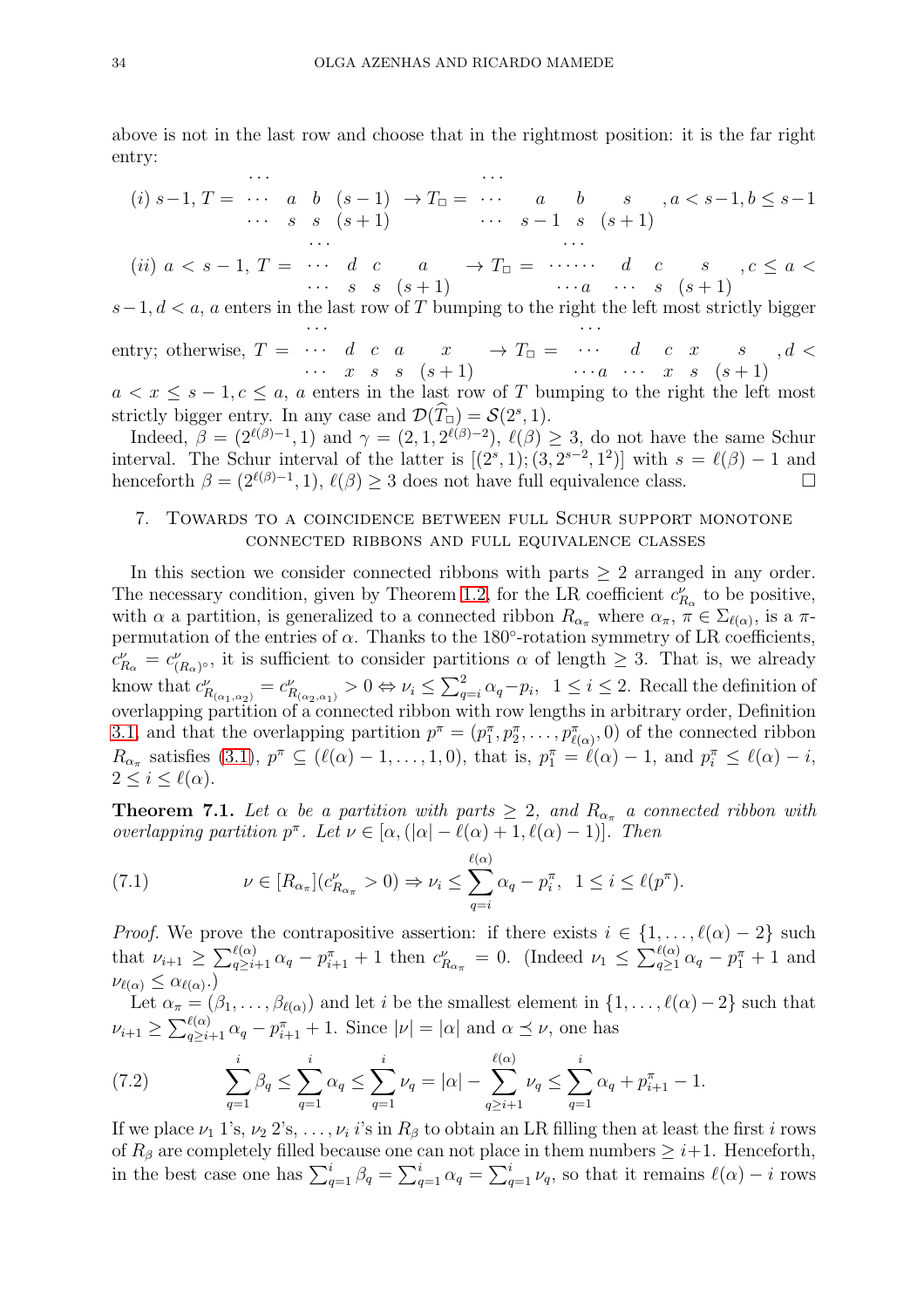above is not in the last row and choose that in the rightmost position: it is the far right entry:

$$(i)\ s-1,\ T = \begin{array}{cccc} & \cdots & & \\ \cdots & a & b & (s-1) \\ \cdots & s & s & (s+1) \end{array} \rightarrow T_\square = \begin{array}{cccc} & \cdots & & \\ \cdots & a & b & s \\ \cdots & s-1 & s & (s+1) \end{array},\ a < s-1, b \le s-1$$

$$(ii)\ a < s-1,\ T = \begin{array}{cccc} & \cdots & & \\ \cdots & d & c & a \\ \cdots & s & s & (s+1) \end{array} \rightarrow T_\square = \begin{array}{cccc} & \cdots & & \\ \cdots\cdots & d & c & s \\ \cdots a & \cdots & s & (s+1) \end{array},\ c \le a <$$

$s-1, d < a$, $a$ enters in the last row of $T$ bumping to the right the left most strictly bigger entry; otherwise, $T = \begin{array}{ccccc} & \cdots & & & \\ \cdots & d & c & a & x \\ \cdots & x & s & s & (s+1) \end{array} \rightarrow T_\square = \begin{array}{ccccc} & \cdots & & & \\ \cdots & d & c & x & s \\ \cdots a & \cdots & x & s & (s+1) \end{array},\ d <$
$a < x \le s-1, c \le a$, $a$ enters in the last row of $T$ bumping to the right the left most strictly bigger entry. In any case and $\mathcal{D}(\widehat{T}_\square) = \mathcal{S}(2^s, 1)$.

Indeed, $\beta = (2^{\ell(\beta)-1}, 1)$ and $\gamma = (2, 1, 2^{\ell(\beta)-2})$, $\ell(\beta) \ge 3$, do not have the same Schur interval. The Schur interval of the latter is $[(2^s, 1); (3, 2^{s-2}, 1^2)]$ with $s = \ell(\beta) - 1$ and henceforth $\beta = (2^{\ell(\beta)-1}, 1)$, $\ell(\beta) \ge 3$ does not have full equivalence class. ☐

## 7. Towards to a coincidence between full Schur support monotone connected ribbons and full equivalence classes

In this section we consider connected ribbons with parts $\ge 2$ arranged in any order. The necessary condition, given by Theorem 1.2, for the LR coefficient $c^{\nu}_{R_\alpha}$ to be positive, with $\alpha$ a partition, is generalized to a connected ribbon $R_{\alpha_\pi}$ where $\alpha_\pi$, $\pi \in \Sigma_{\ell(\alpha)}$, is a $\pi$-permutation of the entries of $\alpha$. Thanks to the $180^\circ$-rotation symmetry of LR coefficients, $c^{\nu}_{R_\alpha} = c^{\nu}_{(R_\alpha)^\circ}$, it is sufficient to consider partitions $\alpha$ of length $\ge 3$. That is, we already know that $c^{\nu}_{R_{(\alpha_1,\alpha_2)}} = c^{\nu}_{R_{(\alpha_2,\alpha_1)}} > 0 \Leftrightarrow \nu_i \le \sum_{q=i}^{2} \alpha_q - p_i$, $1 \le i \le 2$. Recall the definition of overlapping partition of a connected ribbon with row lengths in arbitrary order, Definition 3.1, and that the overlapping partition $p^\pi = (p^\pi_1, p^\pi_2, \ldots, p^\pi_{\ell(\alpha)}, 0)$ of the connected ribbon $R_{\alpha_\pi}$ satisfies (3.1), $p^\pi \subseteq (\ell(\alpha) - 1, \ldots, 1, 0)$, that is, $p^\pi_1 = \ell(\alpha) - 1$, and $p^\pi_i \le \ell(\alpha) - i$, $2 \le i \le \ell(\alpha)$.

**Theorem 7.1.** *Let $\alpha$ be a partition with parts $\ge 2$, and $R_{\alpha_\pi}$ a connected ribbon with overlapping partition $p^\pi$. Let $\nu \in [\alpha, (|\alpha| - \ell(\alpha) + 1, \ell(\alpha) - 1)]$. Then*

$$\nu \in [R_{\alpha_\pi}](c^{\nu}_{R_{\alpha_\pi}} > 0) \Rightarrow \nu_i \le \sum_{q=i}^{\ell(\alpha)} \alpha_q - p^\pi_i, \ \ 1 \le i \le \ell(p^\pi). \tag{7.1}$$

*Proof.* We prove the contrapositive assertion: if there exists $i \in \{1, \ldots, \ell(\alpha) - 2\}$ such that $\nu_{i+1} \ge \sum_{q \ge i+1}^{\ell(\alpha)} \alpha_q - p^\pi_{i+1} + 1$ then $c^{\nu}_{R_{\alpha_\pi}} = 0$. (Indeed $\nu_1 \le \sum_{q\ge 1}^{\ell(\alpha)} \alpha_q - p^\pi_1 + 1$ and $\nu_{\ell(\alpha)} \le \alpha_{\ell(\alpha)}$.)

Let $\alpha_\pi = (\beta_1, \ldots, \beta_{\ell(\alpha)})$ and let $i$ be the smallest element in $\{1, \ldots, \ell(\alpha) - 2\}$ such that $\nu_{i+1} \ge \sum_{q \ge i+1}^{\ell(\alpha)} \alpha_q - p^\pi_{i+1} + 1$. Since $|\nu| = |\alpha|$ and $\alpha \preceq \nu$, one has

$$\sum_{q=1}^{i} \beta_q \le \sum_{q=1}^{i} \alpha_q \le \sum_{q=1}^{i} \nu_q = |\alpha| - \sum_{q \ge i+1}^{\ell(\alpha)} \nu_q \le \sum_{q=1}^{i} \alpha_q + p^\pi_{i+1} - 1. \tag{7.2}$$

If we place $\nu_1$ 1's, $\nu_2$ 2's, $\ldots, \nu_i$ $i$'s in $R_\beta$ to obtain an LR filling then at least the first $i$ rows of $R_\beta$ are completely filled because one can not place in them numbers $\ge i+1$. Henceforth, in the best case one has $\sum_{q=1}^{i} \beta_q = \sum_{q=1}^{i} \alpha_q = \sum_{q=1}^{i} \nu_q$, so that it remains $\ell(\alpha) - i$ rows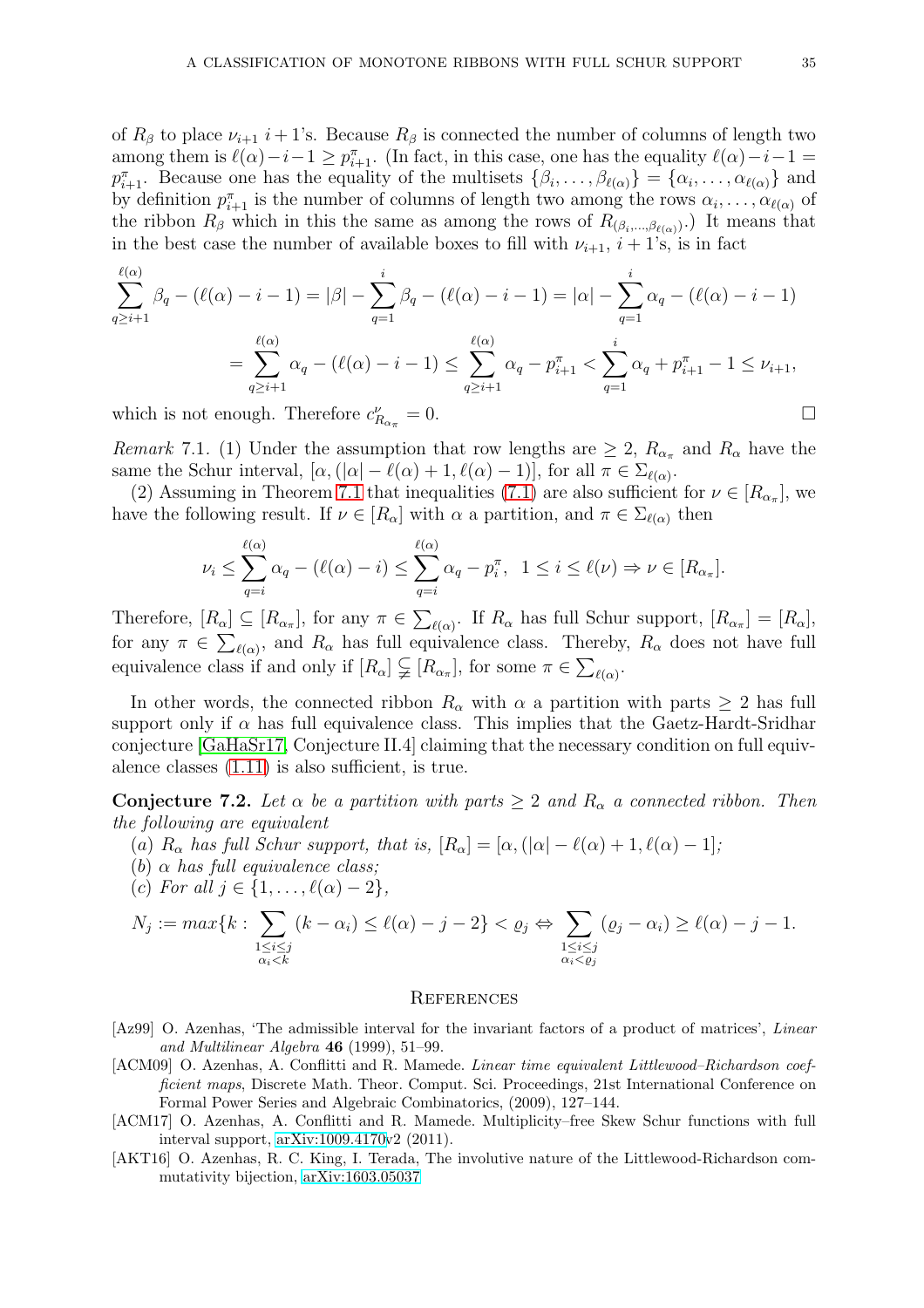of $R_\beta$ to place $\nu_{i+1}$ $i+1$'s. Because $R_\beta$ is connected the number of columns of length two among them is $\ell(\alpha)-i-1 \geq p^\pi_{i+1}$. (In fact, in this case, one has the equality $\ell(\alpha)-i-1 = p^\pi_{i+1}$. Because one has the equality of the multisets $\{\beta_i,\dots,\beta_{\ell(\alpha)}\} = \{\alpha_i,\dots,\alpha_{\ell(\alpha)}\}$ and by definition $p^\pi_{i+1}$ is the number of columns of length two among the rows $\alpha_i,\dots,\alpha_{\ell(\alpha)}$ of the ribbon $R_\beta$ which in this the same as among the rows of $R_{(\beta_i,\dots,\beta_{\ell(\alpha)})}$.) It means that in the best case the number of available boxes to fill with $\nu_{i+1}$, $i+1$'s, is in fact

$$\sum_{q\geq i+1}^{\ell(\alpha)} \beta_q - (\ell(\alpha)-i-1) = |\beta| - \sum_{q=1}^{i} \beta_q - (\ell(\alpha)-i-1) = |\alpha| - \sum_{q=1}^{i} \alpha_q - (\ell(\alpha)-i-1)$$

$$= \sum_{q\geq i+1}^{\ell(\alpha)} \alpha_q - (\ell(\alpha)-i-1) \leq \sum_{q\geq i+1}^{\ell(\alpha)} \alpha_q - p^\pi_{i+1} < \sum_{q=1}^{i} \alpha_q + p^\pi_{i+1} - 1 \leq \nu_{i+1},$$

which is not enough. Therefore $c^\nu_{R_{\alpha_\pi}} = 0$. □

*Remark* 7.1. (1) Under the assumption that row lengths are $\geq 2$, $R_{\alpha_\pi}$ and $R_\alpha$ have the same the Schur interval, $[\alpha, (|\alpha|-\ell(\alpha)+1, \ell(\alpha)-1)]$, for all $\pi \in \Sigma_{\ell(\alpha)}$.

(2) Assuming in Theorem 7.1 that inequalities (7.1) are also sufficient for $\nu \in [R_{\alpha_\pi}]$, we have the following result. If $\nu \in [R_\alpha]$ with $\alpha$ a partition, and $\pi \in \Sigma_{\ell(\alpha)}$ then

$$\nu_i \leq \sum_{q=i}^{\ell(\alpha)} \alpha_q - (\ell(\alpha)-i) \leq \sum_{q=i}^{\ell(\alpha)} \alpha_q - p^\pi_i, \;\; 1 \leq i \leq \ell(\nu) \Rightarrow \nu \in [R_{\alpha_\pi}].$$

Therefore, $[R_\alpha] \subseteq [R_{\alpha_\pi}]$, for any $\pi \in \sum_{\ell(\alpha)}$. If $R_\alpha$ has full Schur support, $[R_{\alpha_\pi}] = [R_\alpha]$, for any $\pi \in \sum_{\ell(\alpha)}$, and $R_\alpha$ has full equivalence class. Thereby, $R_\alpha$ does not have full equivalence class if and only if $[R_\alpha] \subsetneq [R_{\alpha_\pi}]$, for some $\pi \in \sum_{\ell(\alpha)}$.

In other words, the connected ribbon $R_\alpha$ with $\alpha$ a partition with parts $\geq 2$ has full support only if $\alpha$ has full equivalence class. This implies that the Gaetz-Hardt-Sridhar conjecture [GaHaSr17, Conjecture II.4] claiming that the necessary condition on full equivalence classes (1.11) is also sufficient, is true.

**Conjecture 7.2.** *Let $\alpha$ be a partition with parts $\geq 2$ and $R_\alpha$ a connected ribbon. Then the following are equivalent*

(*a*) *$R_\alpha$ has full Schur support, that is, $[R_\alpha] = [\alpha, (|\alpha|-\ell(\alpha)+1, \ell(\alpha)-1]$;*

(*b*) *$\alpha$ has full equivalence class;*

(*c*) *For all $j \in \{1,\dots,\ell(\alpha)-2\}$,*

$$N_j := max\{k : \sum_{\substack{1\leq i\leq j\\ \alpha_i<k}} (k-\alpha_i) \leq \ell(\alpha)-j-2\} < \varrho_j \Leftrightarrow \sum_{\substack{1\leq i\leq j\\ \alpha_i<\varrho_j}} (\varrho_j-\alpha_i) \geq \ell(\alpha)-j-1.$$

## References

[Az99] O. Azenhas, 'The admissible interval for the invariant factors of a product of matrices', *Linear and Multilinear Algebra* **46** (1999), 51–99.

[ACM09] O. Azenhas, A. Conflitti and R. Mamede. *Linear time equivalent Littlewood–Richardson coefficient maps*, Discrete Math. Theor. Comput. Sci. Proceedings, 21st International Conference on Formal Power Series and Algebraic Combinatorics, (2009), 127–144.

[ACM17] O. Azenhas, A. Conflitti and R. Mamede. Multiplicity–free Skew Schur functions with full interval support, arXiv:1009.4170v2 (2011).

[AKT16] O. Azenhas, R. C. King, I. Terada, The involutive nature of the Littlewood-Richardson commutativity bijection, arXiv:1603.05037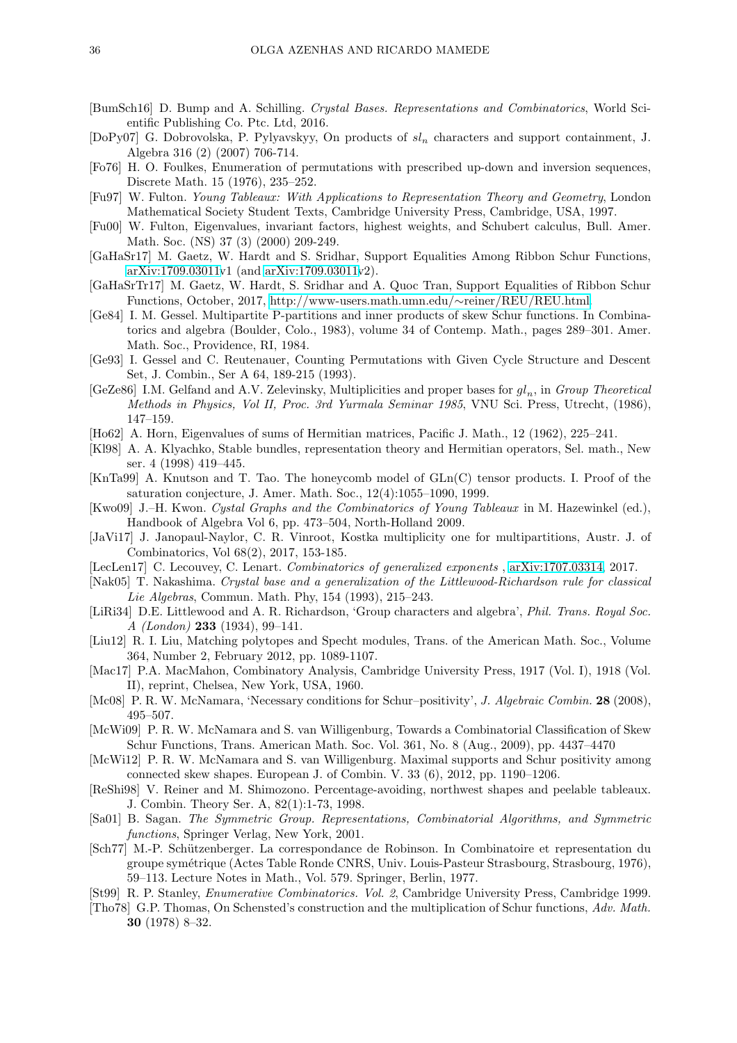[BumSch16] D. Bump and A. Schilling. *Crystal Bases. Representations and Combinatorics*, World Scientific Publishing Co. Ptc. Ltd, 2016.

[DoPy07] G. Dobrovolska, P. Pylyavskyy, On products of $sl_n$ characters and support containment, J. Algebra 316 (2) (2007) 706-714.

[Fo76] H. O. Foulkes, Enumeration of permutations with prescribed up-down and inversion sequences, Discrete Math. 15 (1976), 235–252.

[Fu97] W. Fulton. *Young Tableaux: With Applications to Representation Theory and Geometry*, London Mathematical Society Student Texts, Cambridge University Press, Cambridge, USA, 1997.

[Fu00] W. Fulton, Eigenvalues, invariant factors, highest weights, and Schubert calculus, Bull. Amer. Math. Soc. (NS) 37 (3) (2000) 209-249.

[GaHaSr17] M. Gaetz, W. Hardt and S. Sridhar, Support Equalities Among Ribbon Schur Functions, arXiv:1709.03011v1 (and arXiv:1709.03011v2).

[GaHaSrTr17] M. Gaetz, W. Hardt, S. Sridhar and A. Quoc Tran, Support Equalities of Ribbon Schur Functions, October, 2017, http://www-users.math.umn.edu/∼reiner/REU/REU.html.

[Ge84] I. M. Gessel. Multipartite P-partitions and inner products of skew Schur functions. In Combinatorics and algebra (Boulder, Colo., 1983), volume 34 of Contemp. Math., pages 289–301. Amer. Math. Soc., Providence, RI, 1984.

[Ge93] I. Gessel and C. Reutenauer, Counting Permutations with Given Cycle Structure and Descent Set, J. Combin., Ser A 64, 189-215 (1993).

[GeZe86] I.M. Gelfand and A.V. Zelevinsky, Multiplicities and proper bases for $gl_n$, in *Group Theoretical Methods in Physics, Vol II, Proc. 3rd Yurmala Seminar 1985*, VNU Sci. Press, Utrecht, (1986), 147–159.

[Ho62] A. Horn, Eigenvalues of sums of Hermitian matrices, Pacific J. Math., 12 (1962), 225–241.

[Kl98] A. A. Klyachko, Stable bundles, representation theory and Hermitian operators, Sel. math., New ser. 4 (1998) 419–445.

[KnTa99] A. Knutson and T. Tao. The honeycomb model of GLn(C) tensor products. I. Proof of the saturation conjecture, J. Amer. Math. Soc., 12(4):1055–1090, 1999.

[Kwo09] J.–H. Kwon. *Cystal Graphs and the Combinatorics of Young Tableaux* in M. Hazewinkel (ed.), Handbook of Algebra Vol 6, pp. 473–504, North-Holland 2009.

[JaVi17] J. Janopaul-Naylor, C. R. Vinroot, Kostka multiplicity one for multipartitions, Austr. J. of Combinatorics, Vol 68(2), 2017, 153-185.

[LecLen17] C. Lecouvey, C. Lenart. *Combinatorics of generalized exponents* , arXiv:1707.03314, 2017.

[Nak05] T. Nakashima. *Crystal base and a generalization of the Littlewood-Richardson rule for classical Lie Algebras*, Commun. Math. Phy, 154 (1993), 215–243.

[LiRi34] D.E. Littlewood and A. R. Richardson, 'Group characters and algebra', *Phil. Trans. Royal Soc. A (London)* **233** (1934), 99–141.

[Liu12] R. I. Liu, Matching polytopes and Specht modules, Trans. of the American Math. Soc., Volume 364, Number 2, February 2012, pp. 1089-1107.

[Mac17] P.A. MacMahon, Combinatory Analysis, Cambridge University Press, 1917 (Vol. I), 1918 (Vol. II), reprint, Chelsea, New York, USA, 1960.

[Mc08] P. R. W. McNamara, 'Necessary conditions for Schur–positivity', *J. Algebraic Combin.* **28** (2008), 495–507.

[McWi09] P. R. W. McNamara and S. van Willigenburg, Towards a Combinatorial Classification of Skew Schur Functions, Trans. American Math. Soc. Vol. 361, No. 8 (Aug., 2009), pp. 4437–4470

[McWi12] P. R. W. McNamara and S. van Willigenburg. Maximal supports and Schur positivity among connected skew shapes. European J. of Combin. V. 33 (6), 2012, pp. 1190–1206.

[ReShi98] V. Reiner and M. Shimozono. Percentage-avoiding, northwest shapes and peelable tableaux. J. Combin. Theory Ser. A, 82(1):1-73, 1998.

[Sa01] B. Sagan. *The Symmetric Group. Representations, Combinatorial Algorithms, and Symmetric functions*, Springer Verlag, New York, 2001.

[Sch77] M.-P. Schützenberger. La correspondance de Robinson. In Combinatoire et representation du groupe symétrique (Actes Table Ronde CNRS, Univ. Louis-Pasteur Strasbourg, Strasbourg, 1976), 59–113. Lecture Notes in Math., Vol. 579. Springer, Berlin, 1977.

[St99] R. P. Stanley, *Enumerative Combinatorics. Vol. 2*, Cambridge University Press, Cambridge 1999.

[Tho78] G.P. Thomas, On Schensted's construction and the multiplication of Schur functions, *Adv. Math.* **30** (1978) 8–32.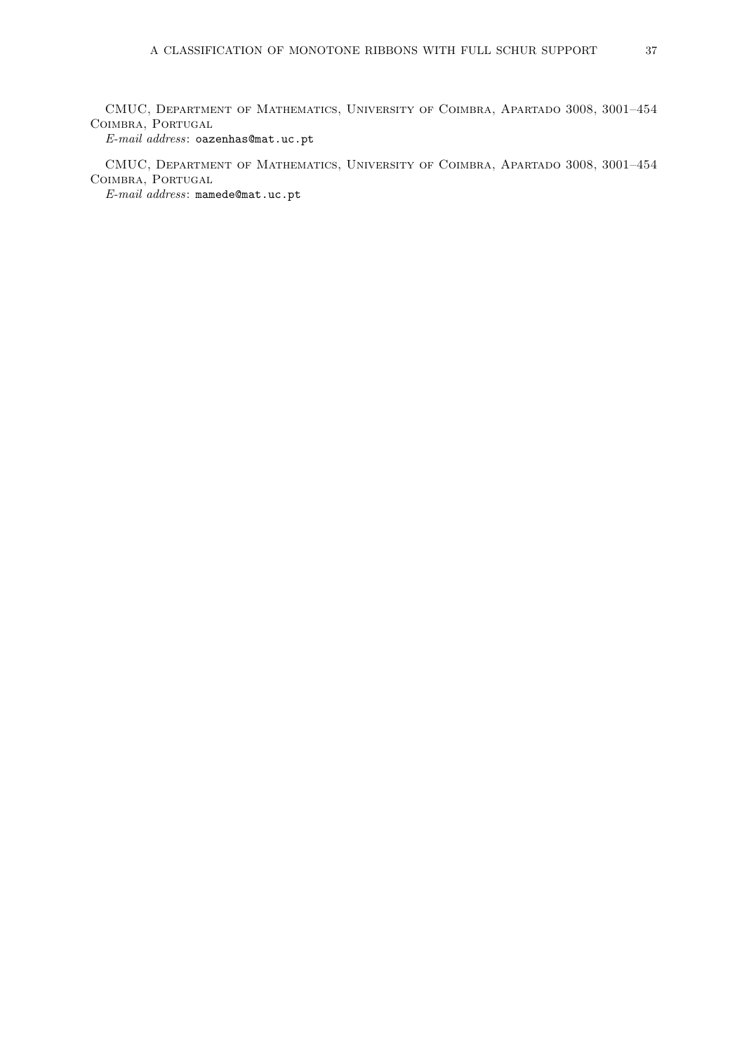CMUC, Department of Mathematics, University of Coimbra, Apartado 3008, 3001–454 Coimbra, Portugal

*E-mail address*: oazenhas@mat.uc.pt

CMUC, Department of Mathematics, University of Coimbra, Apartado 3008, 3001–454 Coimbra, Portugal

*E-mail address*: mamede@mat.uc.pt